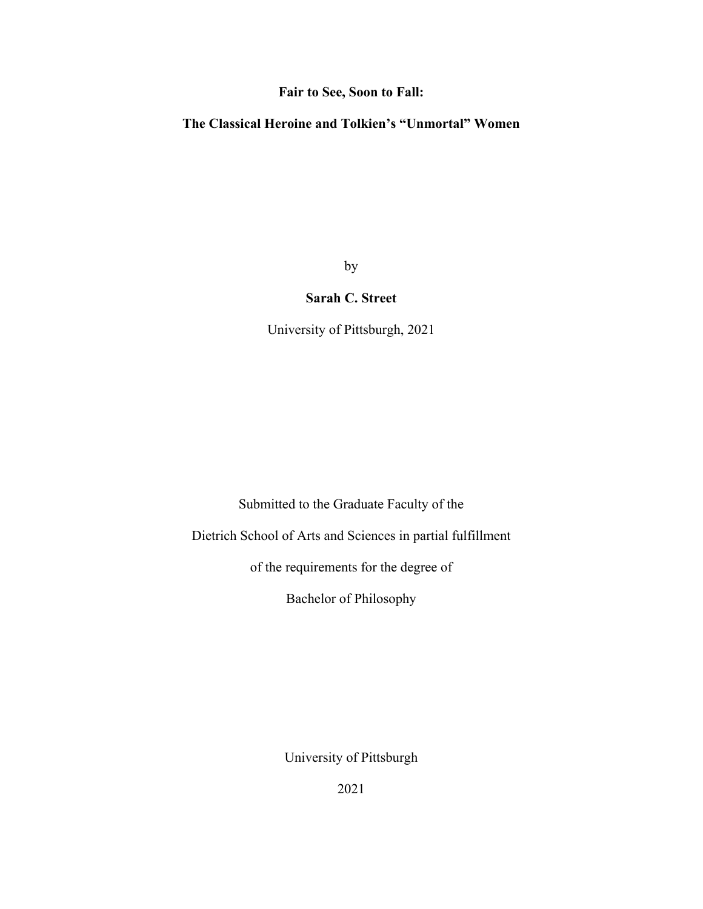**Fair to See, Soon to Fall:**

**The Classical Heroine and Tolkien's "Unmortal" Women**

by

**Sarah C. Street**

University of Pittsburgh, 2021

Submitted to the Graduate Faculty of the

Dietrich School of Arts and Sciences in partial fulfillment

of the requirements for the degree of

Bachelor of Philosophy

University of Pittsburgh

2021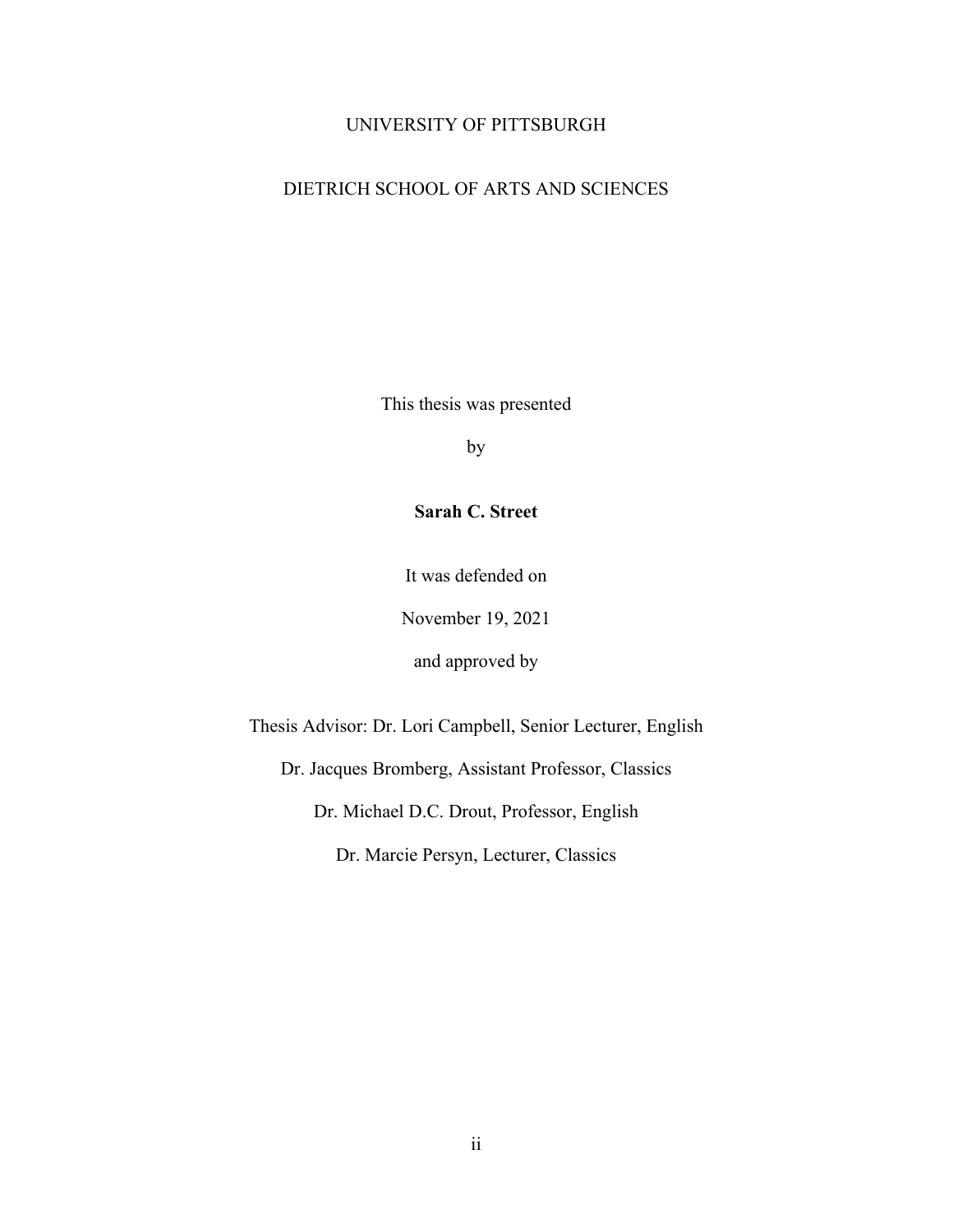UNIVERSITY OF PITTSBURGH

DIETRICH SCHOOL OF ARTS AND SCIENCES

This thesis was presented

by

**Sarah C. Street**

It was defended on

November 19, 2021

and approved by

Thesis Advisor: Dr. Lori Campbell, Senior Lecturer, English

Dr. Jacques Bromberg, Assistant Professor, Classics

Dr. Michael D.C. Drout, Professor, English

Dr. Marcie Persyn, Lecturer, Classics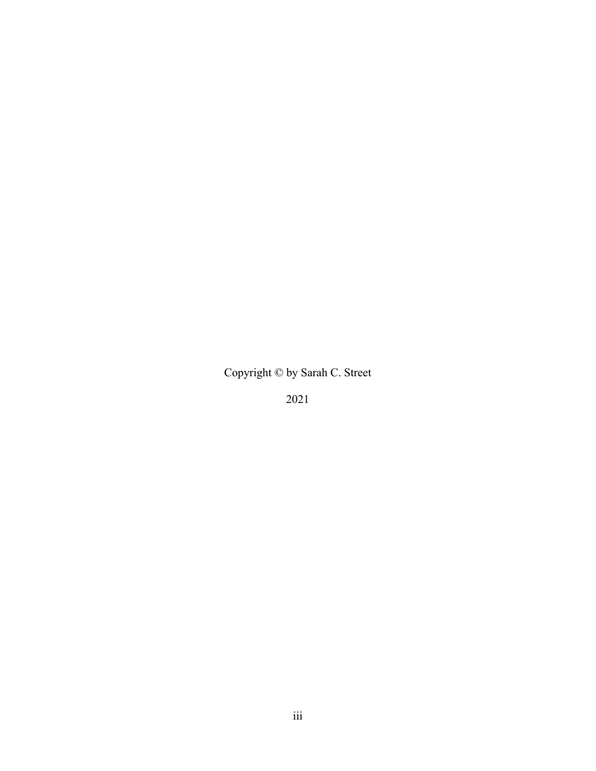Copyright © by Sarah C. Street

2021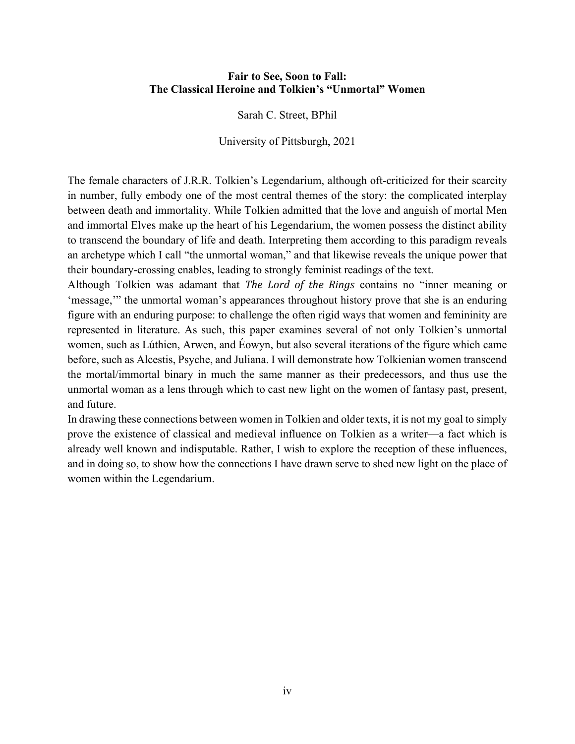**Fair to See, Soon to Fall:**
**The Classical Heroine and Tolkien's "Unmortal" Women**

Sarah C. Street, BPhil

University of Pittsburgh, 2021

The female characters of J.R.R. Tolkien's Legendarium, although oft-criticized for their scarcity in number, fully embody one of the most central themes of the story: the complicated interplay between death and immortality. While Tolkien admitted that the love and anguish of mortal Men and immortal Elves make up the heart of his Legendarium, the women possess the distinct ability to transcend the boundary of life and death. Interpreting them according to this paradigm reveals an archetype which I call "the unmortal woman," and that likewise reveals the unique power that their boundary-crossing enables, leading to strongly feminist readings of the text.

Although Tolkien was adamant that *The Lord of the Rings* contains no "inner meaning or 'message,'" the unmortal woman's appearances throughout history prove that she is an enduring figure with an enduring purpose: to challenge the often rigid ways that women and femininity are represented in literature. As such, this paper examines several of not only Tolkien's unmortal women, such as Lúthien, Arwen, and Éowyn, but also several iterations of the figure which came before, such as Alcestis, Psyche, and Juliana. I will demonstrate how Tolkienian women transcend the mortal/immortal binary in much the same manner as their predecessors, and thus use the unmortal woman as a lens through which to cast new light on the women of fantasy past, present, and future.

In drawing these connections between women in Tolkien and older texts, it is not my goal to simply prove the existence of classical and medieval influence on Tolkien as a writer—a fact which is already well known and indisputable. Rather, I wish to explore the reception of these influences, and in doing so, to show how the connections I have drawn serve to shed new light on the place of women within the Legendarium.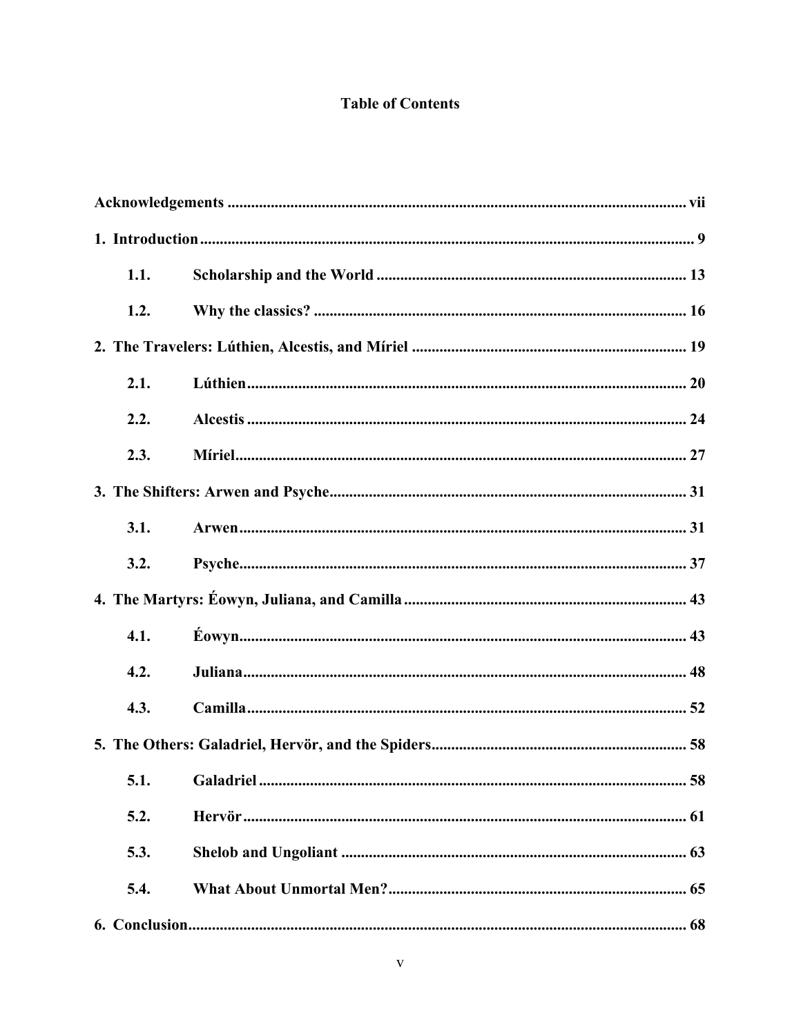# Table of Contents

**Acknowledgements** .................................................................................................................. **vii**

**1. Introduction** ............................................................................................................................ **9**

- **1.1. Scholarship and the World** ............................................................................... **13**
- **1.2. Why the classics?** ............................................................................................. **16**

**2. The Travelers: Lúthien, Alcestis, and Míriel** ..................................................................... **19**

- **2.1. Lúthien** ............................................................................................................... **20**
- **2.2. Alcestis** ............................................................................................................... **24**
- **2.3. Míriel** .................................................................................................................. **27**

**3. The Shifters: Arwen and Psyche** .......................................................................................... **31**

- **3.1. Arwen** ................................................................................................................. **31**
- **3.2. Psyche** ................................................................................................................. **37**

**4. The Martyrs: Éowyn, Juliana, and Camilla** ....................................................................... **43**

- **4.1. Éowyn** ................................................................................................................. **43**
- **4.2. Juliana** ................................................................................................................ **48**
- **4.3. Camilla** ............................................................................................................... **52**

**5. The Others: Galadriel, Hervör, and the Spiders** ................................................................ **58**

- **5.1. Galadriel** ............................................................................................................ **58**
- **5.2. Hervör** ................................................................................................................ **61**
- **5.3. Shelob and Ungoliant** ....................................................................................... **63**
- **5.4. What About Unmortal Men?** ........................................................................... **65**

**6. Conclusion** .............................................................................................................................. **68**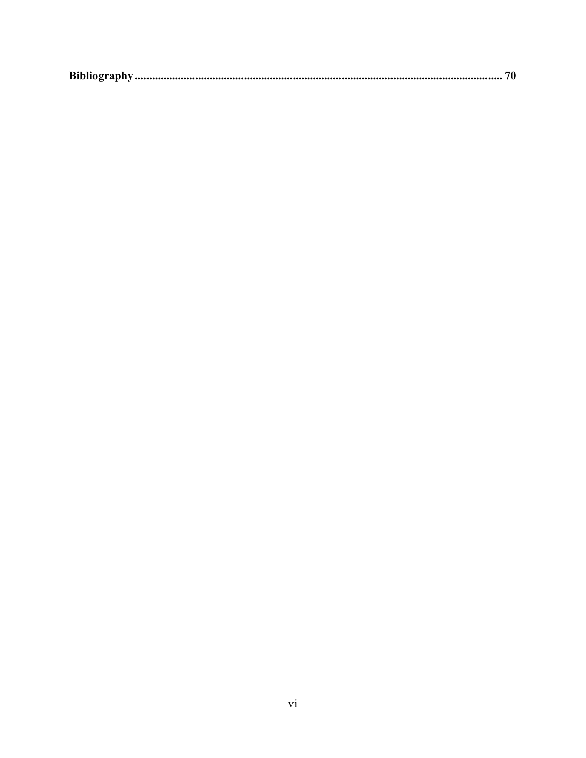**Bibliography ............................................................................................................................ 70**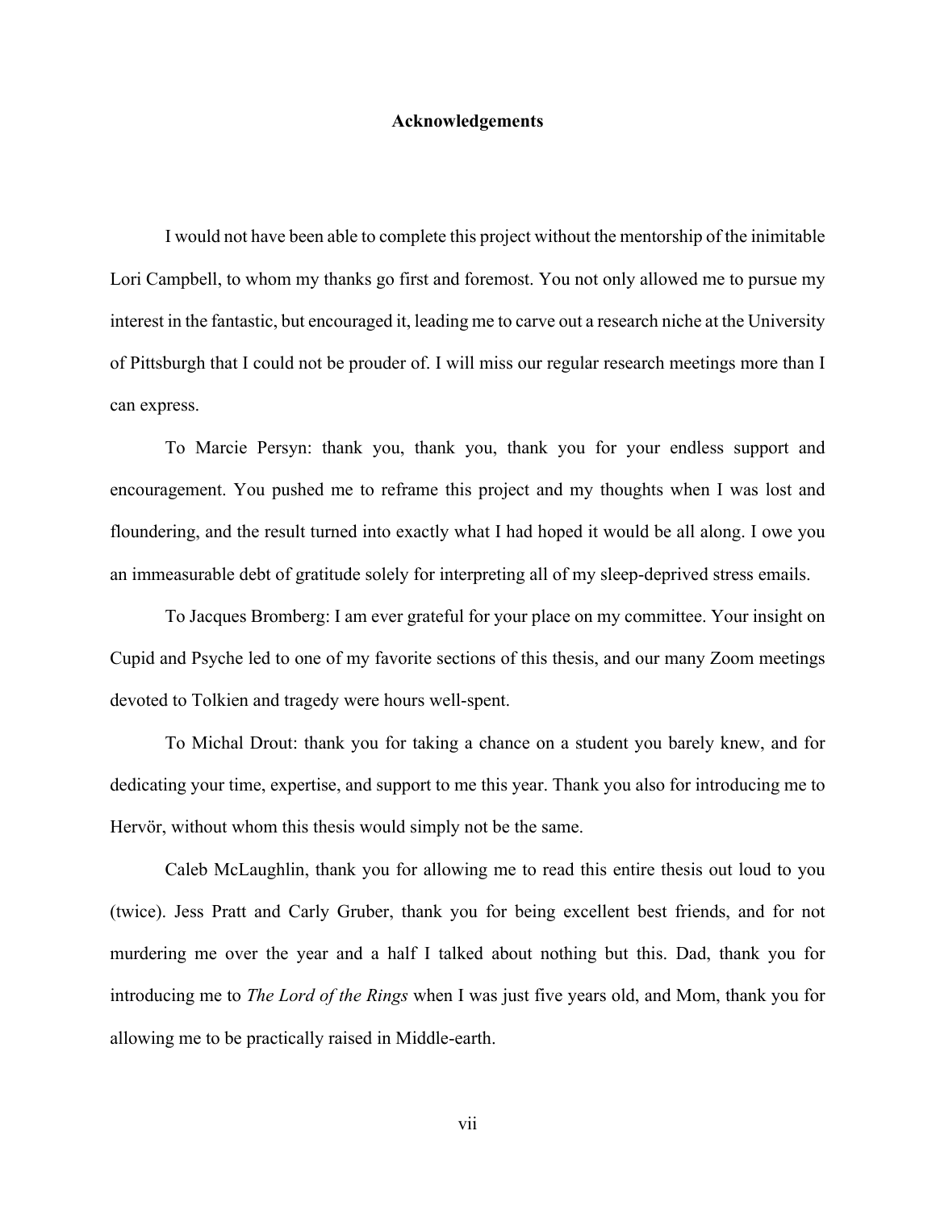# Acknowledgements

I would not have been able to complete this project without the mentorship of the inimitable Lori Campbell, to whom my thanks go first and foremost. You not only allowed me to pursue my interest in the fantastic, but encouraged it, leading me to carve out a research niche at the University of Pittsburgh that I could not be prouder of. I will miss our regular research meetings more than I can express.

To Marcie Persyn: thank you, thank you, thank you for your endless support and encouragement. You pushed me to reframe this project and my thoughts when I was lost and floundering, and the result turned into exactly what I had hoped it would be all along. I owe you an immeasurable debt of gratitude solely for interpreting all of my sleep-deprived stress emails.

To Jacques Bromberg: I am ever grateful for your place on my committee. Your insight on Cupid and Psyche led to one of my favorite sections of this thesis, and our many Zoom meetings devoted to Tolkien and tragedy were hours well-spent.

To Michal Drout: thank you for taking a chance on a student you barely knew, and for dedicating your time, expertise, and support to me this year. Thank you also for introducing me to Hervör, without whom this thesis would simply not be the same.

Caleb McLaughlin, thank you for allowing me to read this entire thesis out loud to you (twice). Jess Pratt and Carly Gruber, thank you for being excellent best friends, and for not murdering me over the year and a half I talked about nothing but this. Dad, thank you for introducing me to *The Lord of the Rings* when I was just five years old, and Mom, thank you for allowing me to be practically raised in Middle-earth.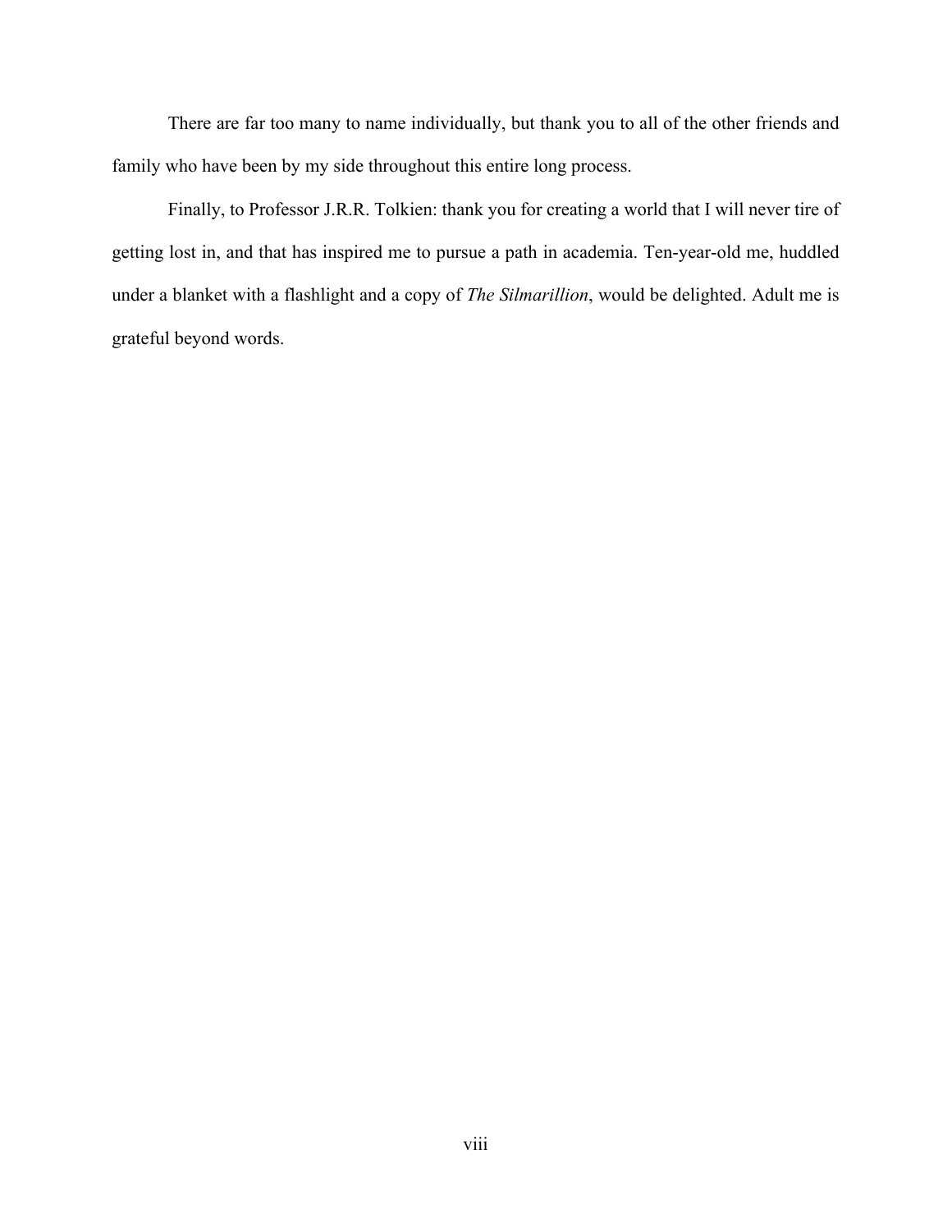There are far too many to name individually, but thank you to all of the other friends and family who have been by my side throughout this entire long process.

Finally, to Professor J.R.R. Tolkien: thank you for creating a world that I will never tire of getting lost in, and that has inspired me to pursue a path in academia. Ten-year-old me, huddled under a blanket with a flashlight and a copy of *The Silmarillion*, would be delighted. Adult me is grateful beyond words.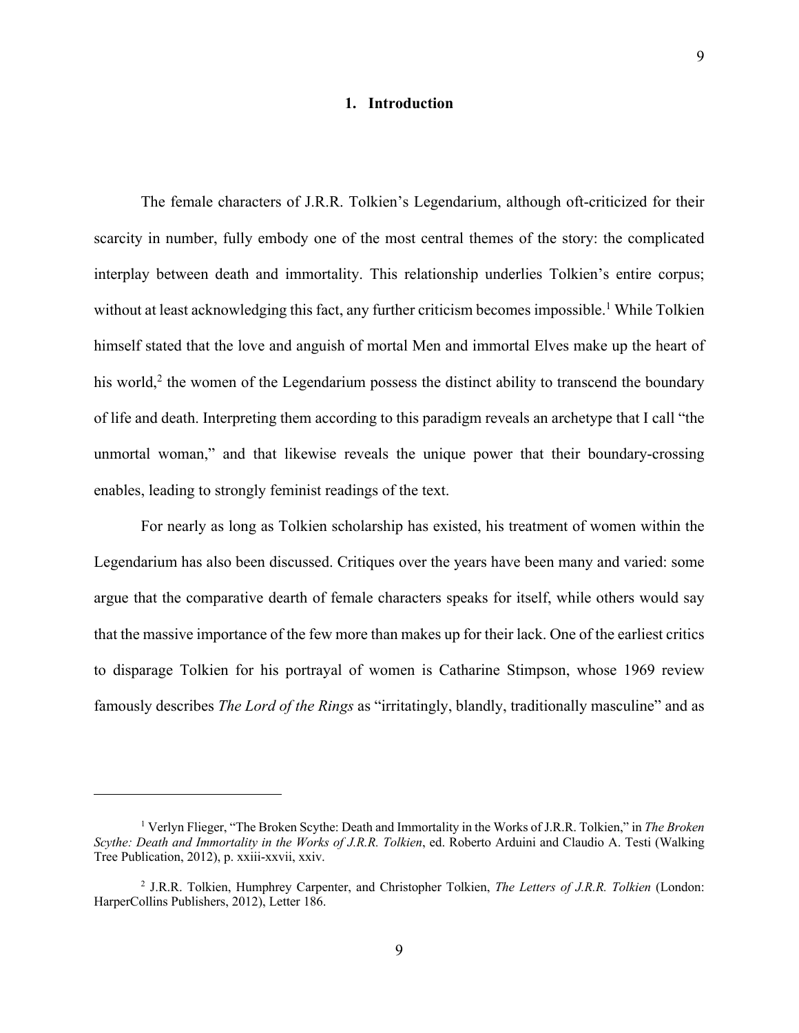# 1. Introduction

The female characters of J.R.R. Tolkien's Legendarium, although oft-criticized for their scarcity in number, fully embody one of the most central themes of the story: the complicated interplay between death and immortality. This relationship underlies Tolkien's entire corpus; without at least acknowledging this fact, any further criticism becomes impossible.[1] While Tolkien himself stated that the love and anguish of mortal Men and immortal Elves make up the heart of his world,[2] the women of the Legendarium possess the distinct ability to transcend the boundary of life and death. Interpreting them according to this paradigm reveals an archetype that I call "the unmortal woman," and that likewise reveals the unique power that their boundary-crossing enables, leading to strongly feminist readings of the text.

For nearly as long as Tolkien scholarship has existed, his treatment of women within the Legendarium has also been discussed. Critiques over the years have been many and varied: some argue that the comparative dearth of female characters speaks for itself, while others would say that the massive importance of the few more than makes up for their lack. One of the earliest critics to disparage Tolkien for his portrayal of women is Catharine Stimpson, whose 1969 review famously describes *The Lord of the Rings* as "irritatingly, blandly, traditionally masculine" and as

---

[1] Verlyn Flieger, "The Broken Scythe: Death and Immortality in the Works of J.R.R. Tolkien," in *The Broken Scythe: Death and Immortality in the Works of J.R.R. Tolkien*, ed. Roberto Arduini and Claudio A. Testi (Walking Tree Publication, 2012), p. xxiii-xxvii, xxiv.

[2] J.R.R. Tolkien, Humphrey Carpenter, and Christopher Tolkien, *The Letters of J.R.R. Tolkien* (London: HarperCollins Publishers, 2012), Letter 186.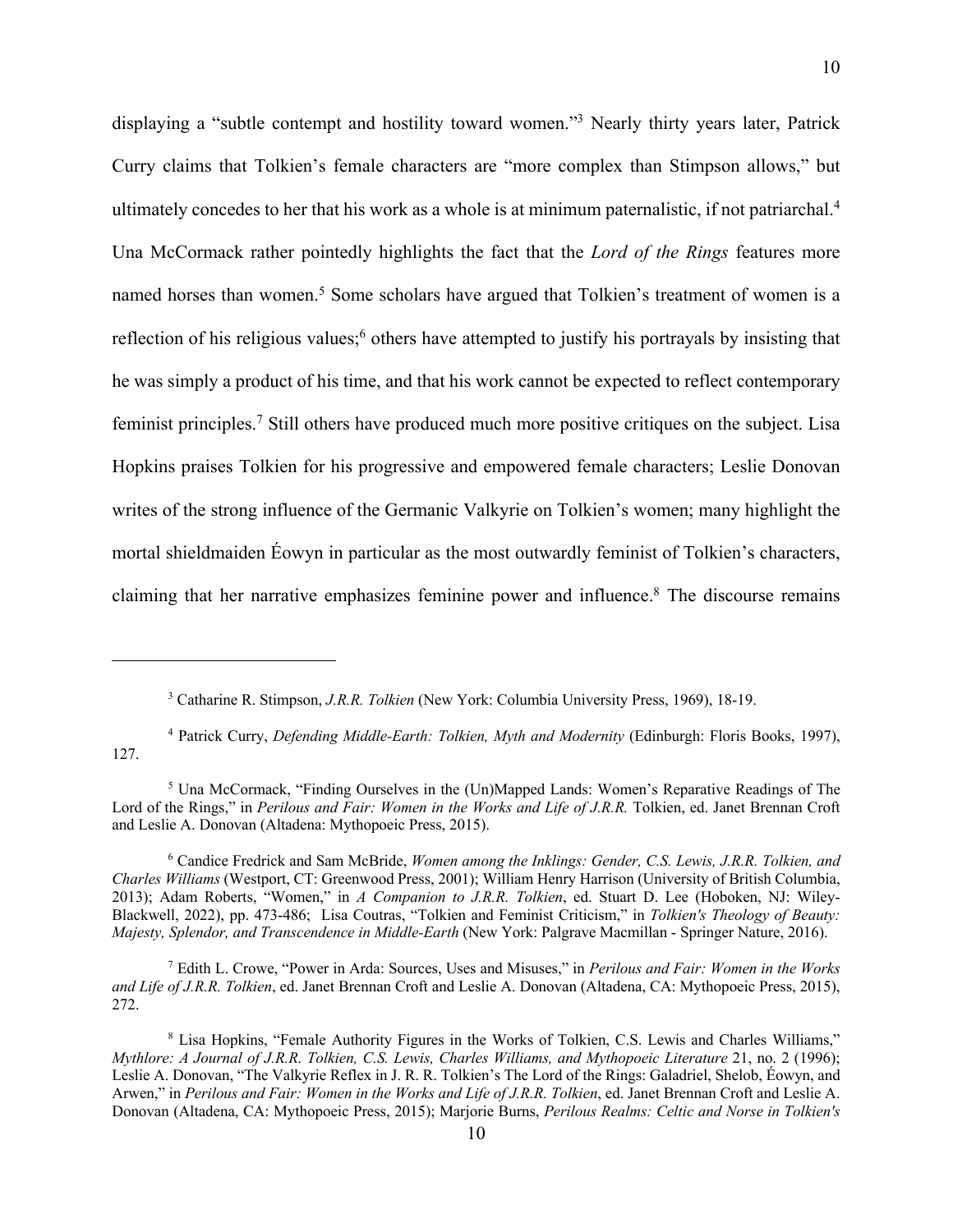displaying a "subtle contempt and hostility toward women."[3] Nearly thirty years later, Patrick Curry claims that Tolkien's female characters are "more complex than Stimpson allows," but ultimately concedes to her that his work as a whole is at minimum paternalistic, if not patriarchal.[4] Una McCormack rather pointedly highlights the fact that the *Lord of the Rings* features more named horses than women.[5] Some scholars have argued that Tolkien's treatment of women is a reflection of his religious values;[6] others have attempted to justify his portrayals by insisting that he was simply a product of his time, and that his work cannot be expected to reflect contemporary feminist principles.[7] Still others have produced much more positive critiques on the subject. Lisa Hopkins praises Tolkien for his progressive and empowered female characters; Leslie Donovan writes of the strong influence of the Germanic Valkyrie on Tolkien's women; many highlight the mortal shieldmaiden Éowyn in particular as the most outwardly feminist of Tolkien's characters, claiming that her narrative emphasizes feminine power and influence.[8] The discourse remains

---

[3] Catharine R. Stimpson, *J.R.R. Tolkien* (New York: Columbia University Press, 1969), 18-19.

[4] Patrick Curry, *Defending Middle-Earth: Tolkien, Myth and Modernity* (Edinburgh: Floris Books, 1997), 127.

[5] Una McCormack, "Finding Ourselves in the (Un)Mapped Lands: Women's Reparative Readings of The Lord of the Rings," in *Perilous and Fair: Women in the Works and Life of J.R.R.* Tolkien, ed. Janet Brennan Croft and Leslie A. Donovan (Altadena: Mythopoeic Press, 2015).

[6] Candice Fredrick and Sam McBride, *Women among the Inklings: Gender, C.S. Lewis, J.R.R. Tolkien, and Charles Williams* (Westport, CT: Greenwood Press, 2001); William Henry Harrison (University of British Columbia, 2013); Adam Roberts, "Women," in *A Companion to J.R.R. Tolkien*, ed. Stuart D. Lee (Hoboken, NJ: Wiley-Blackwell, 2022), pp. 473-486; Lisa Coutras, "Tolkien and Feminist Criticism," in *Tolkien's Theology of Beauty: Majesty, Splendor, and Transcendence in Middle-Earth* (New York: Palgrave Macmillan - Springer Nature, 2016).

[7] Edith L. Crowe, "Power in Arda: Sources, Uses and Misuses," in *Perilous and Fair: Women in the Works and Life of J.R.R. Tolkien*, ed. Janet Brennan Croft and Leslie A. Donovan (Altadena, CA: Mythopoeic Press, 2015), 272.

[8] Lisa Hopkins, "Female Authority Figures in the Works of Tolkien, C.S. Lewis and Charles Williams," *Mythlore: A Journal of J.R.R. Tolkien, C.S. Lewis, Charles Williams, and Mythopoeic Literature* 21, no. 2 (1996); Leslie A. Donovan, "The Valkyrie Reflex in J. R. R. Tolkien's The Lord of the Rings: Galadriel, Shelob, Éowyn, and Arwen," in *Perilous and Fair: Women in the Works and Life of J.R.R. Tolkien*, ed. Janet Brennan Croft and Leslie A. Donovan (Altadena, CA: Mythopoeic Press, 2015); Marjorie Burns, *Perilous Realms: Celtic and Norse in Tolkien's*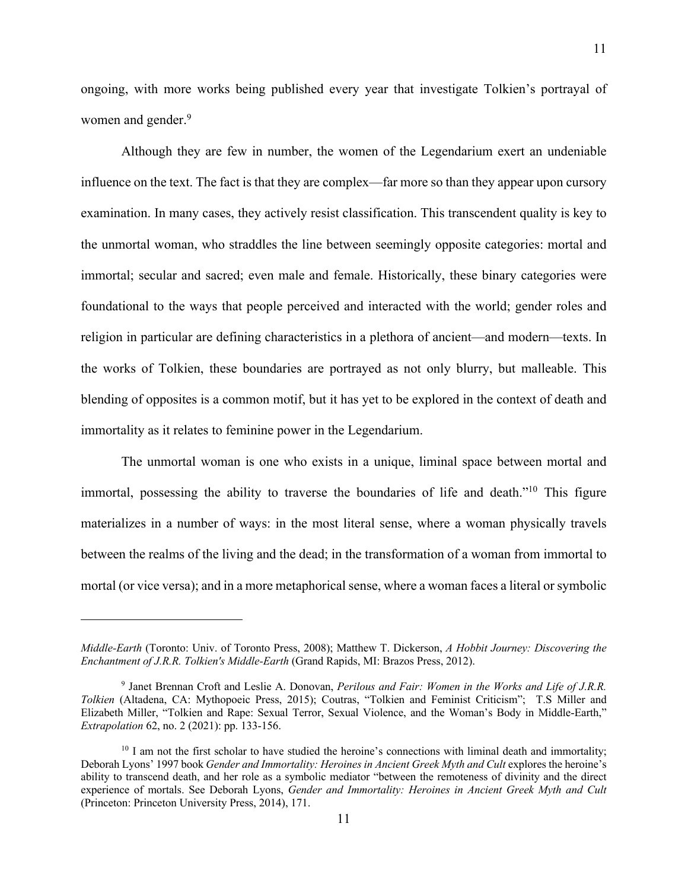ongoing, with more works being published every year that investigate Tolkien's portrayal of women and gender.[9]

Although they are few in number, the women of the Legendarium exert an undeniable influence on the text. The fact is that they are complex—far more so than they appear upon cursory examination. In many cases, they actively resist classification. This transcendent quality is key to the unmortal woman, who straddles the line between seemingly opposite categories: mortal and immortal; secular and sacred; even male and female. Historically, these binary categories were foundational to the ways that people perceived and interacted with the world; gender roles and religion in particular are defining characteristics in a plethora of ancient—and modern—texts. In the works of Tolkien, these boundaries are portrayed as not only blurry, but malleable. This blending of opposites is a common motif, but it has yet to be explored in the context of death and immortality as it relates to feminine power in the Legendarium.

The unmortal woman is one who exists in a unique, liminal space between mortal and immortal, possessing the ability to traverse the boundaries of life and death."[10] This figure materializes in a number of ways: in the most literal sense, where a woman physically travels between the realms of the living and the dead; in the transformation of a woman from immortal to mortal (or vice versa); and in a more metaphorical sense, where a woman faces a literal or symbolic

---

*Middle-Earth* (Toronto: Univ. of Toronto Press, 2008); Matthew T. Dickerson, *A Hobbit Journey: Discovering the Enchantment of J.R.R. Tolkien's Middle-Earth* (Grand Rapids, MI: Brazos Press, 2012).

[9] Janet Brennan Croft and Leslie A. Donovan, *Perilous and Fair: Women in the Works and Life of J.R.R. Tolkien* (Altadena, CA: Mythopoeic Press, 2015); Coutras, "Tolkien and Feminist Criticism"; T.S Miller and Elizabeth Miller, "Tolkien and Rape: Sexual Terror, Sexual Violence, and the Woman's Body in Middle-Earth," *Extrapolation* 62, no. 2 (2021): pp. 133-156.

[10] I am not the first scholar to have studied the heroine's connections with liminal death and immortality; Deborah Lyons' 1997 book *Gender and Immortality: Heroines in Ancient Greek Myth and Cult* explores the heroine's ability to transcend death, and her role as a symbolic mediator "between the remoteness of divinity and the direct experience of mortals. See Deborah Lyons, *Gender and Immortality: Heroines in Ancient Greek Myth and Cult* (Princeton: Princeton University Press, 2014), 171.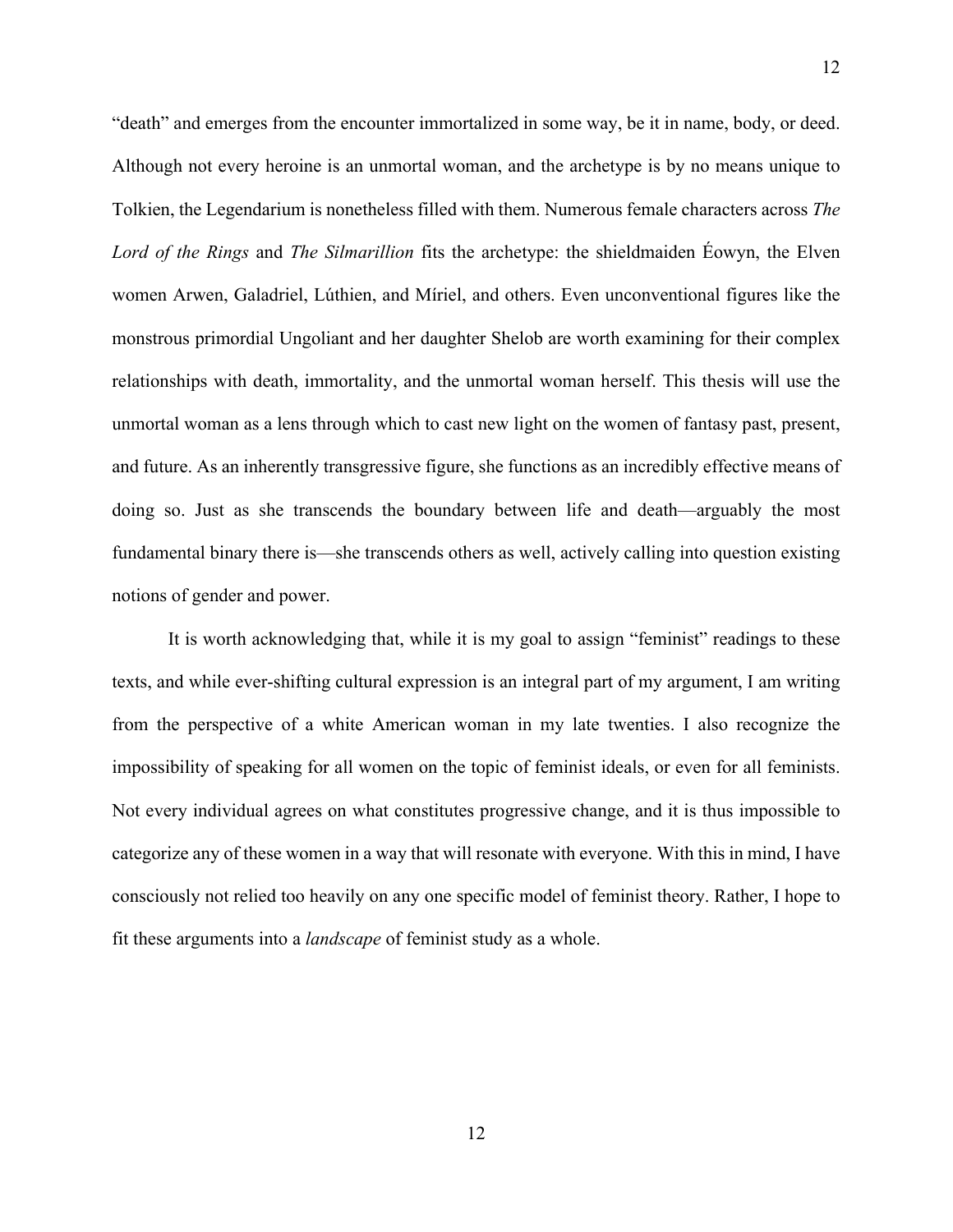“death” and emerges from the encounter immortalized in some way, be it in name, body, or deed. Although not every heroine is an unmortal woman, and the archetype is by no means unique to Tolkien, the Legendarium is nonetheless filled with them. Numerous female characters across *The Lord of the Rings* and *The Silmarillion* fits the archetype: the shieldmaiden Éowyn, the Elven women Arwen, Galadriel, Lúthien, and Míriel, and others. Even unconventional figures like the monstrous primordial Ungoliant and her daughter Shelob are worth examining for their complex relationships with death, immortality, and the unmortal woman herself. This thesis will use the unmortal woman as a lens through which to cast new light on the women of fantasy past, present, and future. As an inherently transgressive figure, she functions as an incredibly effective means of doing so. Just as she transcends the boundary between life and death—arguably the most fundamental binary there is—she transcends others as well, actively calling into question existing notions of gender and power.

It is worth acknowledging that, while it is my goal to assign “feminist” readings to these texts, and while ever-shifting cultural expression is an integral part of my argument, I am writing from the perspective of a white American woman in my late twenties. I also recognize the impossibility of speaking for all women on the topic of feminist ideals, or even for all feminists. Not every individual agrees on what constitutes progressive change, and it is thus impossible to categorize any of these women in a way that will resonate with everyone. With this in mind, I have consciously not relied too heavily on any one specific model of feminist theory. Rather, I hope to fit these arguments into a *landscape* of feminist study as a whole.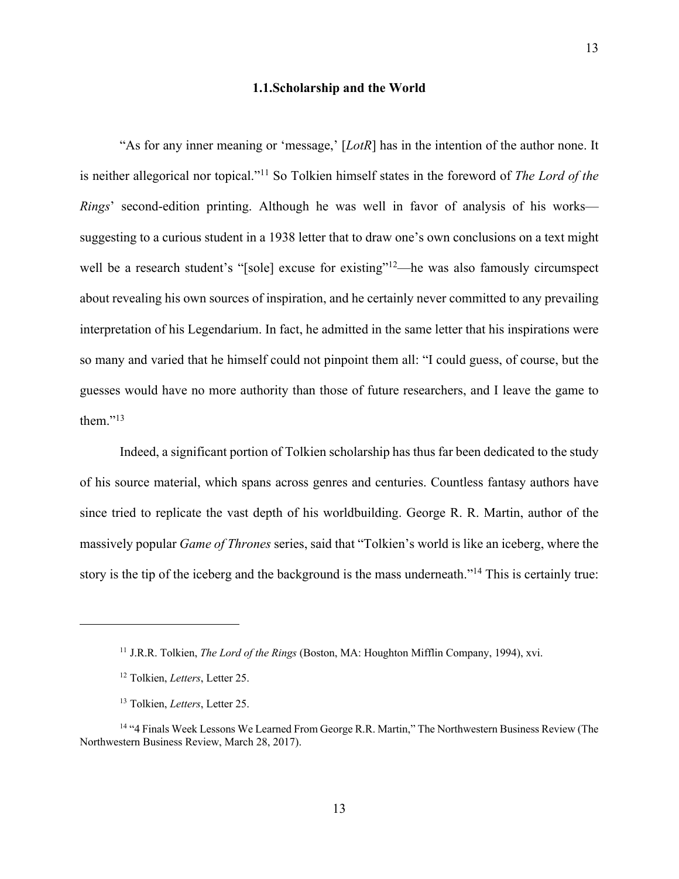## 1.1.Scholarship and the World

"As for any inner meaning or 'message,' [*LotR*] has in the intention of the author none. It is neither allegorical nor topical."[11] So Tolkien himself states in the foreword of *The Lord of the Rings*' second-edition printing. Although he was well in favor of analysis of his works—suggesting to a curious student in a 1938 letter that to draw one's own conclusions on a text might well be a research student's "[sole] excuse for existing"[12]—he was also famously circumspect about revealing his own sources of inspiration, and he certainly never committed to any prevailing interpretation of his Legendarium. In fact, he admitted in the same letter that his inspirations were so many and varied that he himself could not pinpoint them all: "I could guess, of course, but the guesses would have no more authority than those of future researchers, and I leave the game to them."[13]

Indeed, a significant portion of Tolkien scholarship has thus far been dedicated to the study of his source material, which spans across genres and centuries. Countless fantasy authors have since tried to replicate the vast depth of his worldbuilding. George R. R. Martin, author of the massively popular *Game of Thrones* series, said that "Tolkien's world is like an iceberg, where the story is the tip of the iceberg and the background is the mass underneath."[14] This is certainly true:

---

[11] J.R.R. Tolkien, *The Lord of the Rings* (Boston, MA: Houghton Mifflin Company, 1994), xvi.

[12] Tolkien, *Letters*, Letter 25.

[13] Tolkien, *Letters*, Letter 25.

[14] "4 Finals Week Lessons We Learned From George R.R. Martin," The Northwestern Business Review (The Northwestern Business Review, March 28, 2017).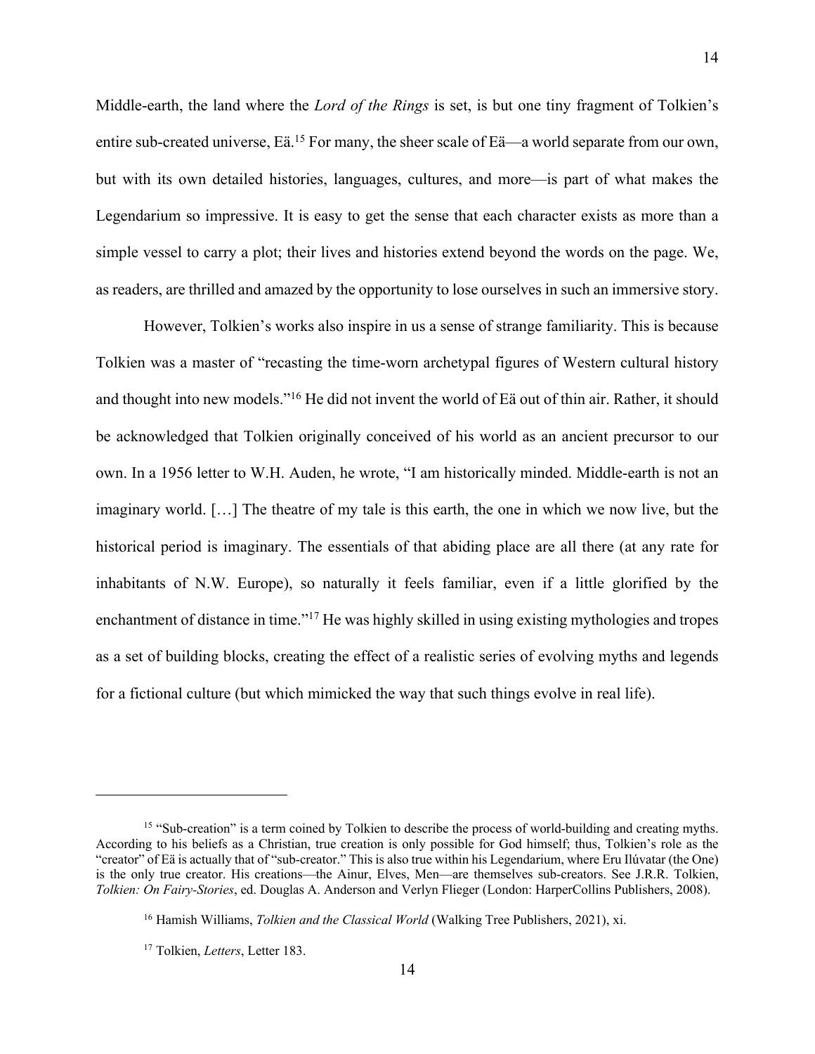Middle-earth, the land where the *Lord of the Rings* is set, is but one tiny fragment of Tolkien's entire sub-created universe, Eä.[15] For many, the sheer scale of Eä—a world separate from our own, but with its own detailed histories, languages, cultures, and more—is part of what makes the Legendarium so impressive. It is easy to get the sense that each character exists as more than a simple vessel to carry a plot; their lives and histories extend beyond the words on the page. We, as readers, are thrilled and amazed by the opportunity to lose ourselves in such an immersive story.

However, Tolkien's works also inspire in us a sense of strange familiarity. This is because Tolkien was a master of "recasting the time-worn archetypal figures of Western cultural history and thought into new models."[16] He did not invent the world of Eä out of thin air. Rather, it should be acknowledged that Tolkien originally conceived of his world as an ancient precursor to our own. In a 1956 letter to W.H. Auden, he wrote, "I am historically minded. Middle-earth is not an imaginary world. […] The theatre of my tale is this earth, the one in which we now live, but the historical period is imaginary. The essentials of that abiding place are all there (at any rate for inhabitants of N.W. Europe), so naturally it feels familiar, even if a little glorified by the enchantment of distance in time."[17] He was highly skilled in using existing mythologies and tropes as a set of building blocks, creating the effect of a realistic series of evolving myths and legends for a fictional culture (but which mimicked the way that such things evolve in real life).

---

[15] "Sub-creation" is a term coined by Tolkien to describe the process of world-building and creating myths. According to his beliefs as a Christian, true creation is only possible for God himself; thus, Tolkien's role as the "creator" of Eä is actually that of "sub-creator." This is also true within his Legendarium, where Eru Ilúvatar (the One) is the only true creator. His creations—the Ainur, Elves, Men—are themselves sub-creators. See J.R.R. Tolkien, *Tolkien: On Fairy-Stories*, ed. Douglas A. Anderson and Verlyn Flieger (London: HarperCollins Publishers, 2008).

[16] Hamish Williams, *Tolkien and the Classical World* (Walking Tree Publishers, 2021), xi.

[17] Tolkien, *Letters*, Letter 183.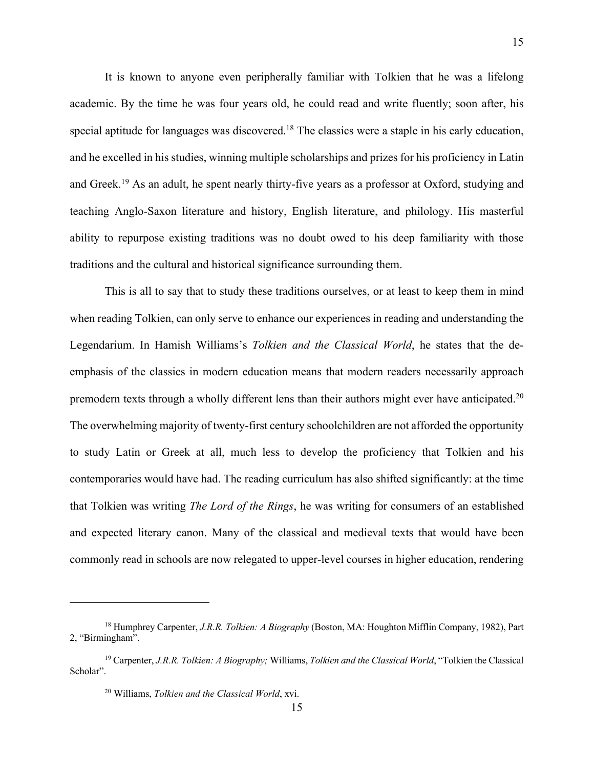It is known to anyone even peripherally familiar with Tolkien that he was a lifelong academic. By the time he was four years old, he could read and write fluently; soon after, his special aptitude for languages was discovered.[18] The classics were a staple in his early education, and he excelled in his studies, winning multiple scholarships and prizes for his proficiency in Latin and Greek.[19] As an adult, he spent nearly thirty-five years as a professor at Oxford, studying and teaching Anglo-Saxon literature and history, English literature, and philology. His masterful ability to repurpose existing traditions was no doubt owed to his deep familiarity with those traditions and the cultural and historical significance surrounding them.

This is all to say that to study these traditions ourselves, or at least to keep them in mind when reading Tolkien, can only serve to enhance our experiences in reading and understanding the Legendarium. In Hamish Williams's *Tolkien and the Classical World*, he states that the de-emphasis of the classics in modern education means that modern readers necessarily approach premodern texts through a wholly different lens than their authors might ever have anticipated.[20] The overwhelming majority of twenty-first century schoolchildren are not afforded the opportunity to study Latin or Greek at all, much less to develop the proficiency that Tolkien and his contemporaries would have had. The reading curriculum has also shifted significantly: at the time that Tolkien was writing *The Lord of the Rings*, he was writing for consumers of an established and expected literary canon. Many of the classical and medieval texts that would have been commonly read in schools are now relegated to upper-level courses in higher education, rendering

---

[18] Humphrey Carpenter, *J.R.R. Tolkien: A Biography* (Boston, MA: Houghton Mifflin Company, 1982), Part 2, "Birmingham".

[19] Carpenter, *J.R.R. Tolkien: A Biography;* Williams, *Tolkien and the Classical World*, "Tolkien the Classical Scholar".

[20] Williams, *Tolkien and the Classical World*, xvi.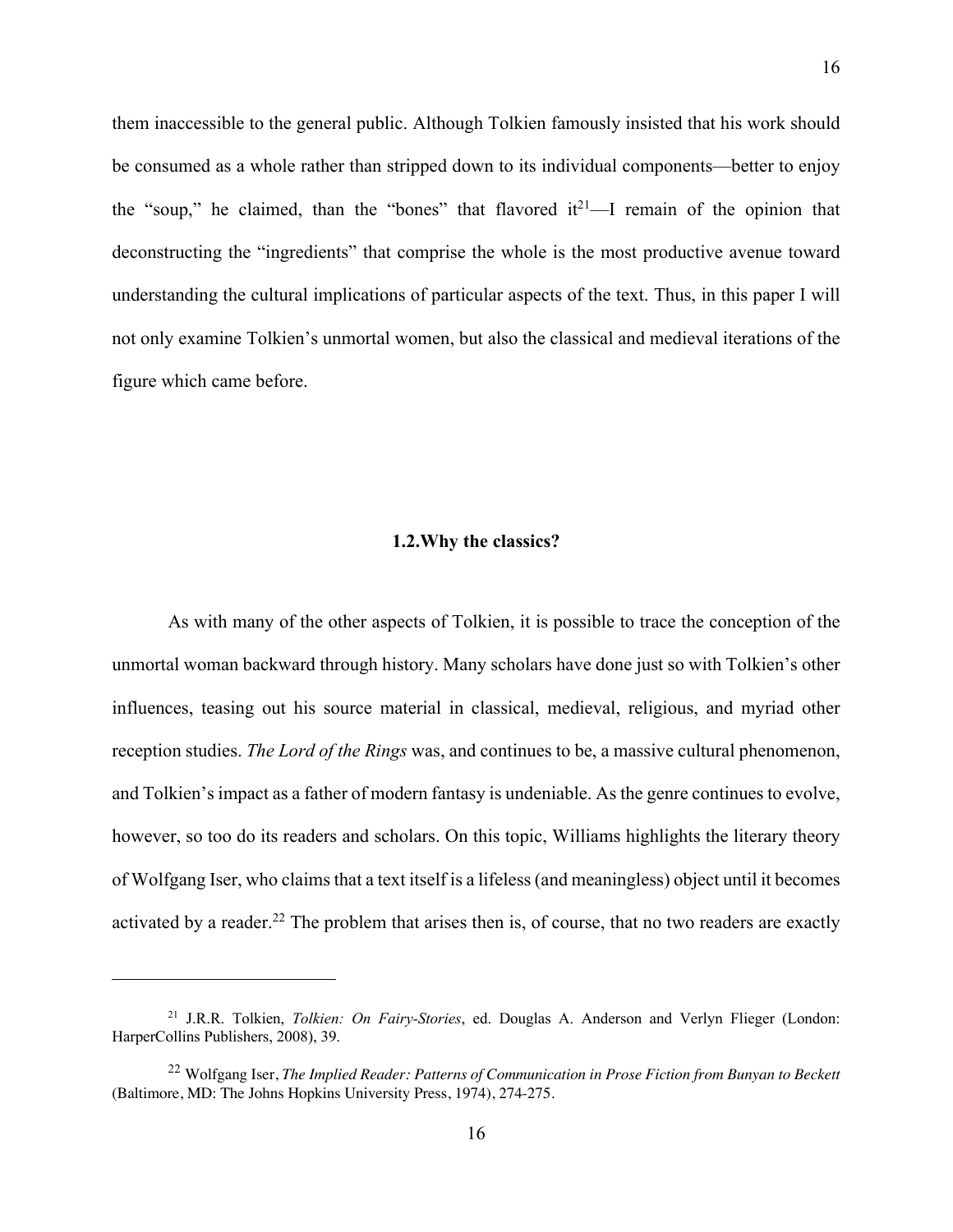them inaccessible to the general public. Although Tolkien famously insisted that his work should be consumed as a whole rather than stripped down to its individual components—better to enjoy the "soup," he claimed, than the "bones" that flavored it[21]—I remain of the opinion that deconstructing the "ingredients" that comprise the whole is the most productive avenue toward understanding the cultural implications of particular aspects of the text. Thus, in this paper I will not only examine Tolkien's unmortal women, but also the classical and medieval iterations of the figure which came before.

### 1.2. Why the classics?

As with many of the other aspects of Tolkien, it is possible to trace the conception of the unmortal woman backward through history. Many scholars have done just so with Tolkien's other influences, teasing out his source material in classical, medieval, religious, and myriad other reception studies. *The Lord of the Rings* was, and continues to be, a massive cultural phenomenon, and Tolkien's impact as a father of modern fantasy is undeniable. As the genre continues to evolve, however, so too do its readers and scholars. On this topic, Williams highlights the literary theory of Wolfgang Iser, who claims that a text itself is a lifeless (and meaningless) object until it becomes activated by a reader.[22] The problem that arises then is, of course, that no two readers are exactly

---

[21] J.R.R. Tolkien, *Tolkien: On Fairy-Stories*, ed. Douglas A. Anderson and Verlyn Flieger (London: HarperCollins Publishers, 2008), 39.

[22] Wolfgang Iser, *The Implied Reader: Patterns of Communication in Prose Fiction from Bunyan to Beckett* (Baltimore, MD: The Johns Hopkins University Press, 1974), 274-275.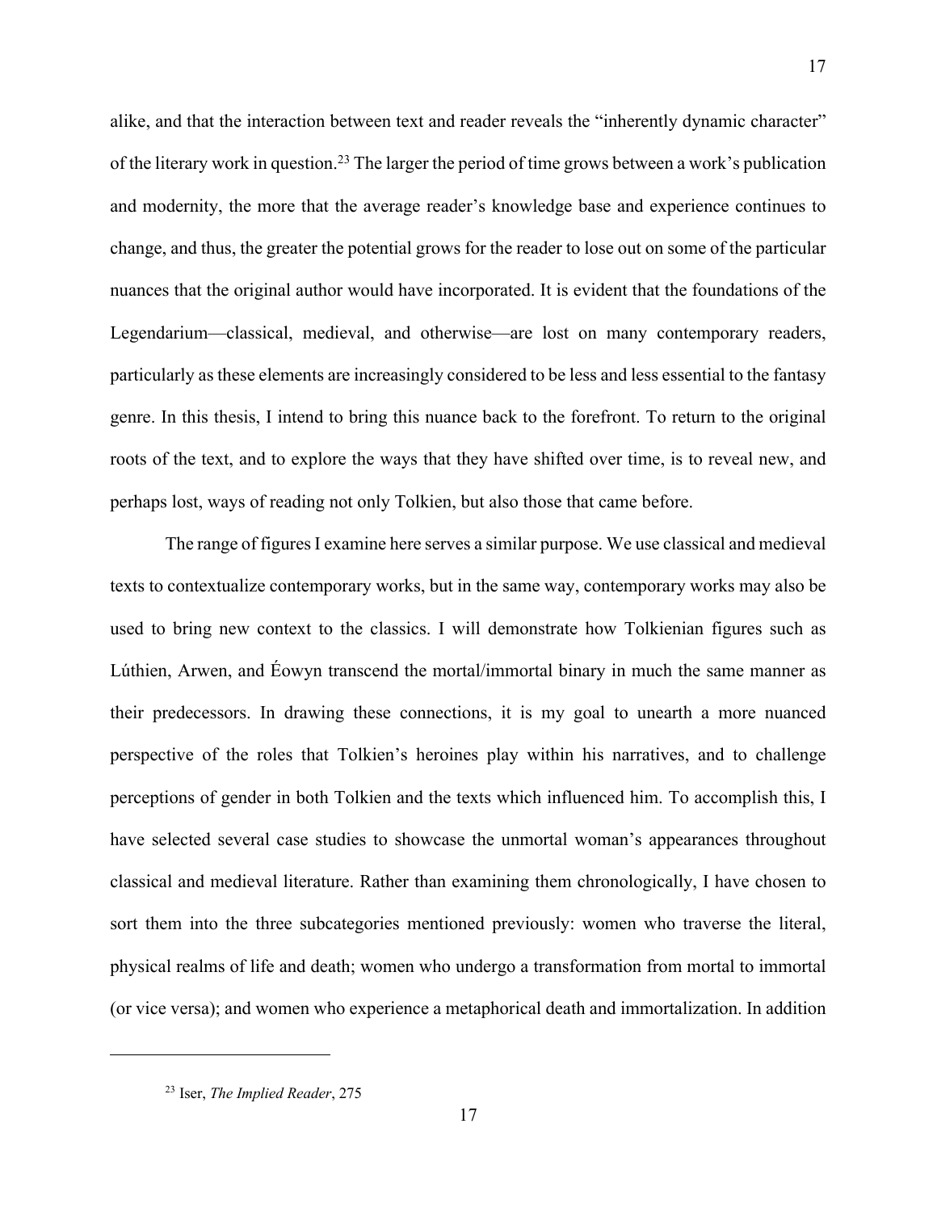alike, and that the interaction between text and reader reveals the "inherently dynamic character" of the literary work in question.[23] The larger the period of time grows between a work's publication and modernity, the more that the average reader's knowledge base and experience continues to change, and thus, the greater the potential grows for the reader to lose out on some of the particular nuances that the original author would have incorporated. It is evident that the foundations of the Legendarium—classical, medieval, and otherwise—are lost on many contemporary readers, particularly as these elements are increasingly considered to be less and less essential to the fantasy genre. In this thesis, I intend to bring this nuance back to the forefront. To return to the original roots of the text, and to explore the ways that they have shifted over time, is to reveal new, and perhaps lost, ways of reading not only Tolkien, but also those that came before.

The range of figures I examine here serves a similar purpose. We use classical and medieval texts to contextualize contemporary works, but in the same way, contemporary works may also be used to bring new context to the classics. I will demonstrate how Tolkienian figures such as Lúthien, Arwen, and Éowyn transcend the mortal/immortal binary in much the same manner as their predecessors. In drawing these connections, it is my goal to unearth a more nuanced perspective of the roles that Tolkien's heroines play within his narratives, and to challenge perceptions of gender in both Tolkien and the texts which influenced him. To accomplish this, I have selected several case studies to showcase the unmortal woman's appearances throughout classical and medieval literature. Rather than examining them chronologically, I have chosen to sort them into the three subcategories mentioned previously: women who traverse the literal, physical realms of life and death; women who undergo a transformation from mortal to immortal (or vice versa); and women who experience a metaphorical death and immortalization. In addition

---

[23] Iser, *The Implied Reader*, 275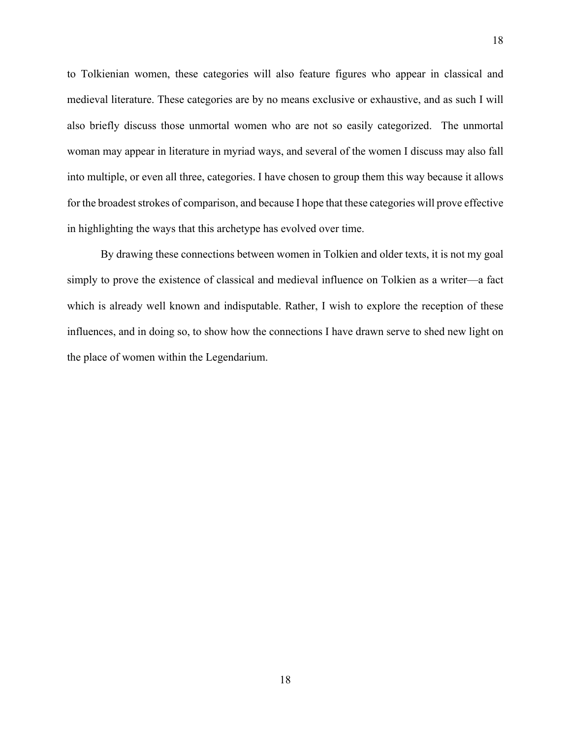to Tolkienian women, these categories will also feature figures who appear in classical and medieval literature. These categories are by no means exclusive or exhaustive, and as such I will also briefly discuss those unmortal women who are not so easily categorized. The unmortal woman may appear in literature in myriad ways, and several of the women I discuss may also fall into multiple, or even all three, categories. I have chosen to group them this way because it allows for the broadest strokes of comparison, and because I hope that these categories will prove effective in highlighting the ways that this archetype has evolved over time.

By drawing these connections between women in Tolkien and older texts, it is not my goal simply to prove the existence of classical and medieval influence on Tolkien as a writer—a fact which is already well known and indisputable. Rather, I wish to explore the reception of these influences, and in doing so, to show how the connections I have drawn serve to shed new light on the place of women within the Legendarium.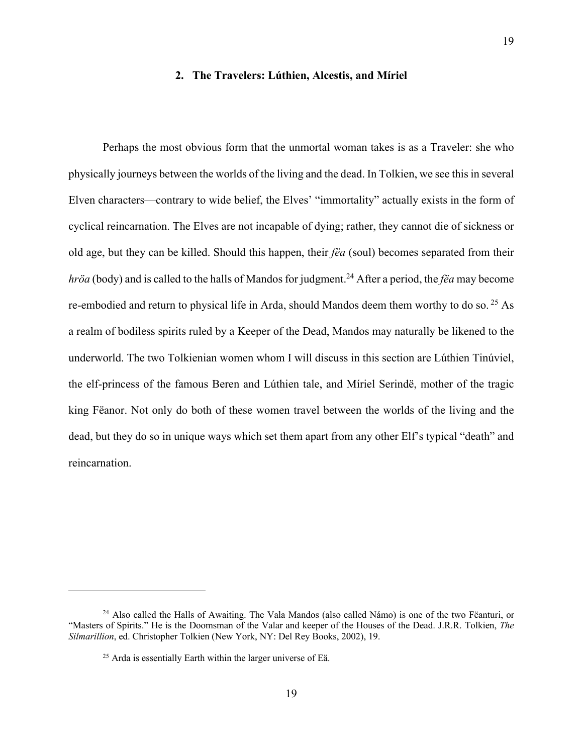## 2. The Travelers: Lúthien, Alcestis, and Míriel

Perhaps the most obvious form that the unmortal woman takes is as a Traveler: she who physically journeys between the worlds of the living and the dead. In Tolkien, we see this in several Elven characters—contrary to wide belief, the Elves' "immortality" actually exists in the form of cyclical reincarnation. The Elves are not incapable of dying; rather, they cannot die of sickness or old age, but they can be killed. Should this happen, their *fëa* (soul) becomes separated from their *hröa* (body) and is called to the halls of Mandos for judgment.[24] After a period, the *fëa* may become re-embodied and return to physical life in Arda, should Mandos deem them worthy to do so.[25] As a realm of bodiless spirits ruled by a Keeper of the Dead, Mandos may naturally be likened to the underworld. The two Tolkienian women whom I will discuss in this section are Lúthien Tinúviel, the elf-princess of the famous Beren and Lúthien tale, and Míriel Serindë, mother of the tragic king Fëanor. Not only do both of these women travel between the worlds of the living and the dead, but they do so in unique ways which set them apart from any other Elf's typical "death" and reincarnation.

---

[24] Also called the Halls of Awaiting. The Vala Mandos (also called Námo) is one of the two Fëanturi, or "Masters of Spirits." He is the Doomsman of the Valar and keeper of the Houses of the Dead. J.R.R. Tolkien, *The Silmarillion*, ed. Christopher Tolkien (New York, NY: Del Rey Books, 2002), 19.

[25] Arda is essentially Earth within the larger universe of Eä.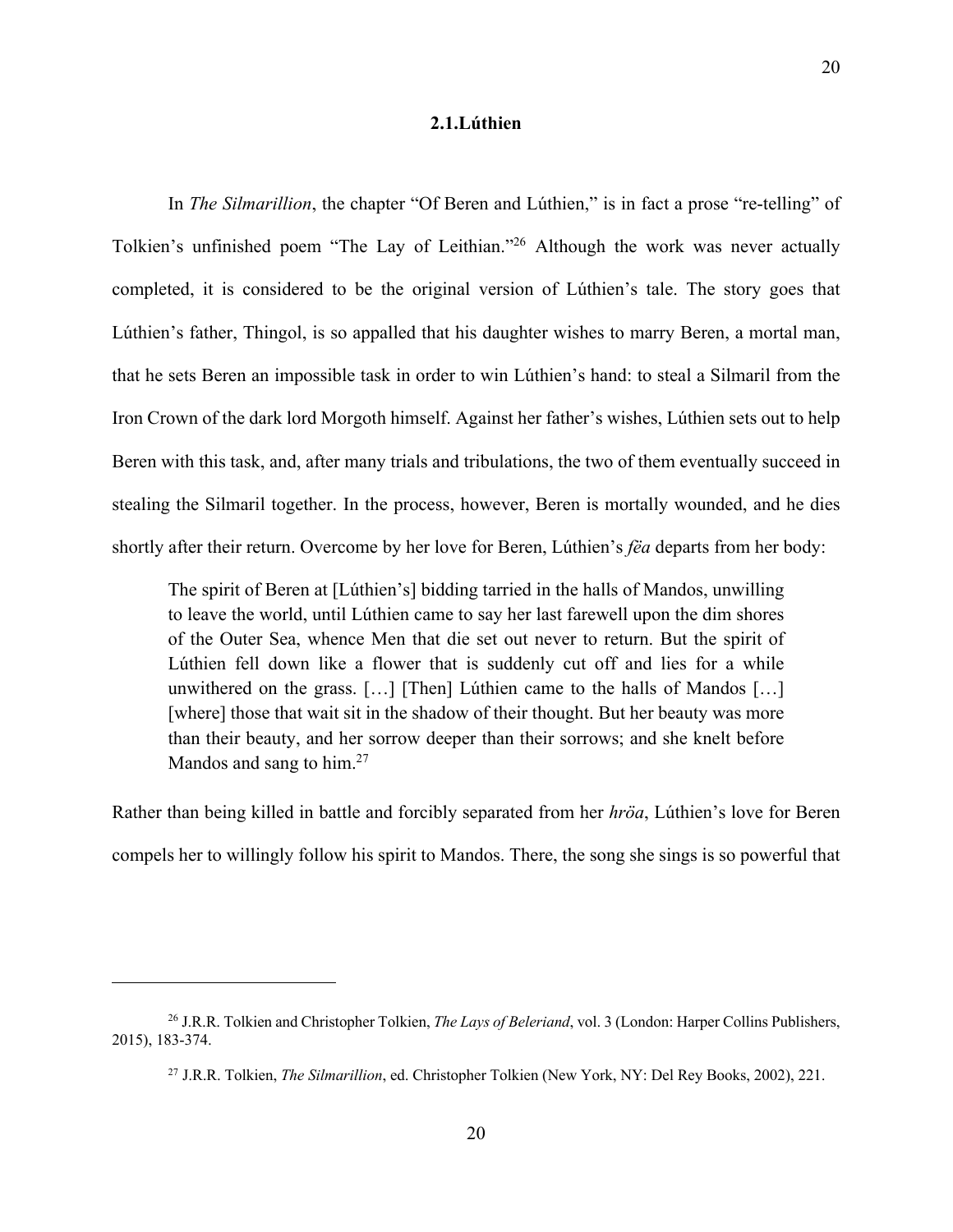### 2.1.Lúthien

In *The Silmarillion*, the chapter "Of Beren and Lúthien," is in fact a prose "re-telling" of Tolkien's unfinished poem "The Lay of Leithian."[26] Although the work was never actually completed, it is considered to be the original version of Lúthien's tale. The story goes that Lúthien's father, Thingol, is so appalled that his daughter wishes to marry Beren, a mortal man, that he sets Beren an impossible task in order to win Lúthien's hand: to steal a Silmaril from the Iron Crown of the dark lord Morgoth himself. Against her father's wishes, Lúthien sets out to help Beren with this task, and, after many trials and tribulations, the two of them eventually succeed in stealing the Silmaril together. In the process, however, Beren is mortally wounded, and he dies shortly after their return. Overcome by her love for Beren, Lúthien's *fëa* departs from her body:

> The spirit of Beren at [Lúthien's] bidding tarried in the halls of Mandos, unwilling to leave the world, until Lúthien came to say her last farewell upon the dim shores of the Outer Sea, whence Men that die set out never to return. But the spirit of Lúthien fell down like a flower that is suddenly cut off and lies for a while unwithered on the grass. […] [Then] Lúthien came to the halls of Mandos […] [where] those that wait sit in the shadow of their thought. But her beauty was more than their beauty, and her sorrow deeper than their sorrows; and she knelt before Mandos and sang to him.[27]

Rather than being killed in battle and forcibly separated from her *hröa*, Lúthien's love for Beren compels her to willingly follow his spirit to Mandos. There, the song she sings is so powerful that

---

[26] J.R.R. Tolkien and Christopher Tolkien, *The Lays of Beleriand*, vol. 3 (London: Harper Collins Publishers, 2015), 183-374.

[27] J.R.R. Tolkien, *The Silmarillion*, ed. Christopher Tolkien (New York, NY: Del Rey Books, 2002), 221.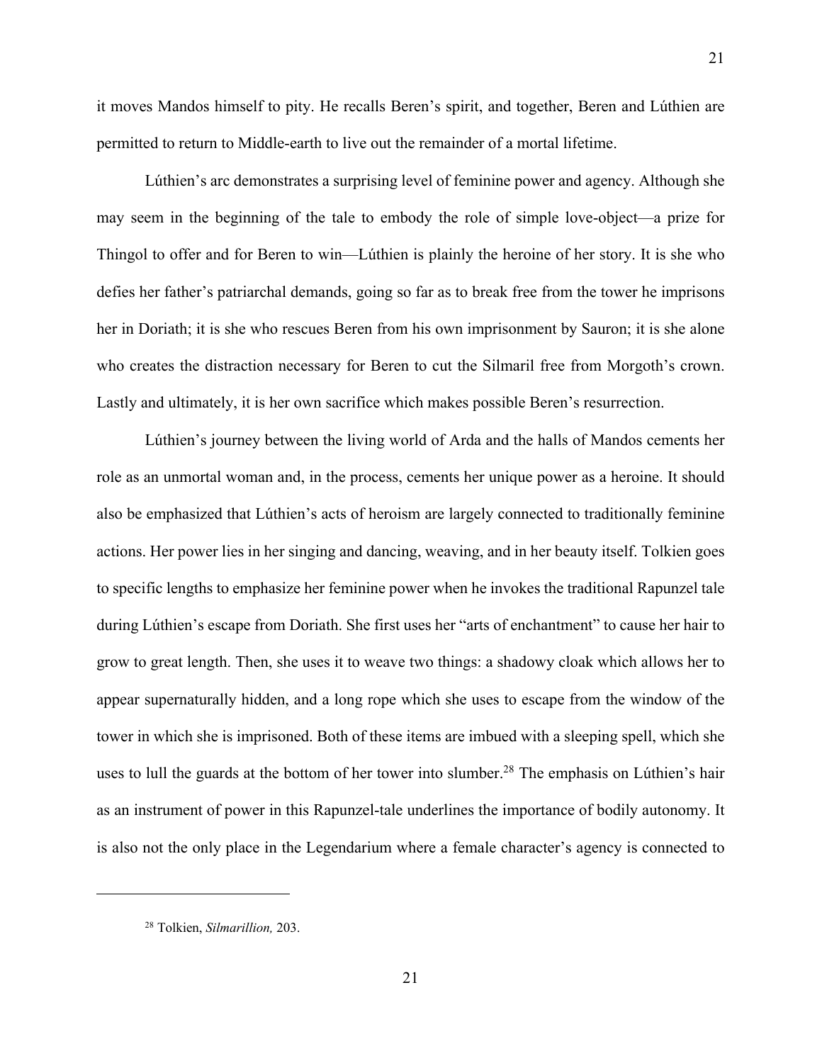it moves Mandos himself to pity. He recalls Beren's spirit, and together, Beren and Lúthien are permitted to return to Middle-earth to live out the remainder of a mortal lifetime.

Lúthien's arc demonstrates a surprising level of feminine power and agency. Although she may seem in the beginning of the tale to embody the role of simple love-object—a prize for Thingol to offer and for Beren to win—Lúthien is plainly the heroine of her story. It is she who defies her father's patriarchal demands, going so far as to break free from the tower he imprisons her in Doriath; it is she who rescues Beren from his own imprisonment by Sauron; it is she alone who creates the distraction necessary for Beren to cut the Silmaril free from Morgoth's crown. Lastly and ultimately, it is her own sacrifice which makes possible Beren's resurrection.

Lúthien's journey between the living world of Arda and the halls of Mandos cements her role as an unmortal woman and, in the process, cements her unique power as a heroine. It should also be emphasized that Lúthien's acts of heroism are largely connected to traditionally feminine actions. Her power lies in her singing and dancing, weaving, and in her beauty itself. Tolkien goes to specific lengths to emphasize her feminine power when he invokes the traditional Rapunzel tale during Lúthien's escape from Doriath. She first uses her "arts of enchantment" to cause her hair to grow to great length. Then, she uses it to weave two things: a shadowy cloak which allows her to appear supernaturally hidden, and a long rope which she uses to escape from the window of the tower in which she is imprisoned. Both of these items are imbued with a sleeping spell, which she uses to lull the guards at the bottom of her tower into slumber.[28] The emphasis on Lúthien's hair as an instrument of power in this Rapunzel-tale underlines the importance of bodily autonomy. It is also not the only place in the Legendarium where a female character's agency is connected to

---

[28] Tolkien, *Silmarillion,* 203.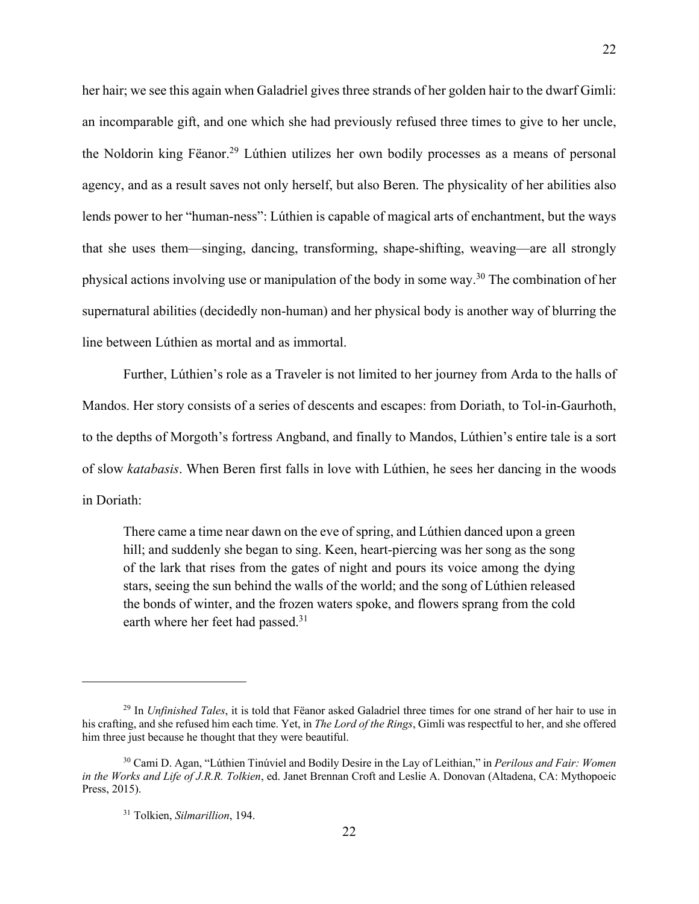her hair; we see this again when Galadriel gives three strands of her golden hair to the dwarf Gimli: an incomparable gift, and one which she had previously refused three times to give to her uncle, the Noldorin king Fëanor.[29] Lúthien utilizes her own bodily processes as a means of personal agency, and as a result saves not only herself, but also Beren. The physicality of her abilities also lends power to her "human-ness": Lúthien is capable of magical arts of enchantment, but the ways that she uses them—singing, dancing, transforming, shape-shifting, weaving—are all strongly physical actions involving use or manipulation of the body in some way.[30] The combination of her supernatural abilities (decidedly non-human) and her physical body is another way of blurring the line between Lúthien as mortal and as immortal.

Further, Lúthien's role as a Traveler is not limited to her journey from Arda to the halls of Mandos. Her story consists of a series of descents and escapes: from Doriath, to Tol-in-Gaurhoth, to the depths of Morgoth's fortress Angband, and finally to Mandos, Lúthien's entire tale is a sort of slow *katabasis*. When Beren first falls in love with Lúthien, he sees her dancing in the woods in Doriath:

> There came a time near dawn on the eve of spring, and Lúthien danced upon a green hill; and suddenly she began to sing. Keen, heart-piercing was her song as the song of the lark that rises from the gates of night and pours its voice among the dying stars, seeing the sun behind the walls of the world; and the song of Lúthien released the bonds of winter, and the frozen waters spoke, and flowers sprang from the cold earth where her feet had passed.[31]

---

[29] In *Unfinished Tales*, it is told that Fëanor asked Galadriel three times for one strand of her hair to use in his crafting, and she refused him each time. Yet, in *The Lord of the Rings*, Gimli was respectful to her, and she offered him three just because he thought that they were beautiful.

[30] Cami D. Agan, "Lúthien Tinúviel and Bodily Desire in the Lay of Leithian," in *Perilous and Fair: Women in the Works and Life of J.R.R. Tolkien*, ed. Janet Brennan Croft and Leslie A. Donovan (Altadena, CA: Mythopoeic Press, 2015).

[31] Tolkien, *Silmarillion*, 194.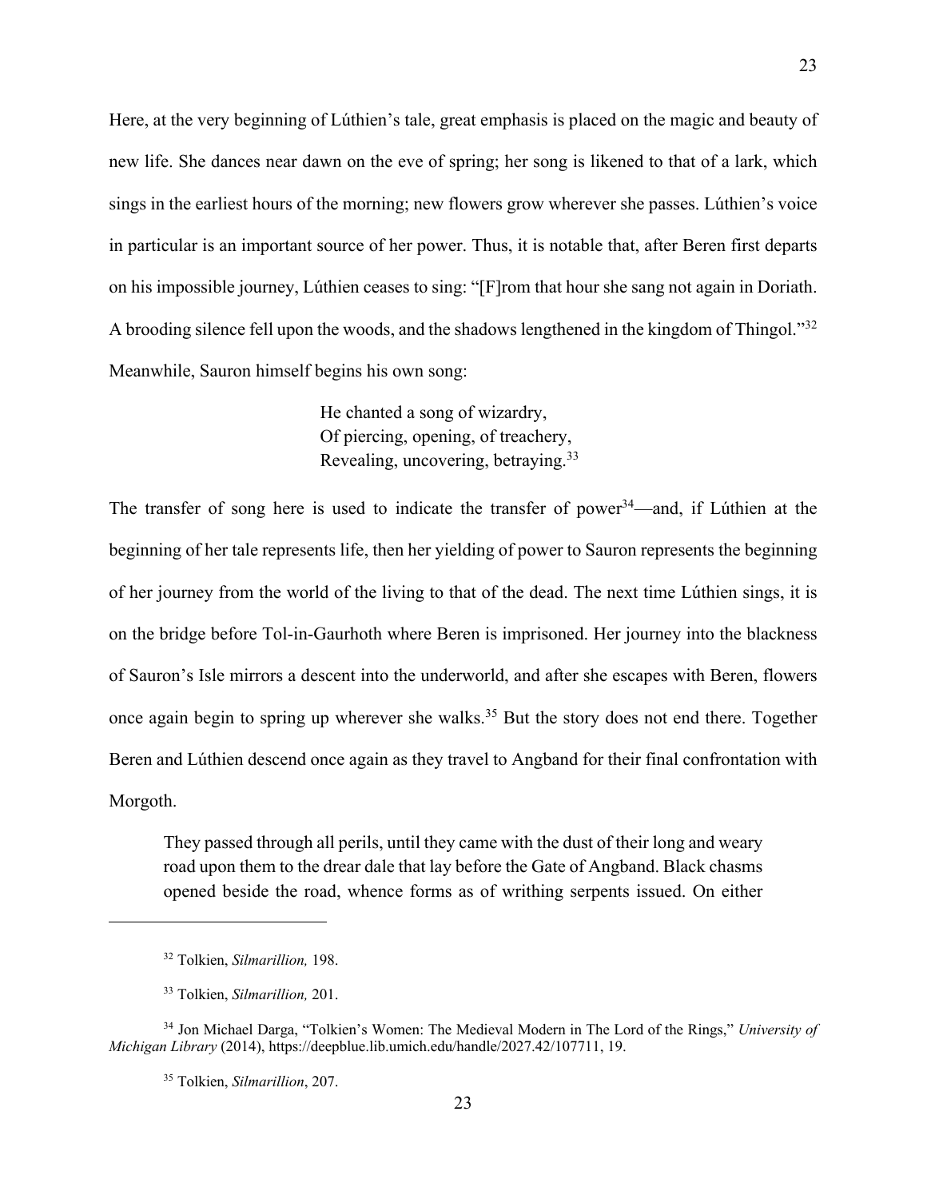Here, at the very beginning of Lúthien's tale, great emphasis is placed on the magic and beauty of new life. She dances near dawn on the eve of spring; her song is likened to that of a lark, which sings in the earliest hours of the morning; new flowers grow wherever she passes. Lúthien's voice in particular is an important source of her power. Thus, it is notable that, after Beren first departs on his impossible journey, Lúthien ceases to sing: "[F]rom that hour she sang not again in Doriath. A brooding silence fell upon the woods, and the shadows lengthened in the kingdom of Thingol."[32] Meanwhile, Sauron himself begins his own song:

> He chanted a song of wizardry,
> Of piercing, opening, of treachery,
> Revealing, uncovering, betraying.[33]

The transfer of song here is used to indicate the transfer of power[34]—and, if Lúthien at the beginning of her tale represents life, then her yielding of power to Sauron represents the beginning of her journey from the world of the living to that of the dead. The next time Lúthien sings, it is on the bridge before Tol-in-Gaurhoth where Beren is imprisoned. Her journey into the blackness of Sauron's Isle mirrors a descent into the underworld, and after she escapes with Beren, flowers once again begin to spring up wherever she walks.[35] But the story does not end there. Together Beren and Lúthien descend once again as they travel to Angband for their final confrontation with Morgoth.

> They passed through all perils, until they came with the dust of their long and weary road upon them to the drear dale that lay before the Gate of Angband. Black chasms opened beside the road, whence forms as of writhing serpents issued. On either

---

[32] Tolkien, *Silmarillion,* 198.

[33] Tolkien, *Silmarillion,* 201.

[34] Jon Michael Darga, "Tolkien's Women: The Medieval Modern in The Lord of the Rings," *University of Michigan Library* (2014), https://deepblue.lib.umich.edu/handle/2027.42/107711, 19.

[35] Tolkien, *Silmarillion*, 207.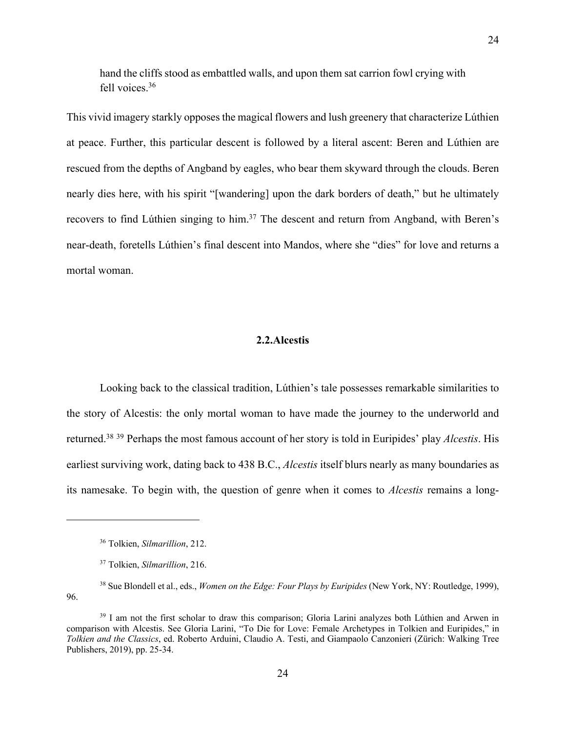> hand the cliffs stood as embattled walls, and upon them sat carrion fowl crying with fell voices.[36]

This vivid imagery starkly opposes the magical flowers and lush greenery that characterize Lúthien at peace. Further, this particular descent is followed by a literal ascent: Beren and Lúthien are rescued from the depths of Angband by eagles, who bear them skyward through the clouds. Beren nearly dies here, with his spirit "[wandering] upon the dark borders of death," but he ultimately recovers to find Lúthien singing to him.[37] The descent and return from Angband, with Beren's near-death, foretells Lúthien's final descent into Mandos, where she "dies" for love and returns a mortal woman.

### 2.2. Alcestis

Looking back to the classical tradition, Lúthien's tale possesses remarkable similarities to the story of Alcestis: the only mortal woman to have made the journey to the underworld and returned.[38] [39] Perhaps the most famous account of her story is told in Euripides' play *Alcestis*. His earliest surviving work, dating back to 438 B.C., *Alcestis* itself blurs nearly as many boundaries as its namesake. To begin with, the question of genre when it comes to *Alcestis* remains a long-

---

[36] Tolkien, *Silmarillion*, 212.

[37] Tolkien, *Silmarillion*, 216.

[38] Sue Blondell et al., eds., *Women on the Edge: Four Plays by Euripides* (New York, NY: Routledge, 1999), 96.

[39] I am not the first scholar to draw this comparison; Gloria Larini analyzes both Lúthien and Arwen in comparison with Alcestis. See Gloria Larini, "To Die for Love: Female Archetypes in Tolkien and Euripides," in *Tolkien and the Classics*, ed. Roberto Arduini, Claudio A. Testi, and Giampaolo Canzonieri (Zürich: Walking Tree Publishers, 2019), pp. 25-34.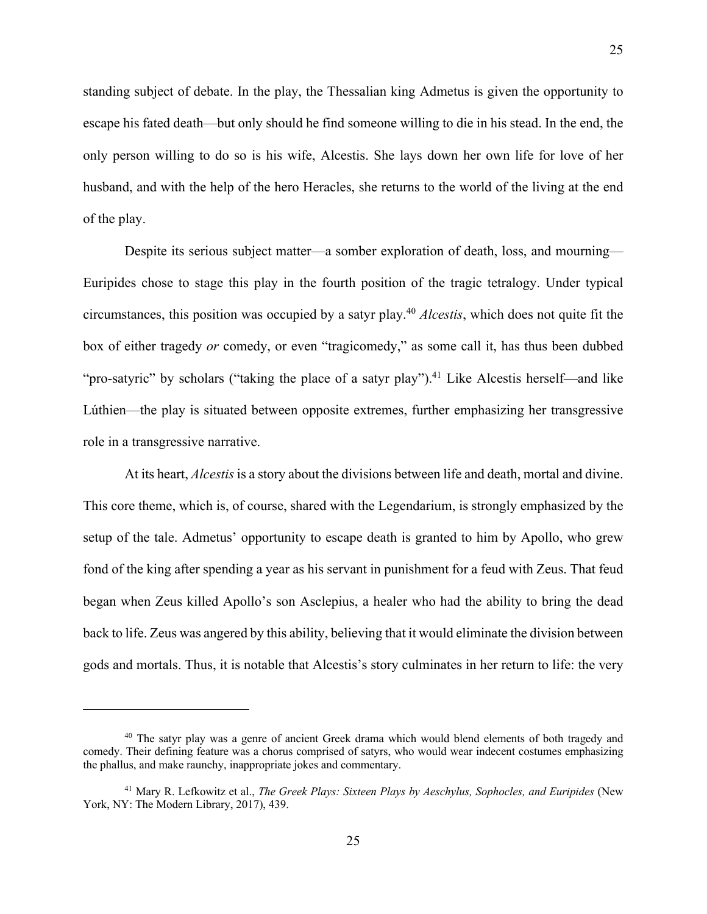standing subject of debate. In the play, the Thessalian king Admetus is given the opportunity to escape his fated death—but only should he find someone willing to die in his stead. In the end, the only person willing to do so is his wife, Alcestis. She lays down her own life for love of her husband, and with the help of the hero Heracles, she returns to the world of the living at the end of the play.

Despite its serious subject matter—a somber exploration of death, loss, and mourning—Euripides chose to stage this play in the fourth position of the tragic tetralogy. Under typical circumstances, this position was occupied by a satyr play.[40] *Alcestis*, which does not quite fit the box of either tragedy *or* comedy, or even "tragicomedy," as some call it, has thus been dubbed "pro-satyric" by scholars ("taking the place of a satyr play").[41] Like Alcestis herself—and like Lúthien—the play is situated between opposite extremes, further emphasizing her transgressive role in a transgressive narrative.

At its heart, *Alcestis* is a story about the divisions between life and death, mortal and divine. This core theme, which is, of course, shared with the Legendarium, is strongly emphasized by the setup of the tale. Admetus' opportunity to escape death is granted to him by Apollo, who grew fond of the king after spending a year as his servant in punishment for a feud with Zeus. That feud began when Zeus killed Apollo's son Asclepius, a healer who had the ability to bring the dead back to life. Zeus was angered by this ability, believing that it would eliminate the division between gods and mortals. Thus, it is notable that Alcestis's story culminates in her return to life: the very

---

[40] The satyr play was a genre of ancient Greek drama which would blend elements of both tragedy and comedy. Their defining feature was a chorus comprised of satyrs, who would wear indecent costumes emphasizing the phallus, and make raunchy, inappropriate jokes and commentary.

[41] Mary R. Lefkowitz et al., *The Greek Plays: Sixteen Plays by Aeschylus, Sophocles, and Euripides* (New York, NY: The Modern Library, 2017), 439.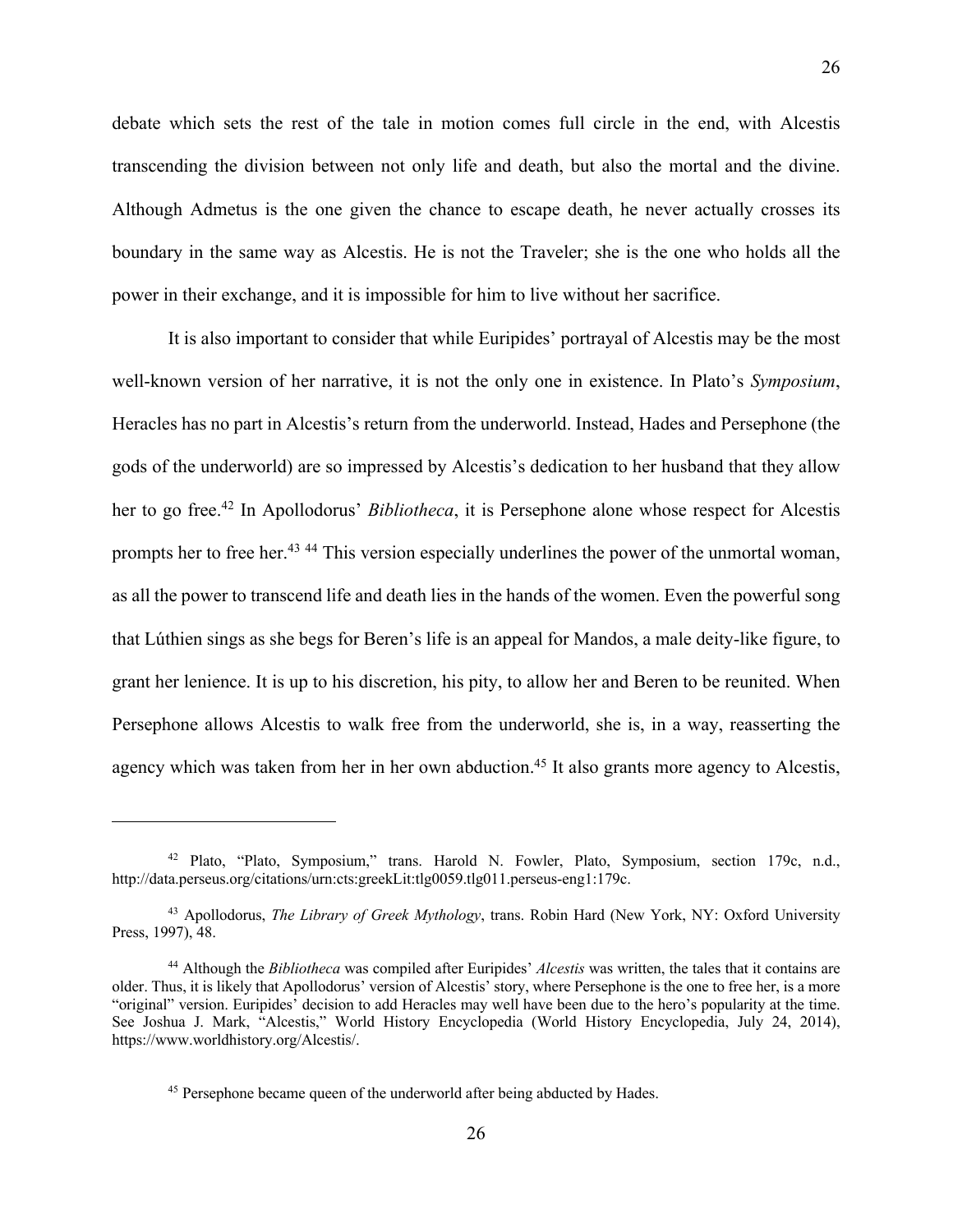debate which sets the rest of the tale in motion comes full circle in the end, with Alcestis transcending the division between not only life and death, but also the mortal and the divine. Although Admetus is the one given the chance to escape death, he never actually crosses its boundary in the same way as Alcestis. He is not the Traveler; she is the one who holds all the power in their exchange, and it is impossible for him to live without her sacrifice.

It is also important to consider that while Euripides' portrayal of Alcestis may be the most well-known version of her narrative, it is not the only one in existence. In Plato's *Symposium*, Heracles has no part in Alcestis's return from the underworld. Instead, Hades and Persephone (the gods of the underworld) are so impressed by Alcestis's dedication to her husband that they allow her to go free.[42] In Apollodorus' *Bibliotheca*, it is Persephone alone whose respect for Alcestis prompts her to free her.[43] [44] This version especially underlines the power of the unmortal woman, as all the power to transcend life and death lies in the hands of the women. Even the powerful song that Lúthien sings as she begs for Beren's life is an appeal for Mandos, a male deity-like figure, to grant her lenience. It is up to his discretion, his pity, to allow her and Beren to be reunited. When Persephone allows Alcestis to walk free from the underworld, she is, in a way, reasserting the agency which was taken from her in her own abduction.[45] It also grants more agency to Alcestis,

---

[42] Plato, "Plato, Symposium," trans. Harold N. Fowler, Plato, Symposium, section 179c, n.d., http://data.perseus.org/citations/urn:cts:greekLit:tlg0059.tlg011.perseus-eng1:179c.

[43] Apollodorus, *The Library of Greek Mythology*, trans. Robin Hard (New York, NY: Oxford University Press, 1997), 48.

[44] Although the *Bibliotheca* was compiled after Euripides' *Alcestis* was written, the tales that it contains are older. Thus, it is likely that Apollodorus' version of Alcestis' story, where Persephone is the one to free her, is a more "original" version. Euripides' decision to add Heracles may well have been due to the hero's popularity at the time. See Joshua J. Mark, "Alcestis," World History Encyclopedia (World History Encyclopedia, July 24, 2014), https://www.worldhistory.org/Alcestis/.

[45] Persephone became queen of the underworld after being abducted by Hades.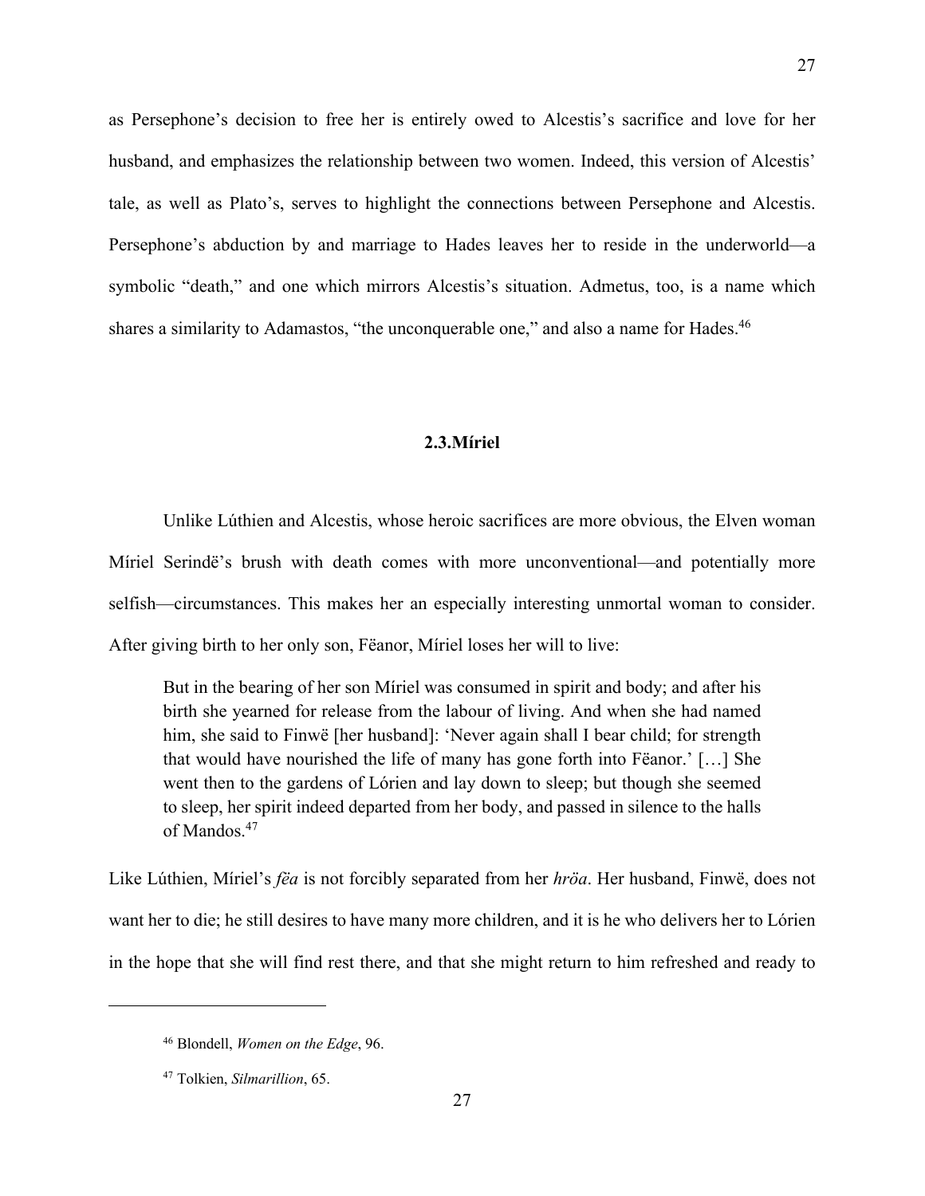as Persephone's decision to free her is entirely owed to Alcestis's sacrifice and love for her husband, and emphasizes the relationship between two women. Indeed, this version of Alcestis' tale, as well as Plato's, serves to highlight the connections between Persephone and Alcestis. Persephone's abduction by and marriage to Hades leaves her to reside in the underworld—a symbolic "death," and one which mirrors Alcestis's situation. Admetus, too, is a name which shares a similarity to Adamastos, "the unconquerable one," and also a name for Hades.[46]

## 2.3. Míriel

Unlike Lúthien and Alcestis, whose heroic sacrifices are more obvious, the Elven woman Míriel Serindë's brush with death comes with more unconventional—and potentially more selfish—circumstances. This makes her an especially interesting unmortal woman to consider. After giving birth to her only son, Fëanor, Míriel loses her will to live:

> But in the bearing of her son Míriel was consumed in spirit and body; and after his birth she yearned for release from the labour of living. And when she had named him, she said to Finwë [her husband]: 'Never again shall I bear child; for strength that would have nourished the life of many has gone forth into Fëanor.' […] She went then to the gardens of Lórien and lay down to sleep; but though she seemed to sleep, her spirit indeed departed from her body, and passed in silence to the halls of Mandos.[47]

Like Lúthien, Míriel's *fëa* is not forcibly separated from her *hröa*. Her husband, Finwë, does not want her to die; he still desires to have many more children, and it is he who delivers her to Lórien in the hope that she will find rest there, and that she might return to him refreshed and ready to

---

[46] Blondell, *Women on the Edge*, 96.

[47] Tolkien, *Silmarillion*, 65.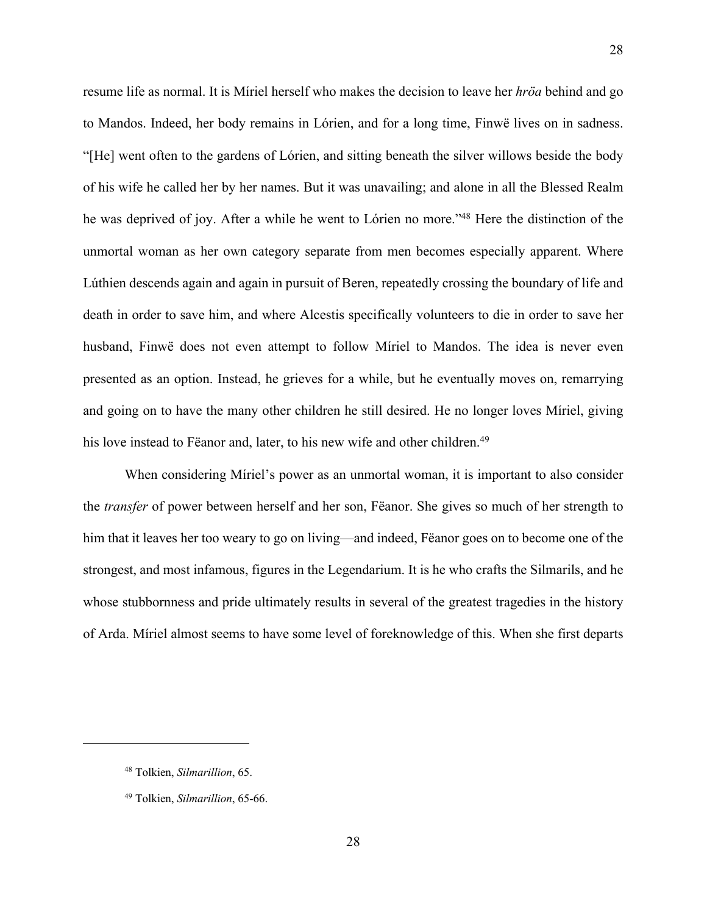resume life as normal. It is Míriel herself who makes the decision to leave her *hröa* behind and go to Mandos. Indeed, her body remains in Lórien, and for a long time, Finwë lives on in sadness. "[He] went often to the gardens of Lórien, and sitting beneath the silver willows beside the body of his wife he called her by her names. But it was unavailing; and alone in all the Blessed Realm he was deprived of joy. After a while he went to Lórien no more."[48] Here the distinction of the unmortal woman as her own category separate from men becomes especially apparent. Where Lúthien descends again and again in pursuit of Beren, repeatedly crossing the boundary of life and death in order to save him, and where Alcestis specifically volunteers to die in order to save her husband, Finwë does not even attempt to follow Míriel to Mandos. The idea is never even presented as an option. Instead, he grieves for a while, but he eventually moves on, remarrying and going on to have the many other children he still desired. He no longer loves Míriel, giving his love instead to Fëanor and, later, to his new wife and other children.[49]

When considering Míriel's power as an unmortal woman, it is important to also consider the *transfer* of power between herself and her son, Fëanor. She gives so much of her strength to him that it leaves her too weary to go on living—and indeed, Fëanor goes on to become one of the strongest, and most infamous, figures in the Legendarium. It is he who crafts the Silmarils, and he whose stubbornness and pride ultimately results in several of the greatest tragedies in the history of Arda. Míriel almost seems to have some level of foreknowledge of this. When she first departs

---

[48] Tolkien, *Silmarillion*, 65.

[49] Tolkien, *Silmarillion*, 65-66.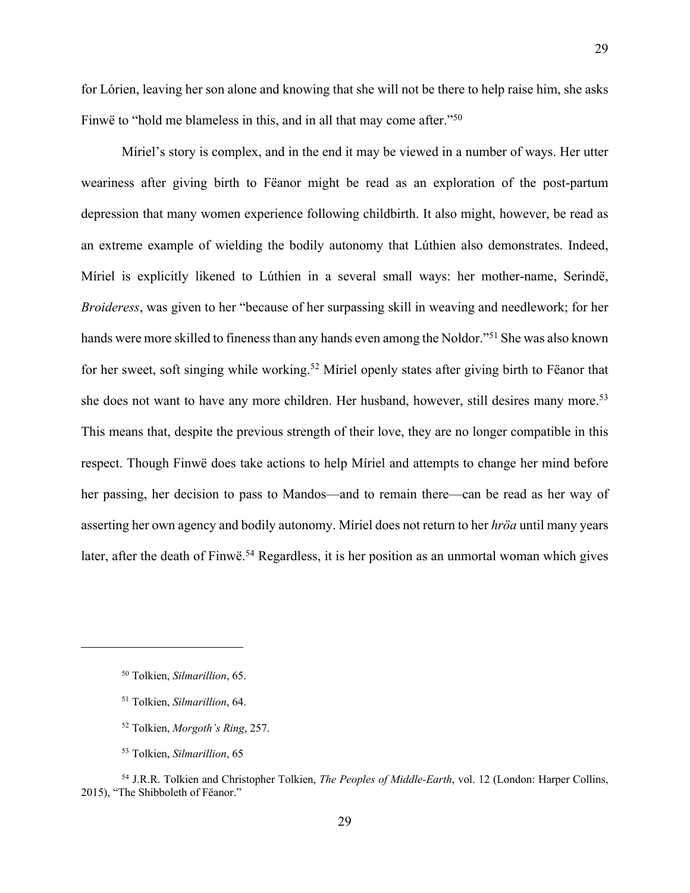for Lórien, leaving her son alone and knowing that she will not be there to help raise him, she asks Finwë to "hold me blameless in this, and in all that may come after."[50]

Míriel's story is complex, and in the end it may be viewed in a number of ways. Her utter weariness after giving birth to Fëanor might be read as an exploration of the post-partum depression that many women experience following childbirth. It also might, however, be read as an extreme example of wielding the bodily autonomy that Lúthien also demonstrates. Indeed, Míriel is explicitly likened to Lúthien in a several small ways: her mother-name, Serindë, *Broideress*, was given to her "because of her surpassing skill in weaving and needlework; for her hands were more skilled to fineness than any hands even among the Noldor."[51] She was also known for her sweet, soft singing while working.[52] Míriel openly states after giving birth to Fëanor that she does not want to have any more children. Her husband, however, still desires many more.[53] This means that, despite the previous strength of their love, they are no longer compatible in this respect. Though Finwë does take actions to help Míriel and attempts to change her mind before her passing, her decision to pass to Mandos—and to remain there—can be read as her way of asserting her own agency and bodily autonomy. Míriel does not return to her *hröa* until many years later, after the death of Finwë.[54] Regardless, it is her position as an unmortal woman which gives

---

[50] Tolkien, *Silmarillion*, 65.

[51] Tolkien, *Silmarillion*, 64.

[52] Tolkien, *Morgoth's Ring*, 257.

[53] Tolkien, *Silmarillion*, 65

[54] J.R.R. Tolkien and Christopher Tolkien, *The Peoples of Middle-Earth*, vol. 12 (London: Harper Collins, 2015), "The Shibboleth of Fëanor."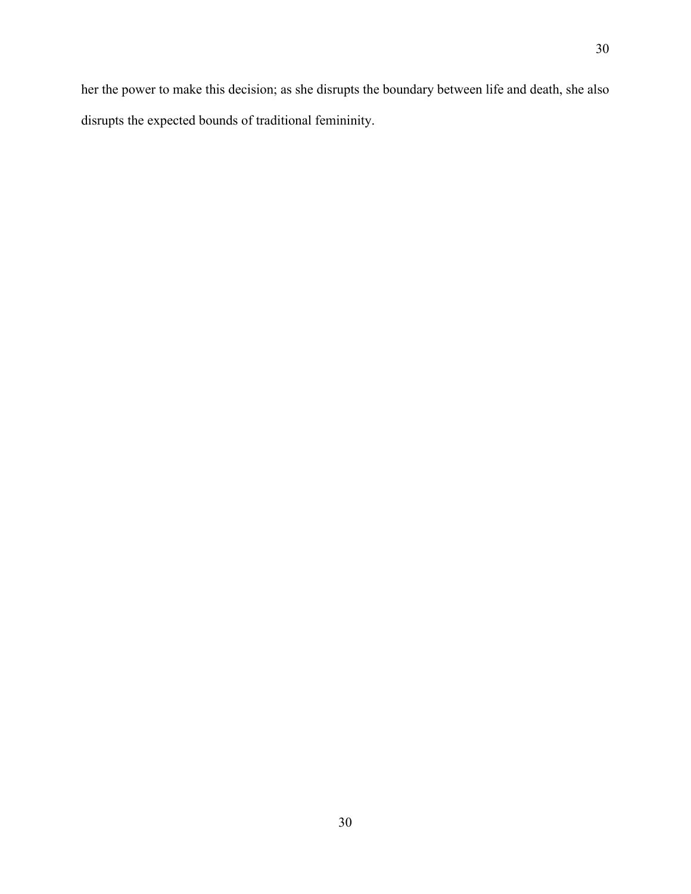her the power to make this decision; as she disrupts the boundary between life and death, she also disrupts the expected bounds of traditional femininity.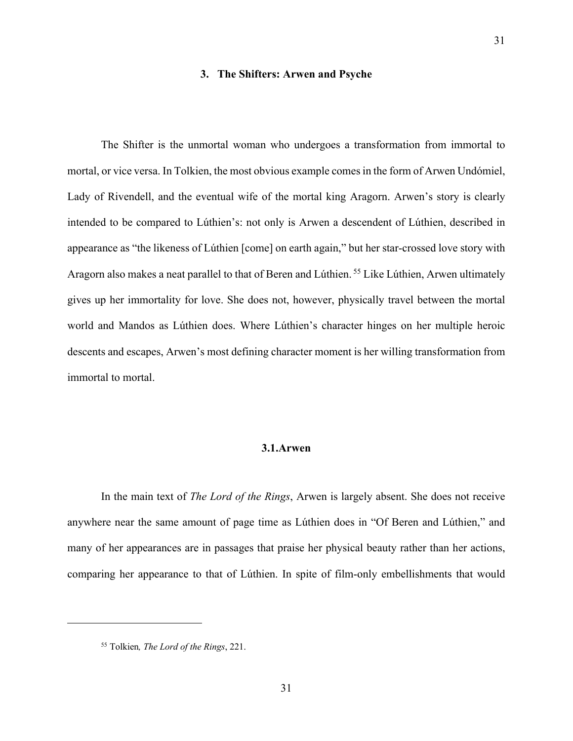## 3. The Shifters: Arwen and Psyche

The Shifter is the unmortal woman who undergoes a transformation from immortal to mortal, or vice versa. In Tolkien, the most obvious example comes in the form of Arwen Undómiel, Lady of Rivendell, and the eventual wife of the mortal king Aragorn. Arwen's story is clearly intended to be compared to Lúthien's: not only is Arwen a descendent of Lúthien, described in appearance as "the likeness of Lúthien [come] on earth again," but her star-crossed love story with Aragorn also makes a neat parallel to that of Beren and Lúthien.[55] Like Lúthien, Arwen ultimately gives up her immortality for love. She does not, however, physically travel between the mortal world and Mandos as Lúthien does. Where Lúthien's character hinges on her multiple heroic descents and escapes, Arwen's most defining character moment is her willing transformation from immortal to mortal.

### 3.1. Arwen

In the main text of *The Lord of the Rings*, Arwen is largely absent. She does not receive anywhere near the same amount of page time as Lúthien does in "Of Beren and Lúthien," and many of her appearances are in passages that praise her physical beauty rather than her actions, comparing her appearance to that of Lúthien. In spite of film-only embellishments that would

[55] Tolkien*, The Lord of the Rings*, 221.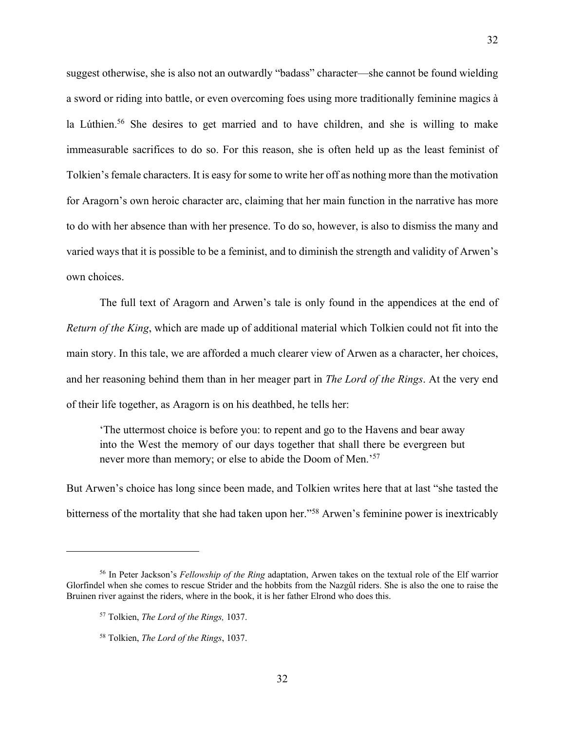suggest otherwise, she is also not an outwardly "badass" character—she cannot be found wielding a sword or riding into battle, or even overcoming foes using more traditionally feminine magics à la Lúthien.[56] She desires to get married and to have children, and she is willing to make immeasurable sacrifices to do so. For this reason, she is often held up as the least feminist of Tolkien's female characters. It is easy for some to write her off as nothing more than the motivation for Aragorn's own heroic character arc, claiming that her main function in the narrative has more to do with her absence than with her presence. To do so, however, is also to dismiss the many and varied ways that it is possible to be a feminist, and to diminish the strength and validity of Arwen's own choices.

The full text of Aragorn and Arwen's tale is only found in the appendices at the end of *Return of the King*, which are made up of additional material which Tolkien could not fit into the main story. In this tale, we are afforded a much clearer view of Arwen as a character, her choices, and her reasoning behind them than in her meager part in *The Lord of the Rings*. At the very end of their life together, as Aragorn is on his deathbed, he tells her:

> 'The uttermost choice is before you: to repent and go to the Havens and bear away into the West the memory of our days together that shall there be evergreen but never more than memory; or else to abide the Doom of Men.'[57]

But Arwen's choice has long since been made, and Tolkien writes here that at last "she tasted the bitterness of the mortality that she had taken upon her."[58] Arwen's feminine power is inextricably

---

[56] In Peter Jackson's *Fellowship of the Ring* adaptation, Arwen takes on the textual role of the Elf warrior Glorfindel when she comes to rescue Strider and the hobbits from the Nazgûl riders. She is also the one to raise the Bruinen river against the riders, where in the book, it is her father Elrond who does this.

[57] Tolkien, *The Lord of the Rings,* 1037.

[58] Tolkien, *The Lord of the Rings*, 1037.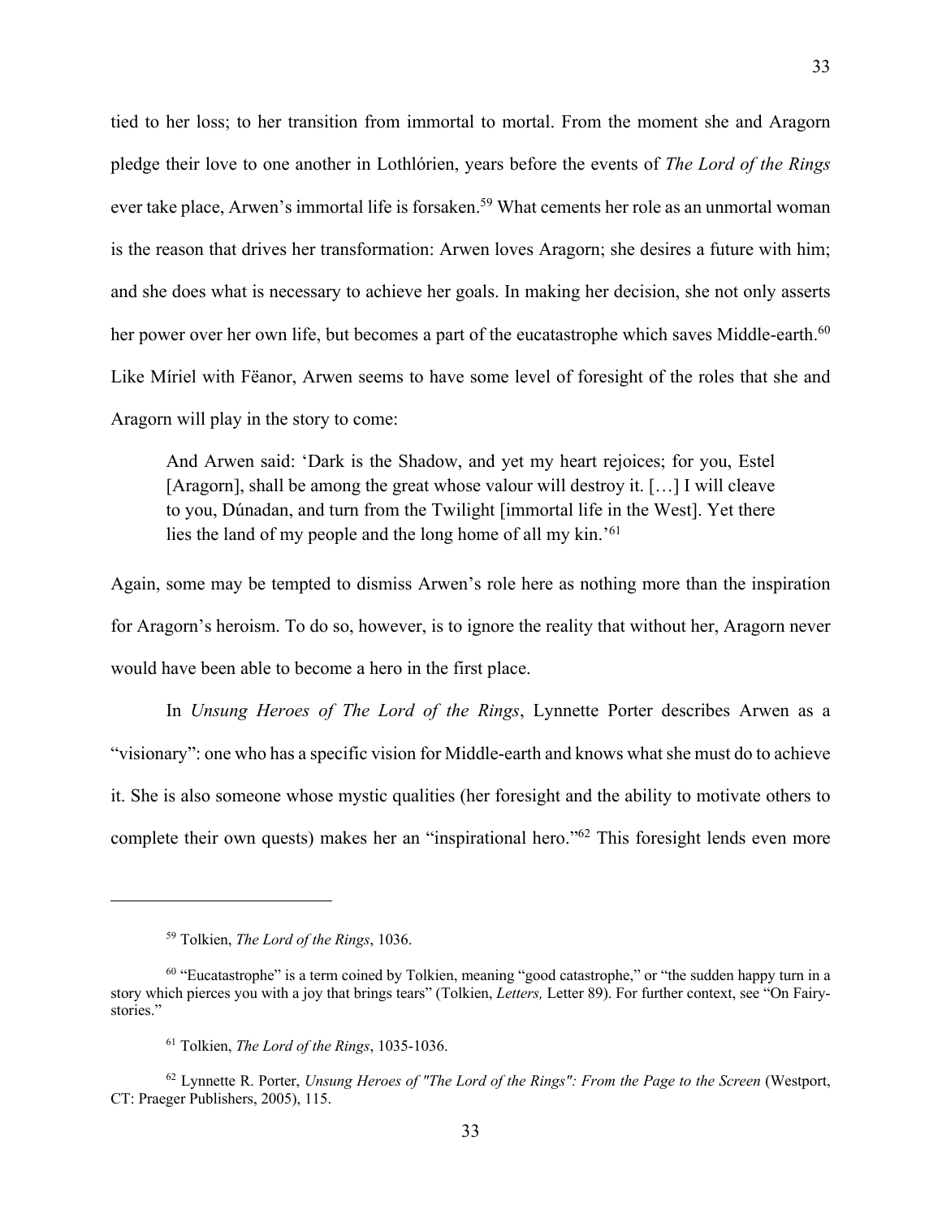tied to her loss; to her transition from immortal to mortal. From the moment she and Aragorn pledge their love to one another in Lothlórien, years before the events of *The Lord of the Rings* ever take place, Arwen's immortal life is forsaken.[59] What cements her role as an unmortal woman is the reason that drives her transformation: Arwen loves Aragorn; she desires a future with him; and she does what is necessary to achieve her goals. In making her decision, she not only asserts her power over her own life, but becomes a part of the eucatastrophe which saves Middle-earth.[60] Like Míriel with Fëanor, Arwen seems to have some level of foresight of the roles that she and Aragorn will play in the story to come:

> And Arwen said: 'Dark is the Shadow, and yet my heart rejoices; for you, Estel [Aragorn], shall be among the great whose valour will destroy it. […] I will cleave to you, Dúnadan, and turn from the Twilight [immortal life in the West]. Yet there lies the land of my people and the long home of all my kin.'[61]

Again, some may be tempted to dismiss Arwen's role here as nothing more than the inspiration for Aragorn's heroism. To do so, however, is to ignore the reality that without her, Aragorn never would have been able to become a hero in the first place.

In *Unsung Heroes of The Lord of the Rings*, Lynnette Porter describes Arwen as a "visionary": one who has a specific vision for Middle-earth and knows what she must do to achieve it. She is also someone whose mystic qualities (her foresight and the ability to motivate others to complete their own quests) makes her an "inspirational hero."[62] This foresight lends even more

---

[59] Tolkien, *The Lord of the Rings*, 1036.

[60] "Eucatastrophe" is a term coined by Tolkien, meaning "good catastrophe," or "the sudden happy turn in a story which pierces you with a joy that brings tears" (Tolkien, *Letters,* Letter 89). For further context, see "On Fairy-stories."

[61] Tolkien, *The Lord of the Rings*, 1035-1036.

[62] Lynnette R. Porter, *Unsung Heroes of "The Lord of the Rings": From the Page to the Screen* (Westport, CT: Praeger Publishers, 2005), 115.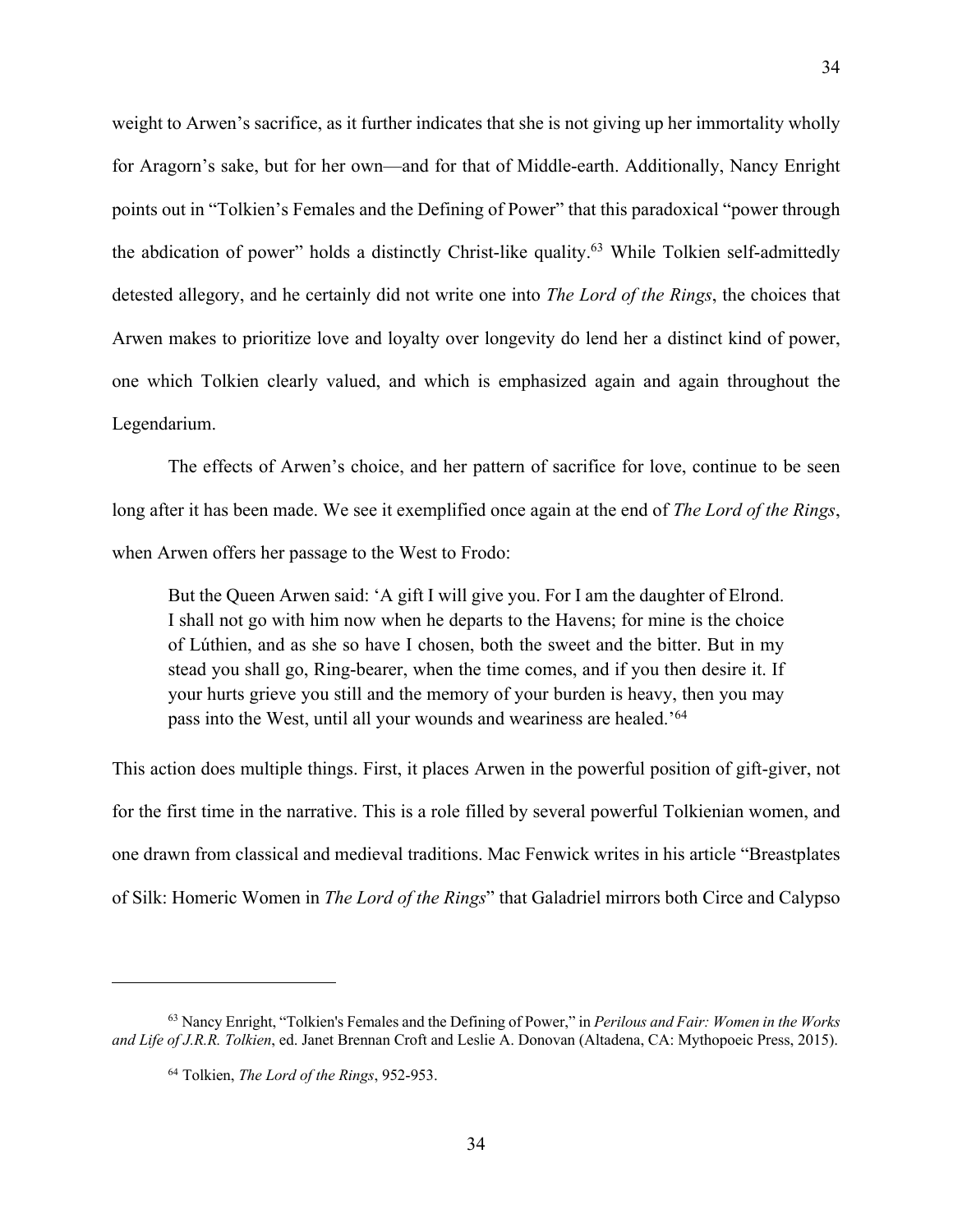weight to Arwen's sacrifice, as it further indicates that she is not giving up her immortality wholly for Aragorn's sake, but for her own—and for that of Middle-earth. Additionally, Nancy Enright points out in "Tolkien's Females and the Defining of Power" that this paradoxical "power through the abdication of power" holds a distinctly Christ-like quality.[63] While Tolkien self-admittedly detested allegory, and he certainly did not write one into *The Lord of the Rings*, the choices that Arwen makes to prioritize love and loyalty over longevity do lend her a distinct kind of power, one which Tolkien clearly valued, and which is emphasized again and again throughout the Legendarium.

The effects of Arwen's choice, and her pattern of sacrifice for love, continue to be seen long after it has been made. We see it exemplified once again at the end of *The Lord of the Rings*, when Arwen offers her passage to the West to Frodo:

> But the Queen Arwen said: 'A gift I will give you. For I am the daughter of Elrond. I shall not go with him now when he departs to the Havens; for mine is the choice of Lúthien, and as she so have I chosen, both the sweet and the bitter. But in my stead you shall go, Ring-bearer, when the time comes, and if you then desire it. If your hurts grieve you still and the memory of your burden is heavy, then you may pass into the West, until all your wounds and weariness are healed.'[64]

This action does multiple things. First, it places Arwen in the powerful position of gift-giver, not for the first time in the narrative. This is a role filled by several powerful Tolkienian women, and one drawn from classical and medieval traditions. Mac Fenwick writes in his article "Breastplates of Silk: Homeric Women in *The Lord of the Rings*" that Galadriel mirrors both Circe and Calypso

---

[63] Nancy Enright, "Tolkien's Females and the Defining of Power," in *Perilous and Fair: Women in the Works and Life of J.R.R. Tolkien*, ed. Janet Brennan Croft and Leslie A. Donovan (Altadena, CA: Mythopoeic Press, 2015).

[64] Tolkien, *The Lord of the Rings*, 952-953.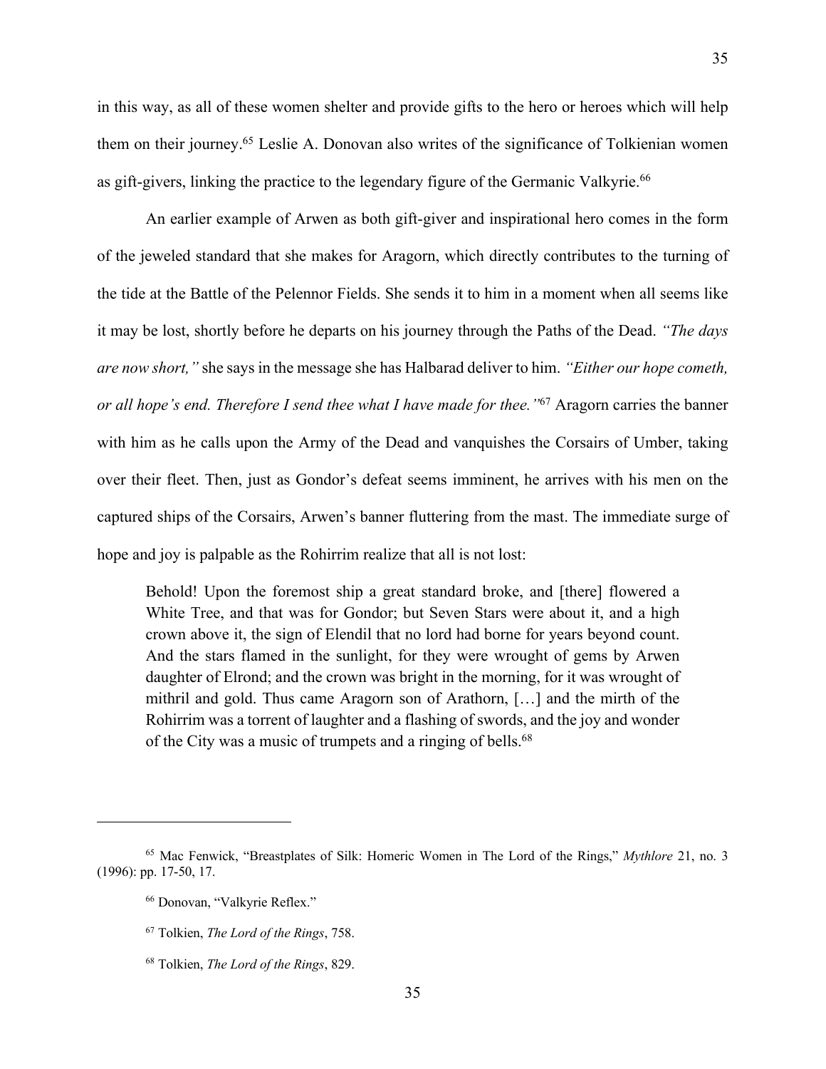in this way, as all of these women shelter and provide gifts to the hero or heroes which will help them on their journey.[65] Leslie A. Donovan also writes of the significance of Tolkienian women as gift-givers, linking the practice to the legendary figure of the Germanic Valkyrie.[66]

An earlier example of Arwen as both gift-giver and inspirational hero comes in the form of the jeweled standard that she makes for Aragorn, which directly contributes to the turning of the tide at the Battle of the Pelennor Fields. She sends it to him in a moment when all seems like it may be lost, shortly before he departs on his journey through the Paths of the Dead. *"The days are now short,"* she says in the message she has Halbarad deliver to him. *"Either our hope cometh, or all hope's end. Therefore I send thee what I have made for thee."*[67] Aragorn carries the banner with him as he calls upon the Army of the Dead and vanquishes the Corsairs of Umber, taking over their fleet. Then, just as Gondor's defeat seems imminent, he arrives with his men on the captured ships of the Corsairs, Arwen's banner fluttering from the mast. The immediate surge of hope and joy is palpable as the Rohirrim realize that all is not lost:

> Behold! Upon the foremost ship a great standard broke, and [there] flowered a White Tree, and that was for Gondor; but Seven Stars were about it, and a high crown above it, the sign of Elendil that no lord had borne for years beyond count. And the stars flamed in the sunlight, for they were wrought of gems by Arwen daughter of Elrond; and the crown was bright in the morning, for it was wrought of mithril and gold. Thus came Aragorn son of Arathorn, […] and the mirth of the Rohirrim was a torrent of laughter and a flashing of swords, and the joy and wonder of the City was a music of trumpets and a ringing of bells.[68]

---

[65] Mac Fenwick, "Breastplates of Silk: Homeric Women in The Lord of the Rings," *Mythlore* 21, no. 3 (1996): pp. 17-50, 17.

[66] Donovan, "Valkyrie Reflex."

[67] Tolkien, *The Lord of the Rings*, 758.

[68] Tolkien, *The Lord of the Rings*, 829.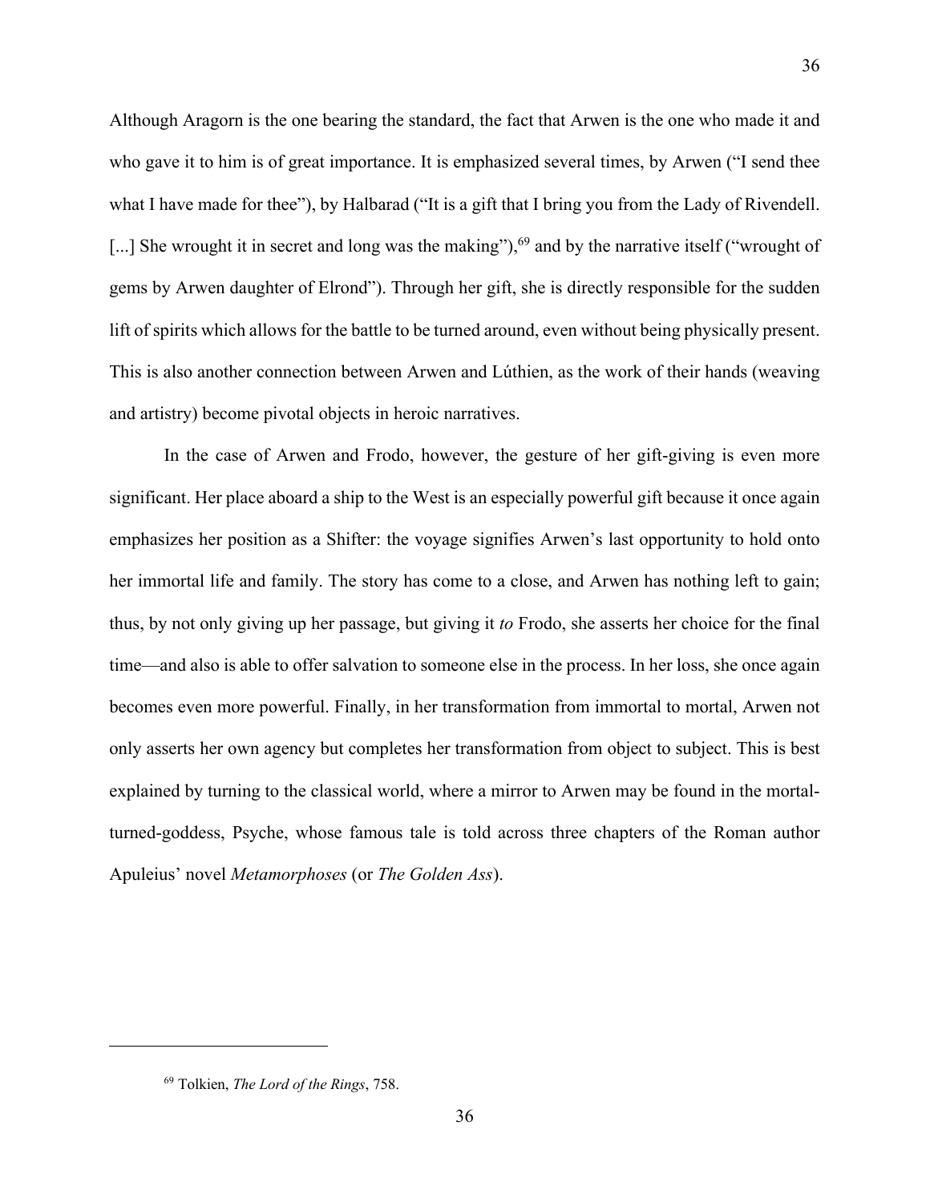Although Aragorn is the one bearing the standard, the fact that Arwen is the one who made it and who gave it to him is of great importance. It is emphasized several times, by Arwen ("I send thee what I have made for thee"), by Halbarad ("It is a gift that I bring you from the Lady of Rivendell. [...] She wrought it in secret and long was the making"),[69] and by the narrative itself ("wrought of gems by Arwen daughter of Elrond"). Through her gift, she is directly responsible for the sudden lift of spirits which allows for the battle to be turned around, even without being physically present. This is also another connection between Arwen and Lúthien, as the work of their hands (weaving and artistry) become pivotal objects in heroic narratives.

In the case of Arwen and Frodo, however, the gesture of her gift-giving is even more significant. Her place aboard a ship to the West is an especially powerful gift because it once again emphasizes her position as a Shifter: the voyage signifies Arwen's last opportunity to hold onto her immortal life and family. The story has come to a close, and Arwen has nothing left to gain; thus, by not only giving up her passage, but giving it *to* Frodo, she asserts her choice for the final time—and also is able to offer salvation to someone else in the process. In her loss, she once again becomes even more powerful. Finally, in her transformation from immortal to mortal, Arwen not only asserts her own agency but completes her transformation from object to subject. This is best explained by turning to the classical world, where a mirror to Arwen may be found in the mortal-turned-goddess, Psyche, whose famous tale is told across three chapters of the Roman author Apuleius' novel *Metamorphoses* (or *The Golden Ass*).

---

[69] Tolkien, *The Lord of the Rings*, 758.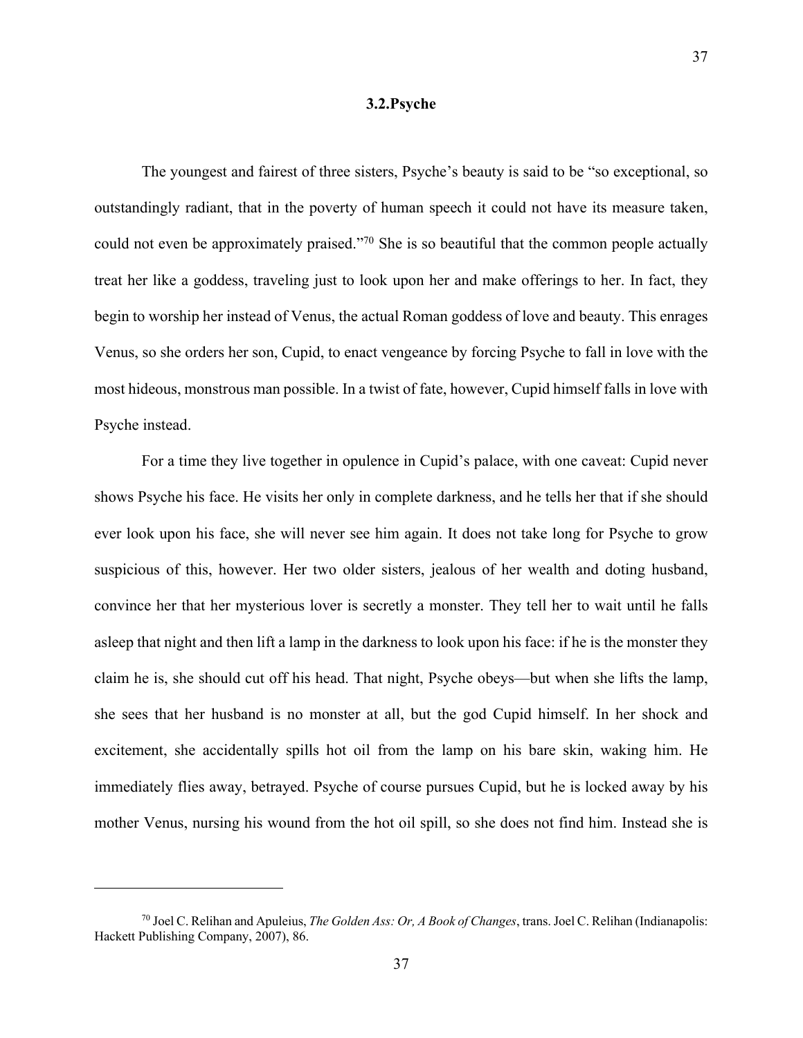### 3.2.Psyche

The youngest and fairest of three sisters, Psyche's beauty is said to be "so exceptional, so outstandingly radiant, that in the poverty of human speech it could not have its measure taken, could not even be approximately praised."[70] She is so beautiful that the common people actually treat her like a goddess, traveling just to look upon her and make offerings to her. In fact, they begin to worship her instead of Venus, the actual Roman goddess of love and beauty. This enrages Venus, so she orders her son, Cupid, to enact vengeance by forcing Psyche to fall in love with the most hideous, monstrous man possible. In a twist of fate, however, Cupid himself falls in love with Psyche instead.

For a time they live together in opulence in Cupid's palace, with one caveat: Cupid never shows Psyche his face. He visits her only in complete darkness, and he tells her that if she should ever look upon his face, she will never see him again. It does not take long for Psyche to grow suspicious of this, however. Her two older sisters, jealous of her wealth and doting husband, convince her that her mysterious lover is secretly a monster. They tell her to wait until he falls asleep that night and then lift a lamp in the darkness to look upon his face: if he is the monster they claim he is, she should cut off his head. That night, Psyche obeys—but when she lifts the lamp, she sees that her husband is no monster at all, but the god Cupid himself. In her shock and excitement, she accidentally spills hot oil from the lamp on his bare skin, waking him. He immediately flies away, betrayed. Psyche of course pursues Cupid, but he is locked away by his mother Venus, nursing his wound from the hot oil spill, so she does not find him. Instead she is

---

[70] Joel C. Relihan and Apuleius, *The Golden Ass: Or, A Book of Changes*, trans. Joel C. Relihan (Indianapolis: Hackett Publishing Company, 2007), 86.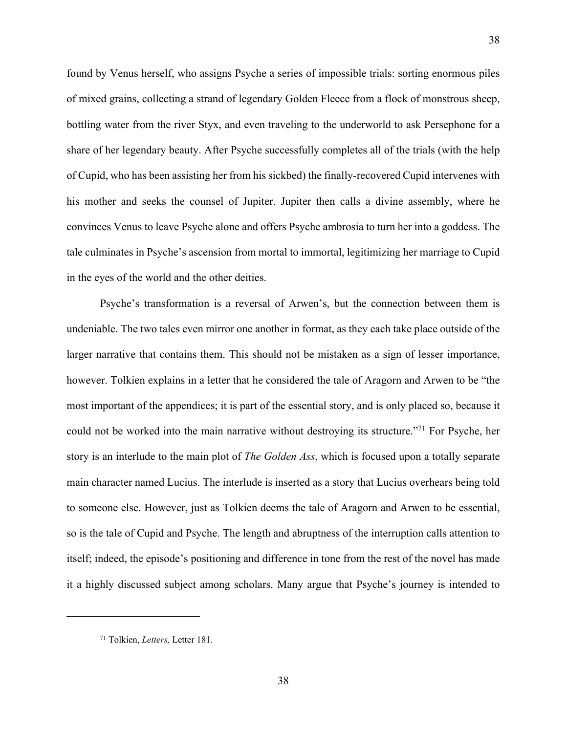found by Venus herself, who assigns Psyche a series of impossible trials: sorting enormous piles of mixed grains, collecting a strand of legendary Golden Fleece from a flock of monstrous sheep, bottling water from the river Styx, and even traveling to the underworld to ask Persephone for a share of her legendary beauty. After Psyche successfully completes all of the trials (with the help of Cupid, who has been assisting her from his sickbed) the finally-recovered Cupid intervenes with his mother and seeks the counsel of Jupiter. Jupiter then calls a divine assembly, where he convinces Venus to leave Psyche alone and offers Psyche ambrosia to turn her into a goddess. The tale culminates in Psyche's ascension from mortal to immortal, legitimizing her marriage to Cupid in the eyes of the world and the other deities.

Psyche's transformation is a reversal of Arwen's, but the connection between them is undeniable. The two tales even mirror one another in format, as they each take place outside of the larger narrative that contains them. This should not be mistaken as a sign of lesser importance, however. Tolkien explains in a letter that he considered the tale of Aragorn and Arwen to be "the most important of the appendices; it is part of the essential story, and is only placed so, because it could not be worked into the main narrative without destroying its structure."[71] For Psyche, her story is an interlude to the main plot of *The Golden Ass*, which is focused upon a totally separate main character named Lucius. The interlude is inserted as a story that Lucius overhears being told to someone else. However, just as Tolkien deems the tale of Aragorn and Arwen to be essential, so is the tale of Cupid and Psyche. The length and abruptness of the interruption calls attention to itself; indeed, the episode's positioning and difference in tone from the rest of the novel has made it a highly discussed subject among scholars. Many argue that Psyche's journey is intended to

---

[71] Tolkien, *Letters,* Letter 181.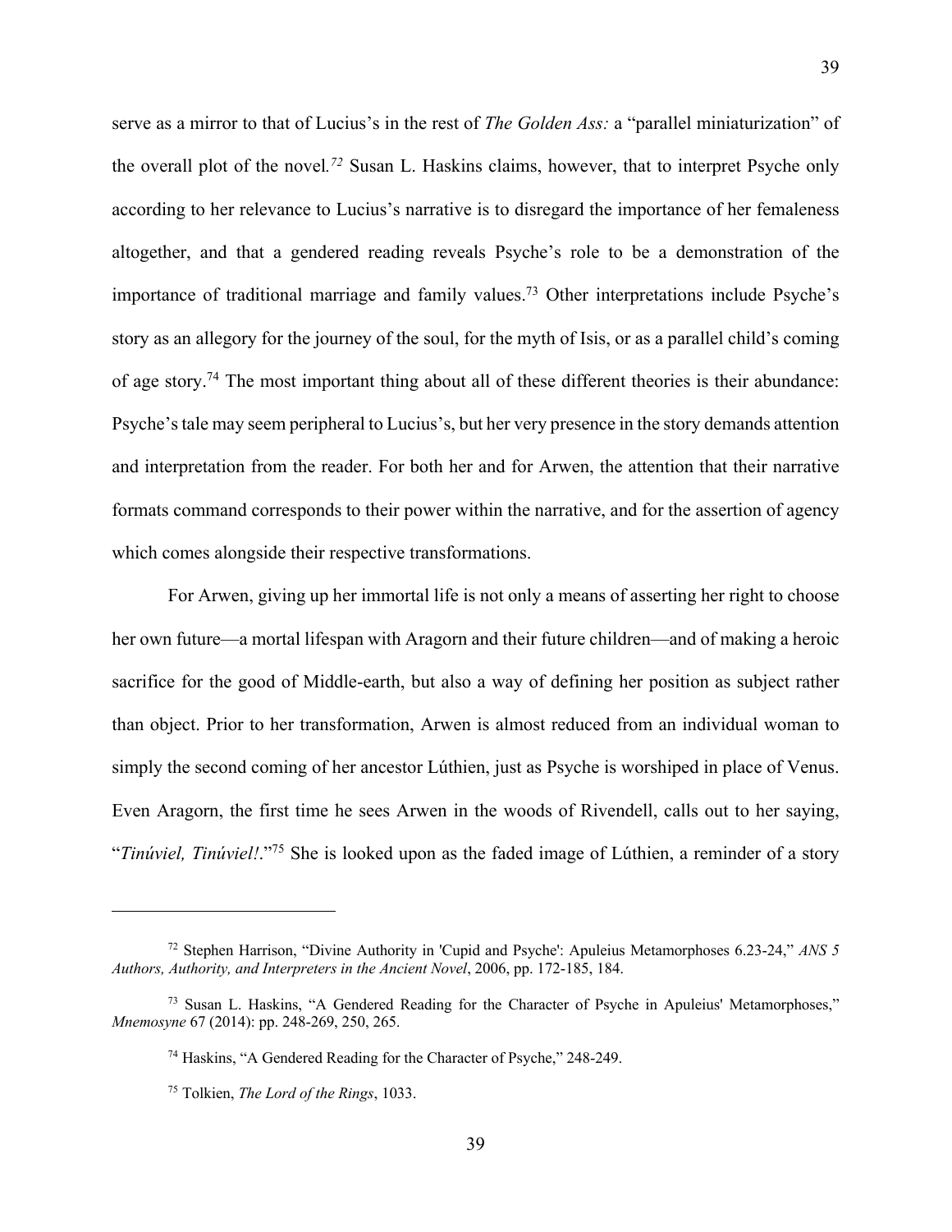serve as a mirror to that of Lucius's in the rest of *The Golden Ass:* a "parallel miniaturization" of the overall plot of the novel.[72] Susan L. Haskins claims, however, that to interpret Psyche only according to her relevance to Lucius's narrative is to disregard the importance of her femaleness altogether, and that a gendered reading reveals Psyche's role to be a demonstration of the importance of traditional marriage and family values.[73] Other interpretations include Psyche's story as an allegory for the journey of the soul, for the myth of Isis, or as a parallel child's coming of age story.[74] The most important thing about all of these different theories is their abundance: Psyche's tale may seem peripheral to Lucius's, but her very presence in the story demands attention and interpretation from the reader. For both her and for Arwen, the attention that their narrative formats command corresponds to their power within the narrative, and for the assertion of agency which comes alongside their respective transformations.

For Arwen, giving up her immortal life is not only a means of asserting her right to choose her own future—a mortal lifespan with Aragorn and their future children—and of making a heroic sacrifice for the good of Middle-earth, but also a way of defining her position as subject rather than object. Prior to her transformation, Arwen is almost reduced from an individual woman to simply the second coming of her ancestor Lúthien, just as Psyche is worshiped in place of Venus. Even Aragorn, the first time he sees Arwen in the woods of Rivendell, calls out to her saying, "*Tinúviel, Tinúviel!*."[75] She is looked upon as the faded image of Lúthien, a reminder of a story

---

[72] Stephen Harrison, "Divine Authority in 'Cupid and Psyche': Apuleius Metamorphoses 6.23-24," *ANS 5 Authors, Authority, and Interpreters in the Ancient Novel*, 2006, pp. 172-185, 184.

[73] Susan L. Haskins, "A Gendered Reading for the Character of Psyche in Apuleius' Metamorphoses," *Mnemosyne* 67 (2014): pp. 248-269, 250, 265.

[74] Haskins, "A Gendered Reading for the Character of Psyche," 248-249.

[75] Tolkien, *The Lord of the Rings*, 1033.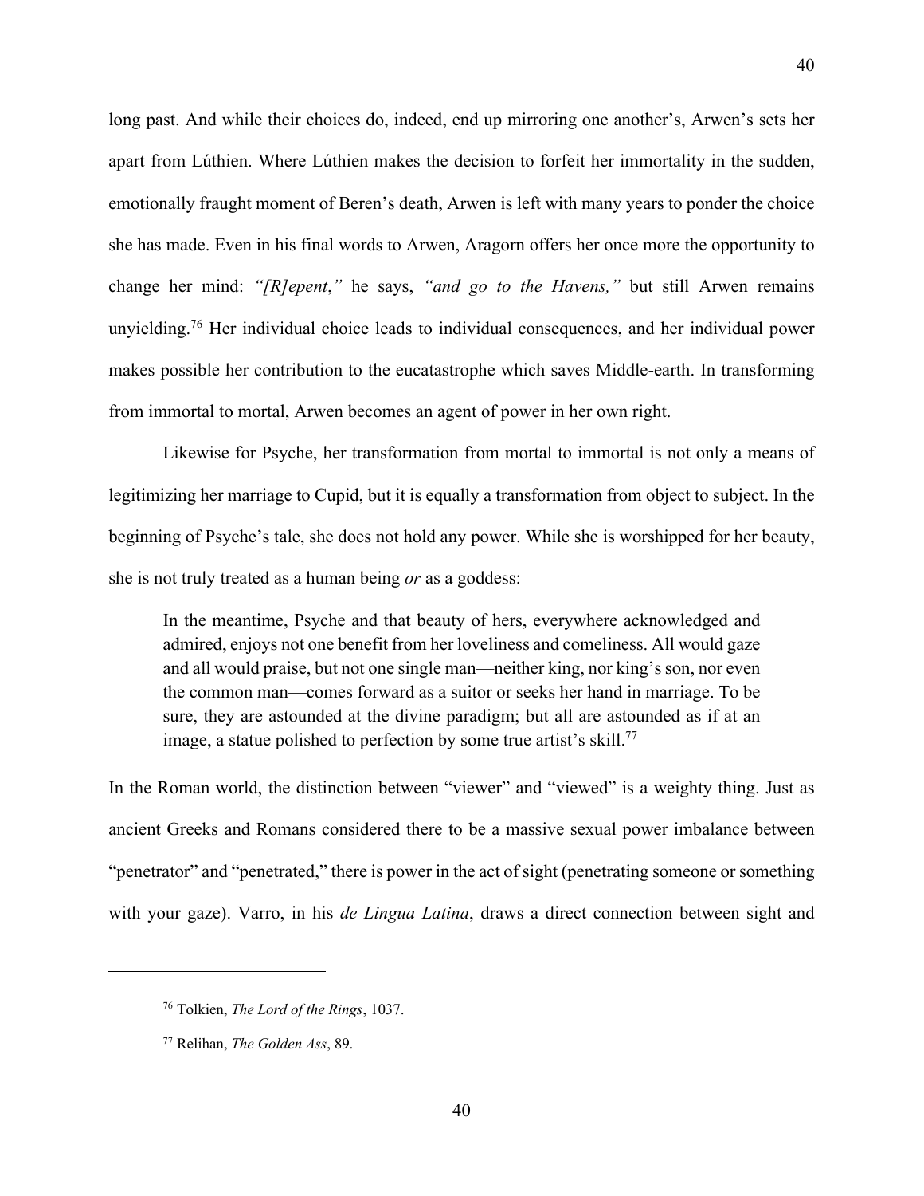long past. And while their choices do, indeed, end up mirroring one another's, Arwen's sets her apart from Lúthien. Where Lúthien makes the decision to forfeit her immortality in the sudden, emotionally fraught moment of Beren's death, Arwen is left with many years to ponder the choice she has made. Even in his final words to Arwen, Aragorn offers her once more the opportunity to change her mind: *"[R]epent*,*"* he says, *"and go to the Havens,"* but still Arwen remains unyielding.[76] Her individual choice leads to individual consequences, and her individual power makes possible her contribution to the eucatastrophe which saves Middle-earth. In transforming from immortal to mortal, Arwen becomes an agent of power in her own right.

Likewise for Psyche, her transformation from mortal to immortal is not only a means of legitimizing her marriage to Cupid, but it is equally a transformation from object to subject. In the beginning of Psyche's tale, she does not hold any power. While she is worshipped for her beauty, she is not truly treated as a human being *or* as a goddess:

> In the meantime, Psyche and that beauty of hers, everywhere acknowledged and admired, enjoys not one benefit from her loveliness and comeliness. All would gaze and all would praise, but not one single man—neither king, nor king's son, nor even the common man—comes forward as a suitor or seeks her hand in marriage. To be sure, they are astounded at the divine paradigm; but all are astounded as if at an image, a statue polished to perfection by some true artist's skill.[77]

In the Roman world, the distinction between "viewer" and "viewed" is a weighty thing. Just as ancient Greeks and Romans considered there to be a massive sexual power imbalance between "penetrator" and "penetrated," there is power in the act of sight (penetrating someone or something with your gaze). Varro, in his *de Lingua Latina*, draws a direct connection between sight and

---

[76] Tolkien, *The Lord of the Rings*, 1037.

[77] Relihan, *The Golden Ass*, 89.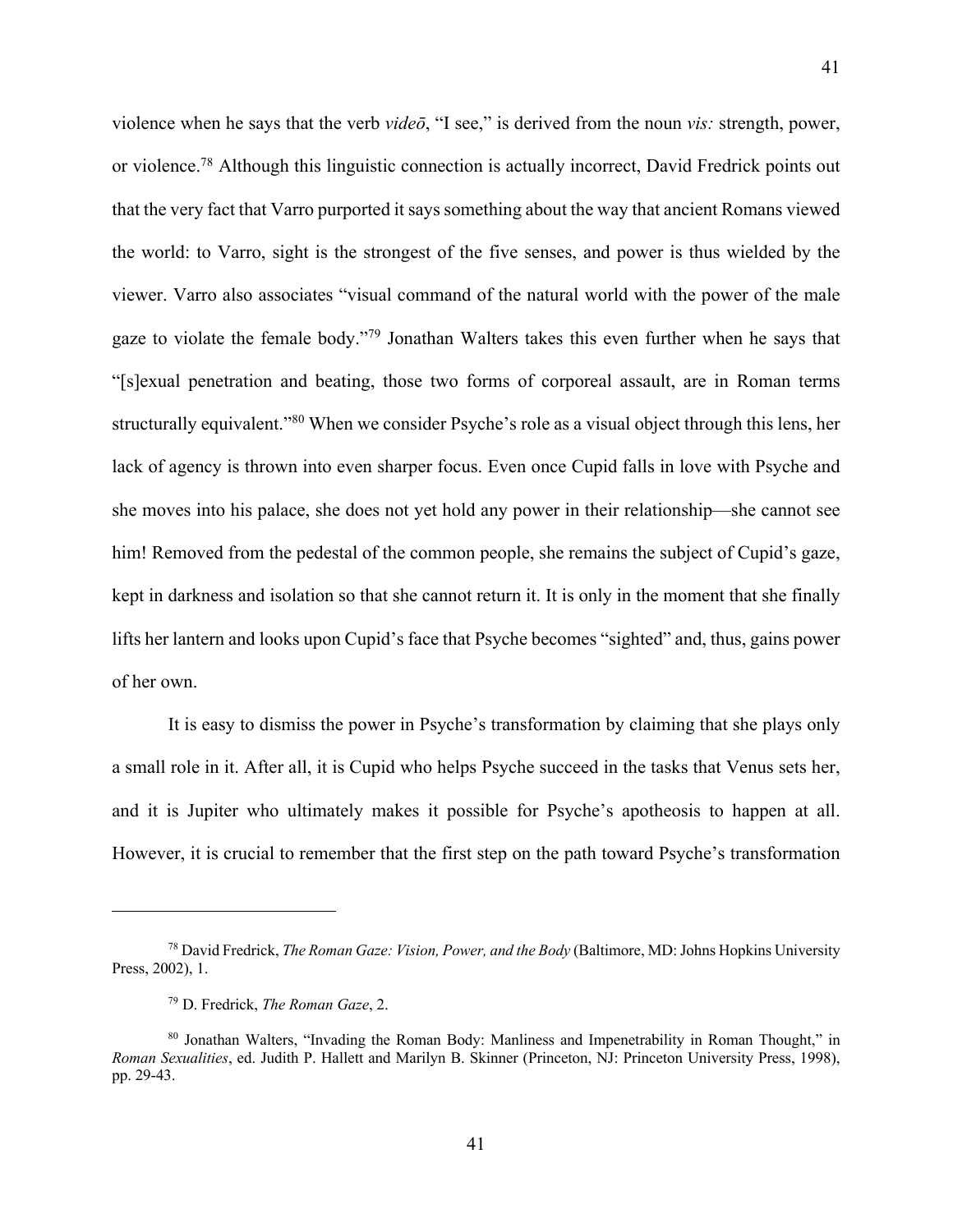violence when he says that the verb *videō*, "I see," is derived from the noun *vis:* strength, power, or violence.[78] Although this linguistic connection is actually incorrect, David Fredrick points out that the very fact that Varro purported it says something about the way that ancient Romans viewed the world: to Varro, sight is the strongest of the five senses, and power is thus wielded by the viewer. Varro also associates "visual command of the natural world with the power of the male gaze to violate the female body."[79] Jonathan Walters takes this even further when he says that "[s]exual penetration and beating, those two forms of corporeal assault, are in Roman terms structurally equivalent."[80] When we consider Psyche's role as a visual object through this lens, her lack of agency is thrown into even sharper focus. Even once Cupid falls in love with Psyche and she moves into his palace, she does not yet hold any power in their relationship—she cannot see him! Removed from the pedestal of the common people, she remains the subject of Cupid's gaze, kept in darkness and isolation so that she cannot return it. It is only in the moment that she finally lifts her lantern and looks upon Cupid's face that Psyche becomes "sighted" and, thus, gains power of her own.

It is easy to dismiss the power in Psyche's transformation by claiming that she plays only a small role in it. After all, it is Cupid who helps Psyche succeed in the tasks that Venus sets her, and it is Jupiter who ultimately makes it possible for Psyche's apotheosis to happen at all. However, it is crucial to remember that the first step on the path toward Psyche's transformation

---

[78] David Fredrick, *The Roman Gaze: Vision, Power, and the Body* (Baltimore, MD: Johns Hopkins University Press, 2002), 1.

[79] D. Fredrick, *The Roman Gaze*, 2.

[80] Jonathan Walters, "Invading the Roman Body: Manliness and Impenetrability in Roman Thought," in *Roman Sexualities*, ed. Judith P. Hallett and Marilyn B. Skinner (Princeton, NJ: Princeton University Press, 1998), pp. 29-43.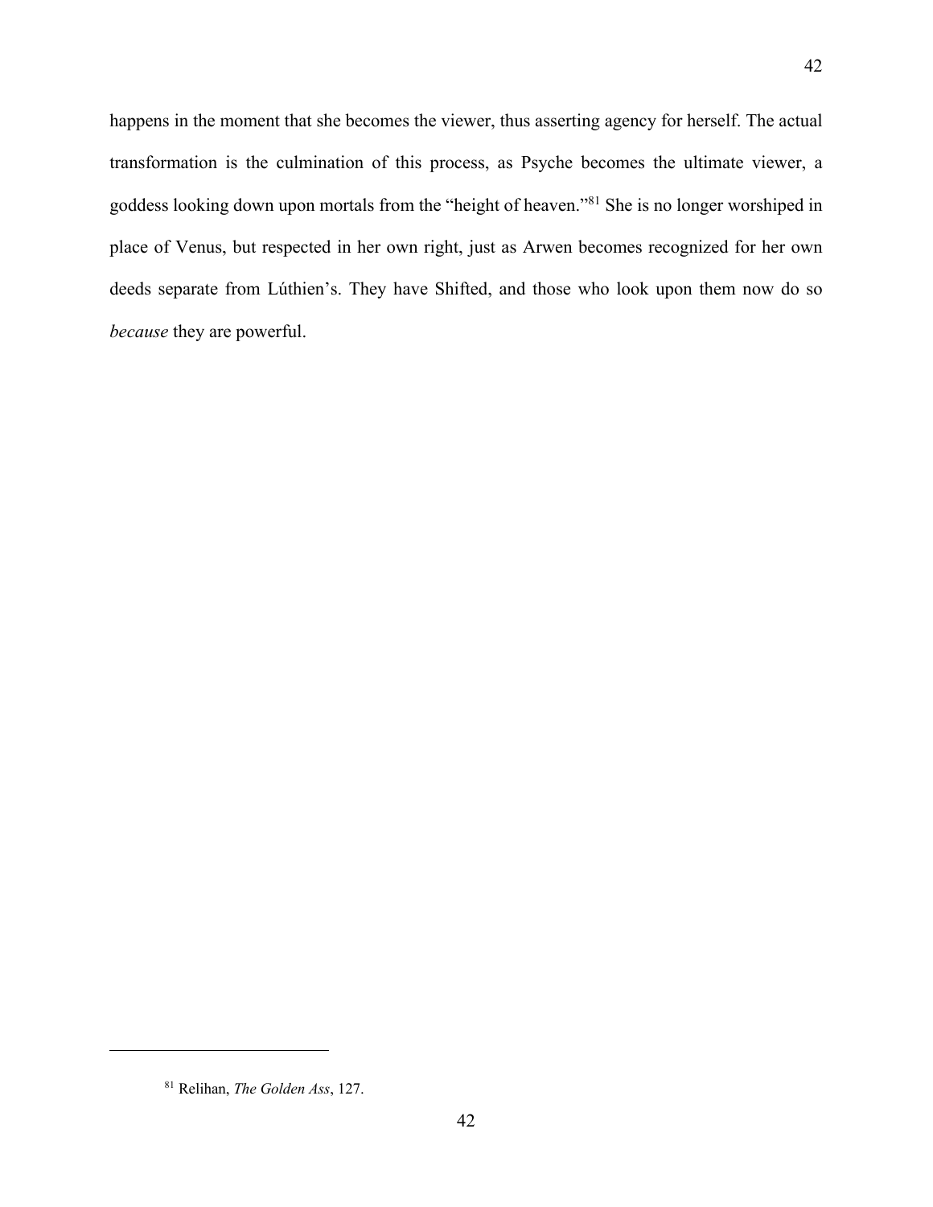happens in the moment that she becomes the viewer, thus asserting agency for herself. The actual transformation is the culmination of this process, as Psyche becomes the ultimate viewer, a goddess looking down upon mortals from the "height of heaven."[81] She is no longer worshiped in place of Venus, but respected in her own right, just as Arwen becomes recognized for her own deeds separate from Lúthien's. They have Shifted, and those who look upon them now do so *because* they are powerful.

---

[81] Relihan, *The Golden Ass*, 127.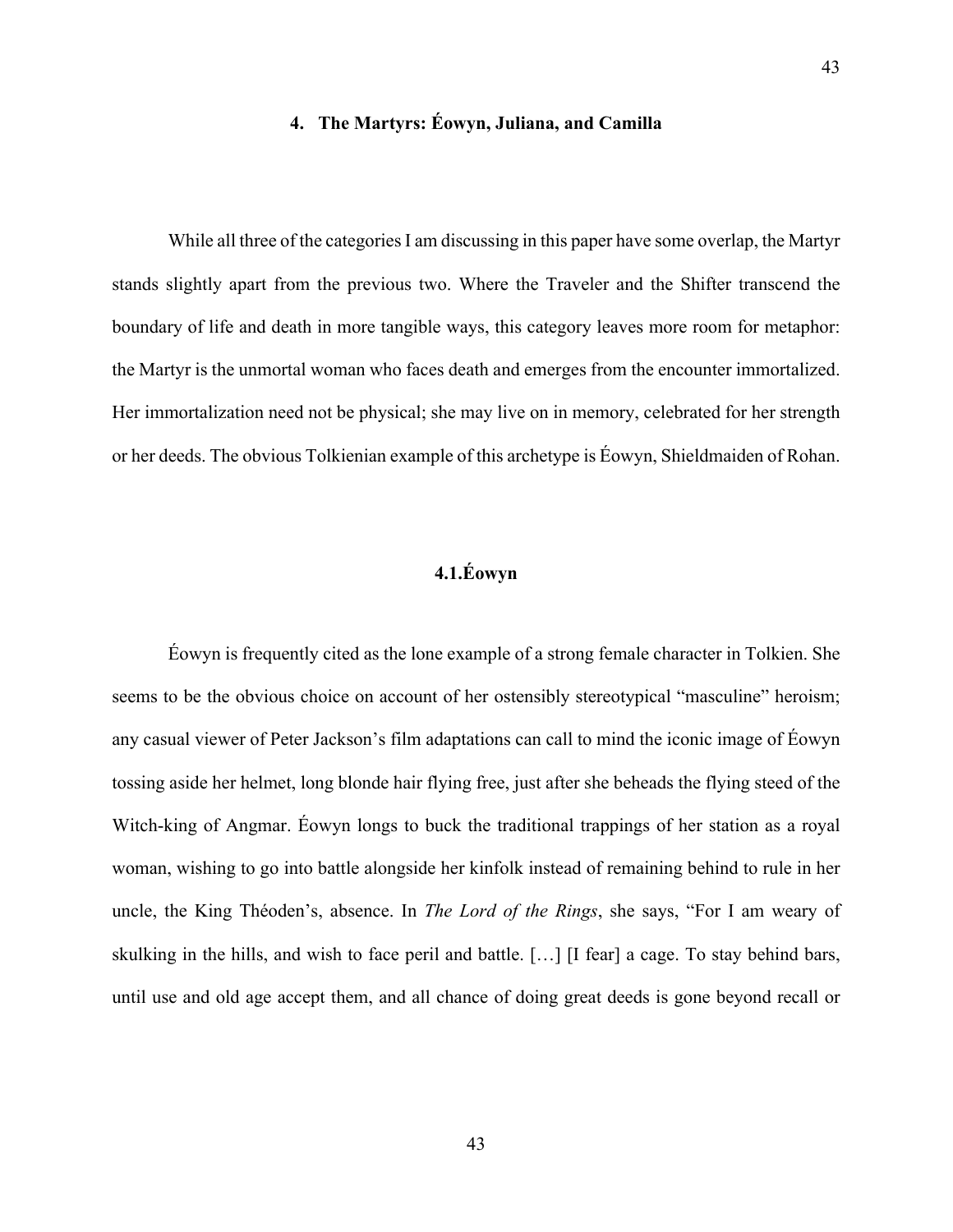## 4. The Martyrs: Éowyn, Juliana, and Camilla

While all three of the categories I am discussing in this paper have some overlap, the Martyr stands slightly apart from the previous two. Where the Traveler and the Shifter transcend the boundary of life and death in more tangible ways, this category leaves more room for metaphor: the Martyr is the unmortal woman who faces death and emerges from the encounter immortalized. Her immortalization need not be physical; she may live on in memory, celebrated for her strength or her deeds. The obvious Tolkienian example of this archetype is Éowyn, Shieldmaiden of Rohan.

### 4.1. Éowyn

Éowyn is frequently cited as the lone example of a strong female character in Tolkien. She seems to be the obvious choice on account of her ostensibly stereotypical "masculine" heroism; any casual viewer of Peter Jackson's film adaptations can call to mind the iconic image of Éowyn tossing aside her helmet, long blonde hair flying free, just after she beheads the flying steed of the Witch-king of Angmar. Éowyn longs to buck the traditional trappings of her station as a royal woman, wishing to go into battle alongside her kinfolk instead of remaining behind to rule in her uncle, the King Théoden's, absence. In *The Lord of the Rings*, she says, "For I am weary of skulking in the hills, and wish to face peril and battle. […] [I fear] a cage. To stay behind bars, until use and old age accept them, and all chance of doing great deeds is gone beyond recall or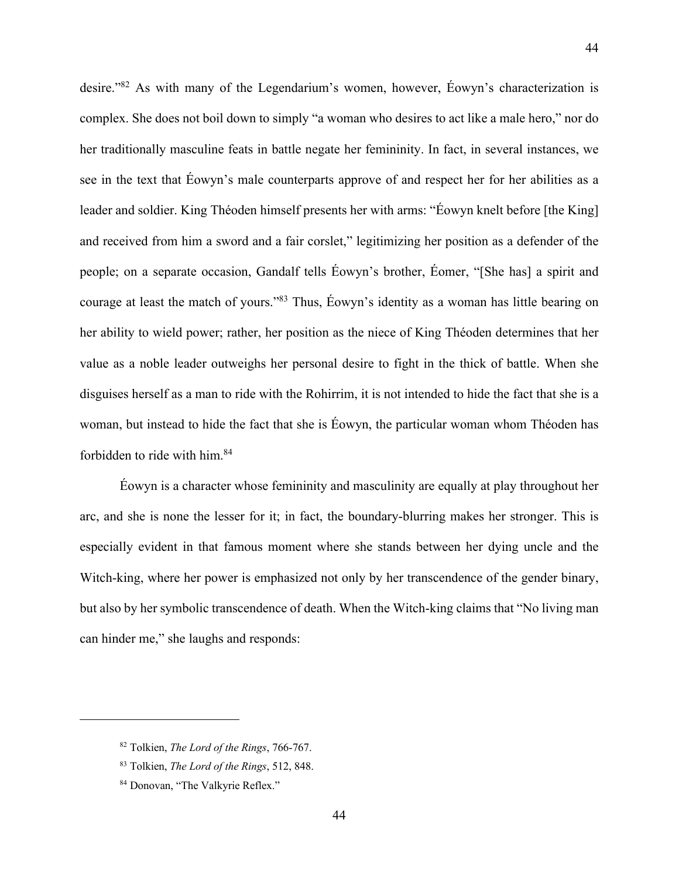desire."[82] As with many of the Legendarium's women, however, Éowyn's characterization is complex. She does not boil down to simply "a woman who desires to act like a male hero," nor do her traditionally masculine feats in battle negate her femininity. In fact, in several instances, we see in the text that Éowyn's male counterparts approve of and respect her for her abilities as a leader and soldier. King Théoden himself presents her with arms: "Éowyn knelt before [the King] and received from him a sword and a fair corslet," legitimizing her position as a defender of the people; on a separate occasion, Gandalf tells Éowyn's brother, Éomer, "[She has] a spirit and courage at least the match of yours."[83] Thus, Éowyn's identity as a woman has little bearing on her ability to wield power; rather, her position as the niece of King Théoden determines that her value as a noble leader outweighs her personal desire to fight in the thick of battle. When she disguises herself as a man to ride with the Rohirrim, it is not intended to hide the fact that she is a woman, but instead to hide the fact that she is Éowyn, the particular woman whom Théoden has forbidden to ride with him.[84]

Éowyn is a character whose femininity and masculinity are equally at play throughout her arc, and she is none the lesser for it; in fact, the boundary-blurring makes her stronger. This is especially evident in that famous moment where she stands between her dying uncle and the Witch-king, where her power is emphasized not only by her transcendence of the gender binary, but also by her symbolic transcendence of death. When the Witch-king claims that "No living man can hinder me," she laughs and responds:

---

[82] Tolkien, *The Lord of the Rings*, 766-767.

[83] Tolkien, *The Lord of the Rings*, 512, 848.

[84] Donovan, "The Valkyrie Reflex."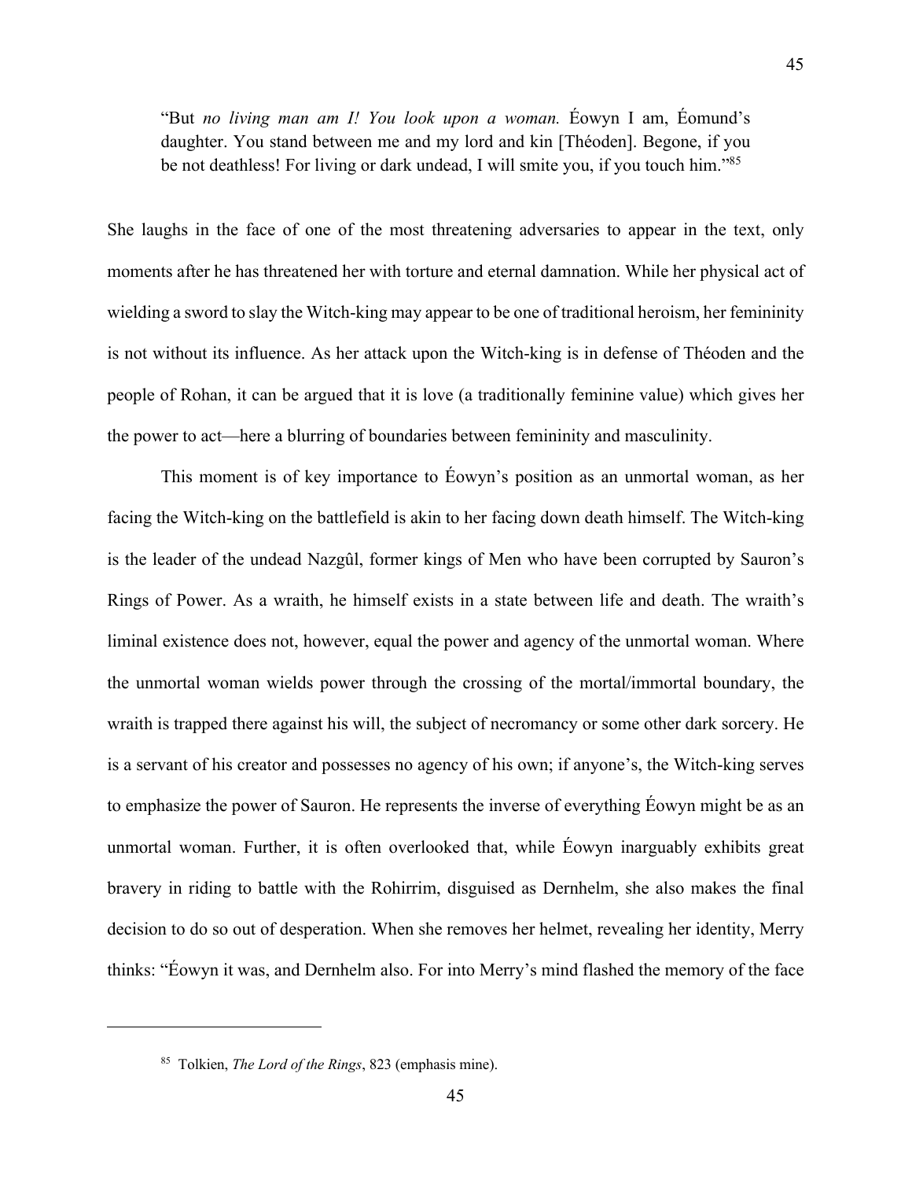> "But *no living man am I! You look upon a woman.* Éowyn I am, Éomund's daughter. You stand between me and my lord and kin [Théoden]. Begone, if you be not deathless! For living or dark undead, I will smite you, if you touch him."[85]

She laughs in the face of one of the most threatening adversaries to appear in the text, only moments after he has threatened her with torture and eternal damnation. While her physical act of wielding a sword to slay the Witch-king may appear to be one of traditional heroism, her femininity is not without its influence. As her attack upon the Witch-king is in defense of Théoden and the people of Rohan, it can be argued that it is love (a traditionally feminine value) which gives her the power to act—here a blurring of boundaries between femininity and masculinity.

This moment is of key importance to Éowyn's position as an unmortal woman, as her facing the Witch-king on the battlefield is akin to her facing down death himself. The Witch-king is the leader of the undead Nazgûl, former kings of Men who have been corrupted by Sauron's Rings of Power. As a wraith, he himself exists in a state between life and death. The wraith's liminal existence does not, however, equal the power and agency of the unmortal woman. Where the unmortal woman wields power through the crossing of the mortal/immortal boundary, the wraith is trapped there against his will, the subject of necromancy or some other dark sorcery. He is a servant of his creator and possesses no agency of his own; if anyone's, the Witch-king serves to emphasize the power of Sauron. He represents the inverse of everything Éowyn might be as an unmortal woman. Further, it is often overlooked that, while Éowyn inarguably exhibits great bravery in riding to battle with the Rohirrim, disguised as Dernhelm, she also makes the final decision to do so out of desperation. When she removes her helmet, revealing her identity, Merry thinks: "Éowyn it was, and Dernhelm also. For into Merry's mind flashed the memory of the face

---

[85] Tolkien, *The Lord of the Rings*, 823 (emphasis mine).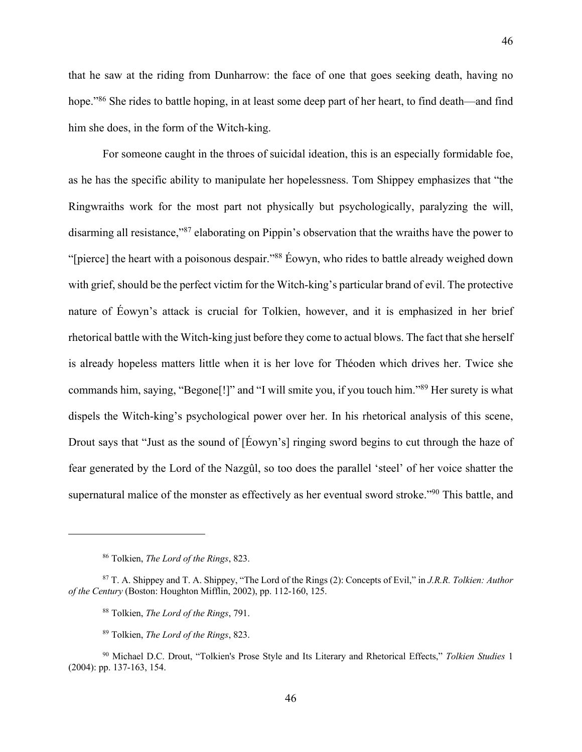that he saw at the riding from Dunharrow: the face of one that goes seeking death, having no hope."[86] She rides to battle hoping, in at least some deep part of her heart, to find death—and find him she does, in the form of the Witch-king.

For someone caught in the throes of suicidal ideation, this is an especially formidable foe, as he has the specific ability to manipulate her hopelessness. Tom Shippey emphasizes that "the Ringwraiths work for the most part not physically but psychologically, paralyzing the will, disarming all resistance,"[87] elaborating on Pippin's observation that the wraiths have the power to "[pierce] the heart with a poisonous despair."[88] Éowyn, who rides to battle already weighed down with grief, should be the perfect victim for the Witch-king's particular brand of evil. The protective nature of Éowyn's attack is crucial for Tolkien, however, and it is emphasized in her brief rhetorical battle with the Witch-king just before they come to actual blows. The fact that she herself is already hopeless matters little when it is her love for Théoden which drives her. Twice she commands him, saying, "Begone[!]" and "I will smite you, if you touch him."[89] Her surety is what dispels the Witch-king's psychological power over her. In his rhetorical analysis of this scene, Drout says that "Just as the sound of [Éowyn's] ringing sword begins to cut through the haze of fear generated by the Lord of the Nazgûl, so too does the parallel 'steel' of her voice shatter the supernatural malice of the monster as effectively as her eventual sword stroke."[90] This battle, and

---

[86] Tolkien, *The Lord of the Rings*, 823.

[87] T. A. Shippey and T. A. Shippey, "The Lord of the Rings (2): Concepts of Evil," in *J.R.R. Tolkien: Author of the Century* (Boston: Houghton Mifflin, 2002), pp. 112-160, 125.

[88] Tolkien, *The Lord of the Rings*, 791.

[89] Tolkien, *The Lord of the Rings*, 823.

[90] Michael D.C. Drout, "Tolkien's Prose Style and Its Literary and Rhetorical Effects," *Tolkien Studies* 1 (2004): pp. 137-163, 154.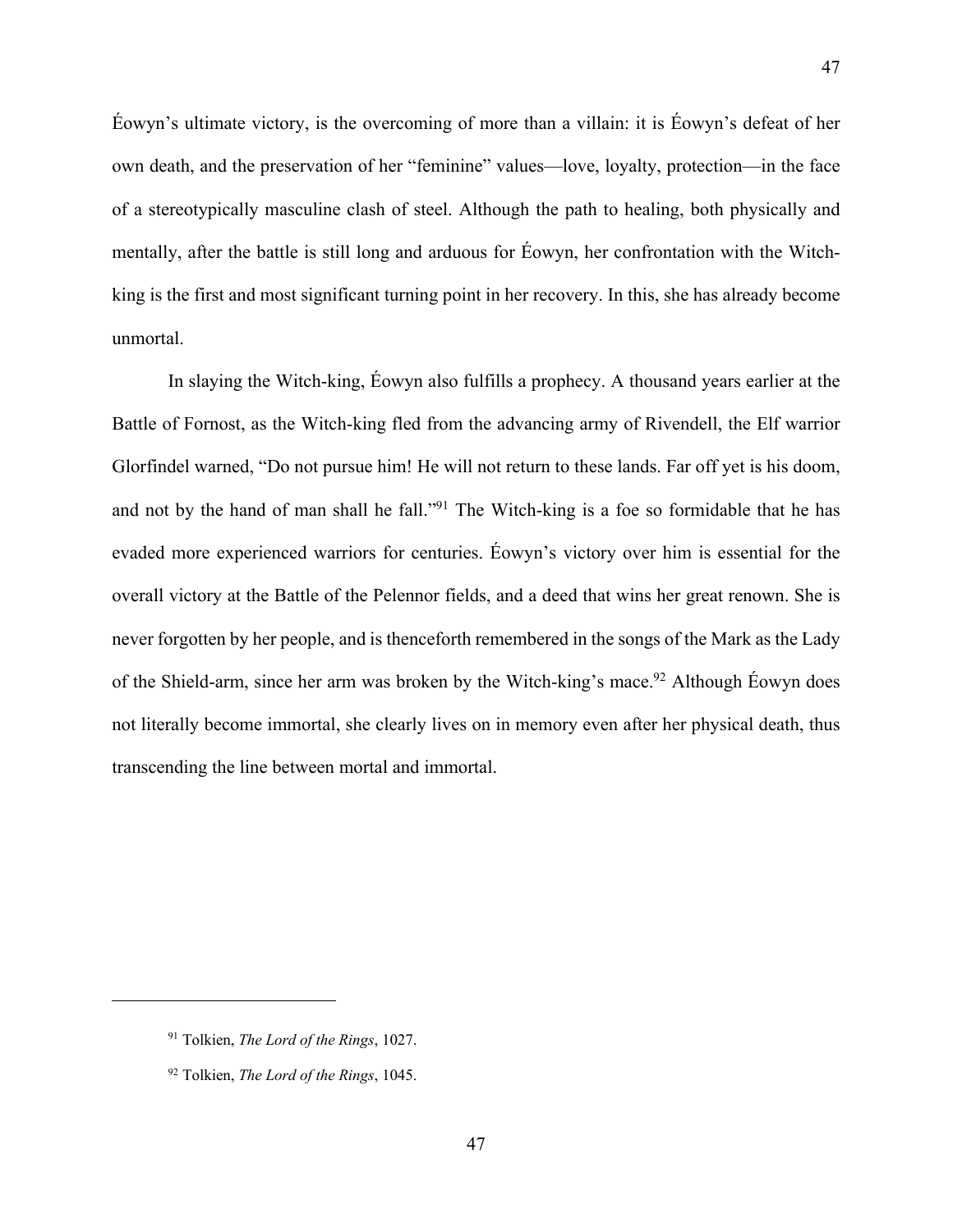Éowyn's ultimate victory, is the overcoming of more than a villain: it is Éowyn's defeat of her own death, and the preservation of her "feminine" values—love, loyalty, protection—in the face of a stereotypically masculine clash of steel. Although the path to healing, both physically and mentally, after the battle is still long and arduous for Éowyn, her confrontation with the Witch-king is the first and most significant turning point in her recovery. In this, she has already become unmortal.

In slaying the Witch-king, Éowyn also fulfills a prophecy. A thousand years earlier at the Battle of Fornost, as the Witch-king fled from the advancing army of Rivendell, the Elf warrior Glorfindel warned, "Do not pursue him! He will not return to these lands. Far off yet is his doom, and not by the hand of man shall he fall."[91] The Witch-king is a foe so formidable that he has evaded more experienced warriors for centuries. Éowyn's victory over him is essential for the overall victory at the Battle of the Pelennor fields, and a deed that wins her great renown. She is never forgotten by her people, and is thenceforth remembered in the songs of the Mark as the Lady of the Shield-arm, since her arm was broken by the Witch-king's mace.[92] Although Éowyn does not literally become immortal, she clearly lives on in memory even after her physical death, thus transcending the line between mortal and immortal.

---

[91] Tolkien, *The Lord of the Rings*, 1027.

[92] Tolkien, *The Lord of the Rings*, 1045.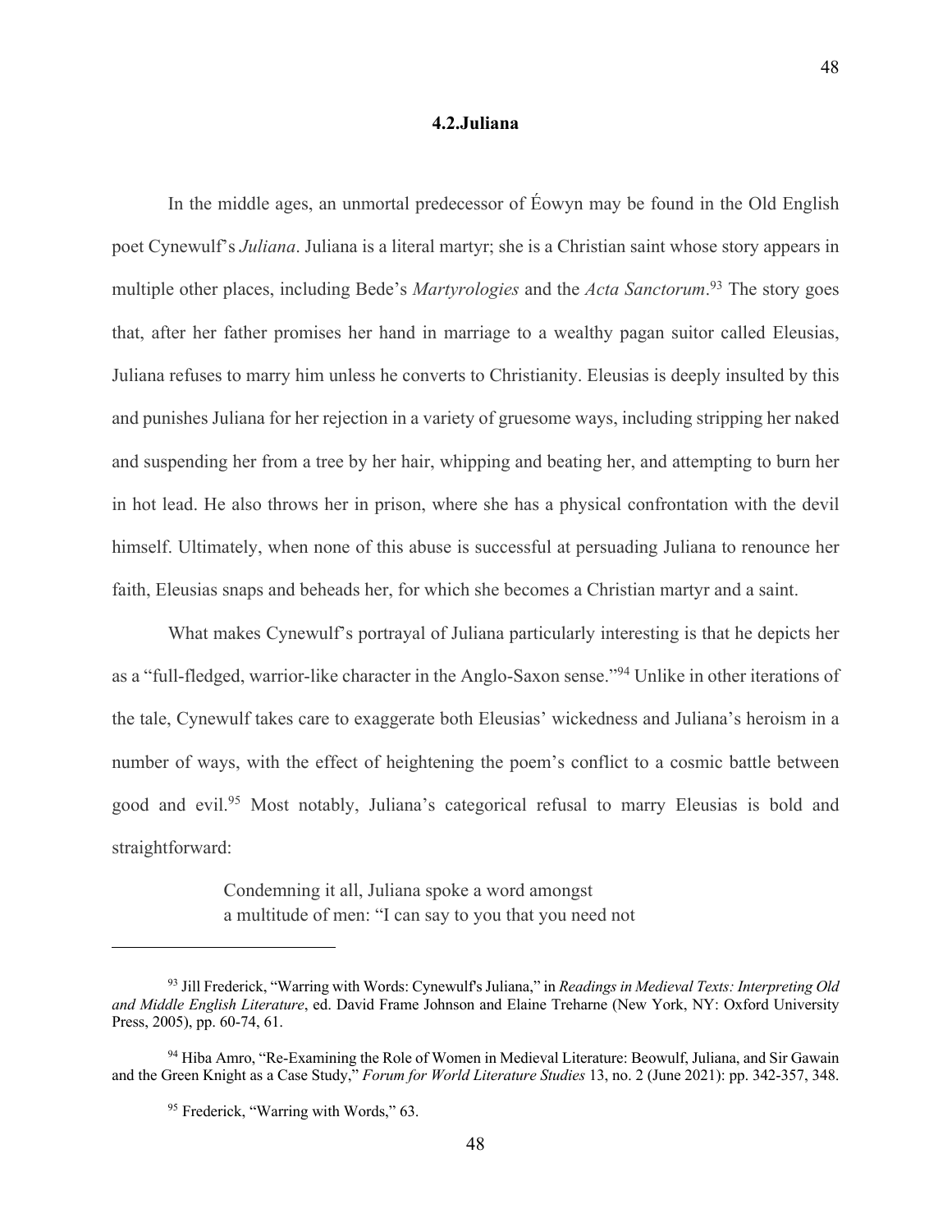### 4.2.Juliana

In the middle ages, an unmortal predecessor of Éowyn may be found in the Old English poet Cynewulf's *Juliana*. Juliana is a literal martyr; she is a Christian saint whose story appears in multiple other places, including Bede's *Martyrologies* and the *Acta Sanctorum*.[93] The story goes that, after her father promises her hand in marriage to a wealthy pagan suitor called Eleusias, Juliana refuses to marry him unless he converts to Christianity. Eleusias is deeply insulted by this and punishes Juliana for her rejection in a variety of gruesome ways, including stripping her naked and suspending her from a tree by her hair, whipping and beating her, and attempting to burn her in hot lead. He also throws her in prison, where she has a physical confrontation with the devil himself. Ultimately, when none of this abuse is successful at persuading Juliana to renounce her faith, Eleusias snaps and beheads her, for which she becomes a Christian martyr and a saint.

What makes Cynewulf's portrayal of Juliana particularly interesting is that he depicts her as a "full-fledged, warrior-like character in the Anglo-Saxon sense."[94] Unlike in other iterations of the tale, Cynewulf takes care to exaggerate both Eleusias' wickedness and Juliana's heroism in a number of ways, with the effect of heightening the poem's conflict to a cosmic battle between good and evil.[95] Most notably, Juliana's categorical refusal to marry Eleusias is bold and straightforward:

> Condemning it all, Juliana spoke a word amongst
> a multitude of men: "I can say to you that you need not

---

[93] Jill Frederick, "Warring with Words: Cynewulf's Juliana," in *Readings in Medieval Texts: Interpreting Old and Middle English Literature*, ed. David Frame Johnson and Elaine Treharne (New York, NY: Oxford University Press, 2005), pp. 60-74, 61.

[94] Hiba Amro, "Re-Examining the Role of Women in Medieval Literature: Beowulf, Juliana, and Sir Gawain and the Green Knight as a Case Study," *Forum for World Literature Studies* 13, no. 2 (June 2021): pp. 342-357, 348.

[95] Frederick, "Warring with Words," 63.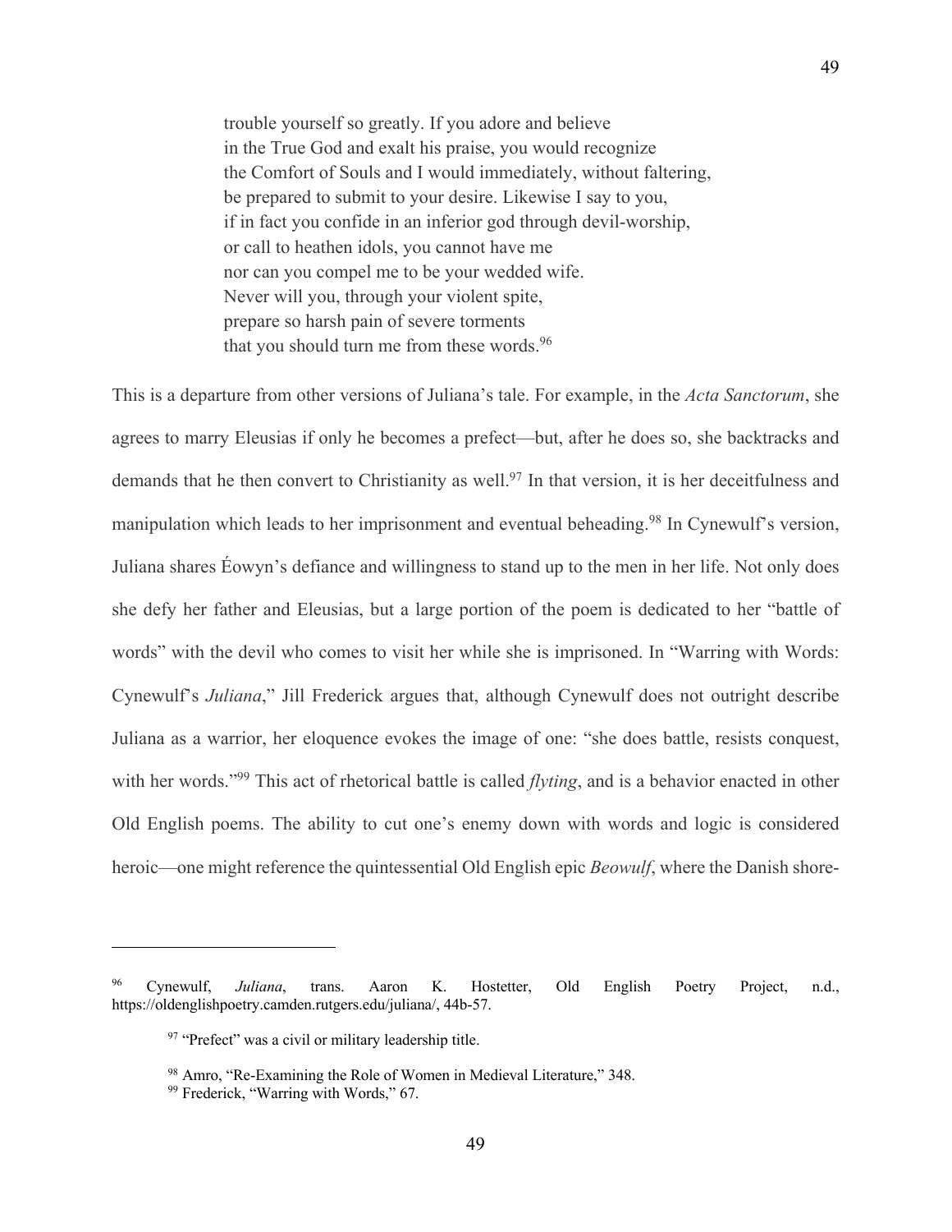> trouble yourself so greatly. If you adore and believe
> in the True God and exalt his praise, you would recognize
> the Comfort of Souls and I would immediately, without faltering,
> be prepared to submit to your desire. Likewise I say to you,
> if in fact you confide in an inferior god through devil-worship,
> or call to heathen idols, you cannot have me
> nor can you compel me to be your wedded wife.
> Never will you, through your violent spite,
> prepare so harsh pain of severe torments
> that you should turn me from these words.[96]

This is a departure from other versions of Juliana's tale. For example, in the *Acta Sanctorum*, she agrees to marry Eleusias if only he becomes a prefect—but, after he does so, she backtracks and demands that he then convert to Christianity as well.[97] In that version, it is her deceitfulness and manipulation which leads to her imprisonment and eventual beheading.[98] In Cynewulf's version, Juliana shares Éowyn's defiance and willingness to stand up to the men in her life. Not only does she defy her father and Eleusias, but a large portion of the poem is dedicated to her "battle of words" with the devil who comes to visit her while she is imprisoned. In "Warring with Words: Cynewulf's *Juliana*," Jill Frederick argues that, although Cynewulf does not outright describe Juliana as a warrior, her eloquence evokes the image of one: "she does battle, resists conquest, with her words."[99] This act of rhetorical battle is called *flyting*, and is a behavior enacted in other Old English poems. The ability to cut one's enemy down with words and logic is considered heroic—one might reference the quintessential Old English epic *Beowulf*, where the Danish shore-

---

[96] Cynewulf, *Juliana*, trans. Aaron K. Hostetter, Old English Poetry Project, n.d., https://oldenglishpoetry.camden.rutgers.edu/juliana/, 44b-57.

[97] "Prefect" was a civil or military leadership title.

[98] Amro, "Re-Examining the Role of Women in Medieval Literature," 348.

[99] Frederick, "Warring with Words," 67.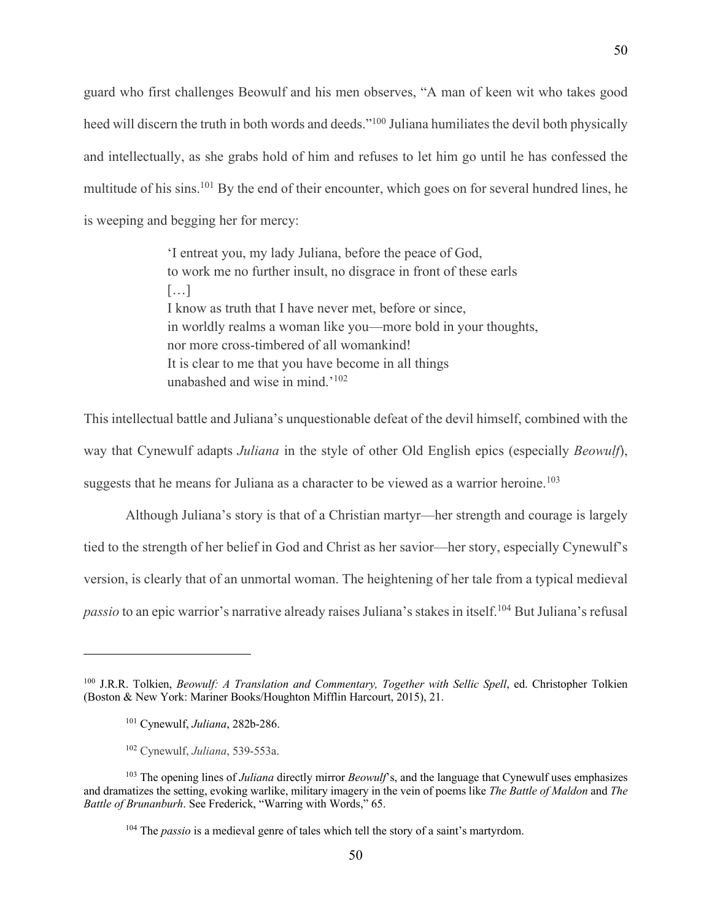guard who first challenges Beowulf and his men observes, "A man of keen wit who takes good heed will discern the truth in both words and deeds."[100] Juliana humiliates the devil both physically and intellectually, as she grabs hold of him and refuses to let him go until he has confessed the multitude of his sins.[101] By the end of their encounter, which goes on for several hundred lines, he is weeping and begging her for mercy:

> 'I entreat you, my lady Juliana, before the peace of God,
> to work me no further insult, no disgrace in front of these earls
> […]
> I know as truth that I have never met, before or since,
> in worldly realms a woman like you—more bold in your thoughts,
> nor more cross-timbered of all womankind!
> It is clear to me that you have become in all things
> unabashed and wise in mind.'[102]

This intellectual battle and Juliana's unquestionable defeat of the devil himself, combined with the way that Cynewulf adapts *Juliana* in the style of other Old English epics (especially *Beowulf*), suggests that he means for Juliana as a character to be viewed as a warrior heroine.[103]

Although Juliana's story is that of a Christian martyr—her strength and courage is largely tied to the strength of her belief in God and Christ as her savior—her story, especially Cynewulf's version, is clearly that of an unmortal woman. The heightening of her tale from a typical medieval *passio* to an epic warrior's narrative already raises Juliana's stakes in itself.[104] But Juliana's refusal

---

[100] J.R.R. Tolkien, *Beowulf: A Translation and Commentary, Together with Sellic Spell*, ed. Christopher Tolkien (Boston & New York: Mariner Books/Houghton Mifflin Harcourt, 2015), 21.

[101] Cynewulf, *Juliana*, 282b-286.

[102] Cynewulf, *Juliana*, 539-553a.

[103] The opening lines of *Juliana* directly mirror *Beowulf*'s, and the language that Cynewulf uses emphasizes and dramatizes the setting, evoking warlike, military imagery in the vein of poems like *The Battle of Maldon* and *The Battle of Brunanburh*. See Frederick, "Warring with Words," 65.

[104] The *passio* is a medieval genre of tales which tell the story of a saint's martyrdom.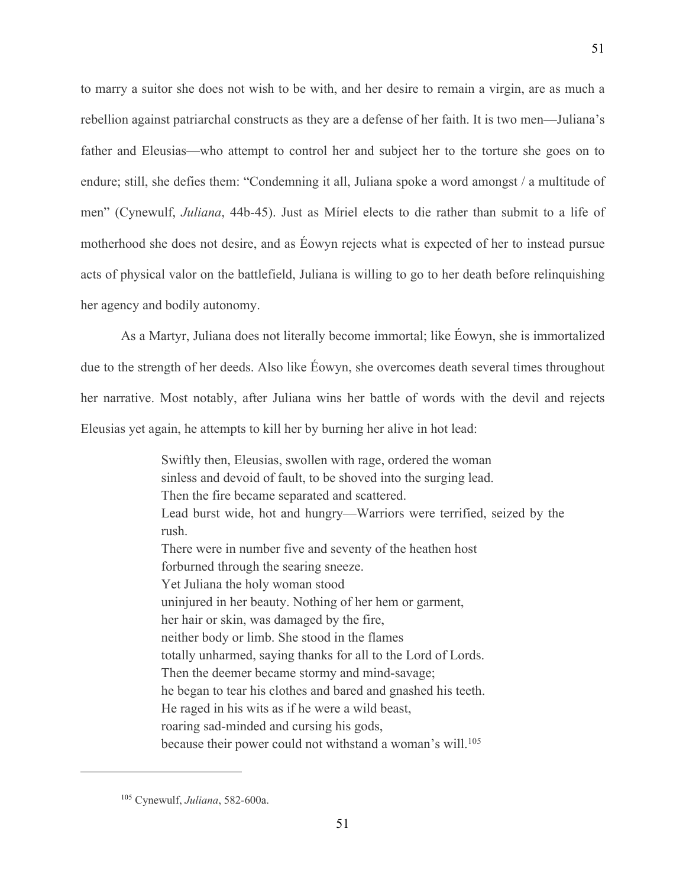to marry a suitor she does not wish to be with, and her desire to remain a virgin, are as much a rebellion against patriarchal constructs as they are a defense of her faith. It is two men—Juliana's father and Eleusias—who attempt to control her and subject her to the torture she goes on to endure; still, she defies them: "Condemning it all, Juliana spoke a word amongst / a multitude of men" (Cynewulf, *Juliana*, 44b-45). Just as Míriel elects to die rather than submit to a life of motherhood she does not desire, and as Éowyn rejects what is expected of her to instead pursue acts of physical valor on the battlefield, Juliana is willing to go to her death before relinquishing her agency and bodily autonomy.

As a Martyr, Juliana does not literally become immortal; like Éowyn, she is immortalized due to the strength of her deeds. Also like Éowyn, she overcomes death several times throughout her narrative. Most notably, after Juliana wins her battle of words with the devil and rejects Eleusias yet again, he attempts to kill her by burning her alive in hot lead:

> Swiftly then, Eleusias, swollen with rage, ordered the woman
> sinless and devoid of fault, to be shoved into the surging lead.
> Then the fire became separated and scattered.
> Lead burst wide, hot and hungry—Warriors were terrified, seized by the rush.
> There were in number five and seventy of the heathen host
> forburned through the searing sneeze.
> Yet Juliana the holy woman stood
> uninjured in her beauty. Nothing of her hem or garment,
> her hair or skin, was damaged by the fire,
> neither body or limb. She stood in the flames
> totally unharmed, saying thanks for all to the Lord of Lords.
> Then the deemer became stormy and mind-savage;
> he began to tear his clothes and bared and gnashed his teeth.
> He raged in his wits as if he were a wild beast,
> roaring sad-minded and cursing his gods,
> because their power could not withstand a woman's will.[105]

---

[105] Cynewulf, *Juliana*, 582-600a.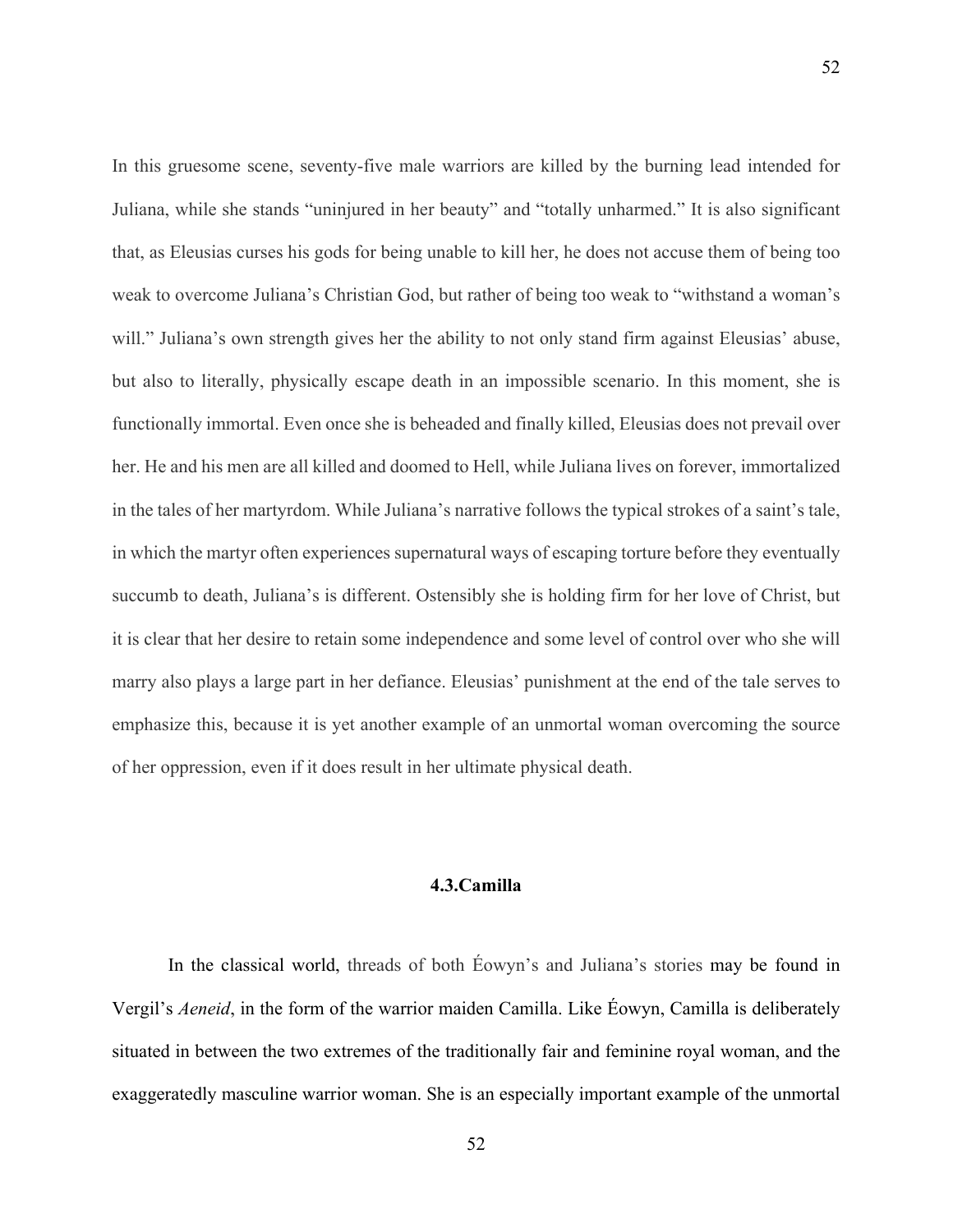In this gruesome scene, seventy-five male warriors are killed by the burning lead intended for Juliana, while she stands "uninjured in her beauty" and "totally unharmed." It is also significant that, as Eleusias curses his gods for being unable to kill her, he does not accuse them of being too weak to overcome Juliana's Christian God, but rather of being too weak to "withstand a woman's will." Juliana's own strength gives her the ability to not only stand firm against Eleusias' abuse, but also to literally, physically escape death in an impossible scenario. In this moment, she is functionally immortal. Even once she is beheaded and finally killed, Eleusias does not prevail over her. He and his men are all killed and doomed to Hell, while Juliana lives on forever, immortalized in the tales of her martyrdom. While Juliana's narrative follows the typical strokes of a saint's tale, in which the martyr often experiences supernatural ways of escaping torture before they eventually succumb to death, Juliana's is different. Ostensibly she is holding firm for her love of Christ, but it is clear that her desire to retain some independence and some level of control over who she will marry also plays a large part in her defiance. Eleusias' punishment at the end of the tale serves to emphasize this, because it is yet another example of an unmortal woman overcoming the source of her oppression, even if it does result in her ultimate physical death.

### 4.3. Camilla

In the classical world, threads of both Éowyn's and Juliana's stories may be found in Vergil's *Aeneid*, in the form of the warrior maiden Camilla. Like Éowyn, Camilla is deliberately situated in between the two extremes of the traditionally fair and feminine royal woman, and the exaggeratedly masculine warrior woman. She is an especially important example of the unmortal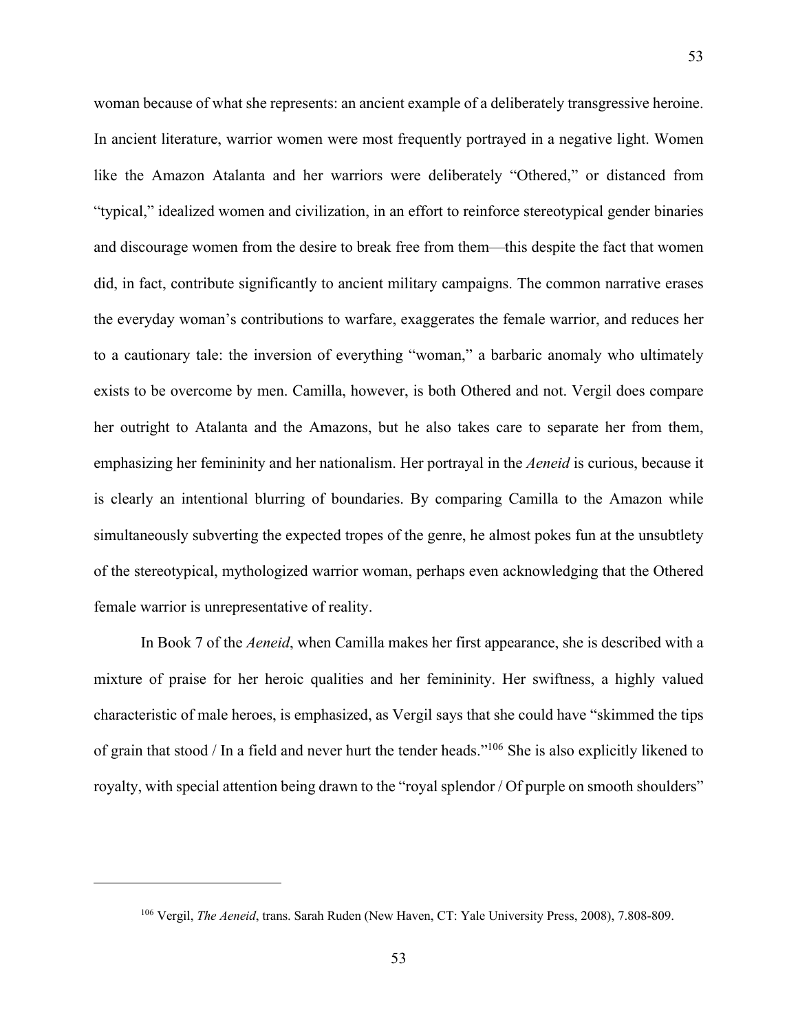woman because of what she represents: an ancient example of a deliberately transgressive heroine. In ancient literature, warrior women were most frequently portrayed in a negative light. Women like the Amazon Atalanta and her warriors were deliberately "Othered," or distanced from "typical," idealized women and civilization, in an effort to reinforce stereotypical gender binaries and discourage women from the desire to break free from them—this despite the fact that women did, in fact, contribute significantly to ancient military campaigns. The common narrative erases the everyday woman's contributions to warfare, exaggerates the female warrior, and reduces her to a cautionary tale: the inversion of everything "woman," a barbaric anomaly who ultimately exists to be overcome by men. Camilla, however, is both Othered and not. Vergil does compare her outright to Atalanta and the Amazons, but he also takes care to separate her from them, emphasizing her femininity and her nationalism. Her portrayal in the *Aeneid* is curious, because it is clearly an intentional blurring of boundaries. By comparing Camilla to the Amazon while simultaneously subverting the expected tropes of the genre, he almost pokes fun at the unsubtlety of the stereotypical, mythologized warrior woman, perhaps even acknowledging that the Othered female warrior is unrepresentative of reality.

In Book 7 of the *Aeneid*, when Camilla makes her first appearance, she is described with a mixture of praise for her heroic qualities and her femininity. Her swiftness, a highly valued characteristic of male heroes, is emphasized, as Vergil says that she could have "skimmed the tips of grain that stood / In a field and never hurt the tender heads."[106] She is also explicitly likened to royalty, with special attention being drawn to the "royal splendor / Of purple on smooth shoulders"

---

[106] Vergil, *The Aeneid*, trans. Sarah Ruden (New Haven, CT: Yale University Press, 2008), 7.808-809.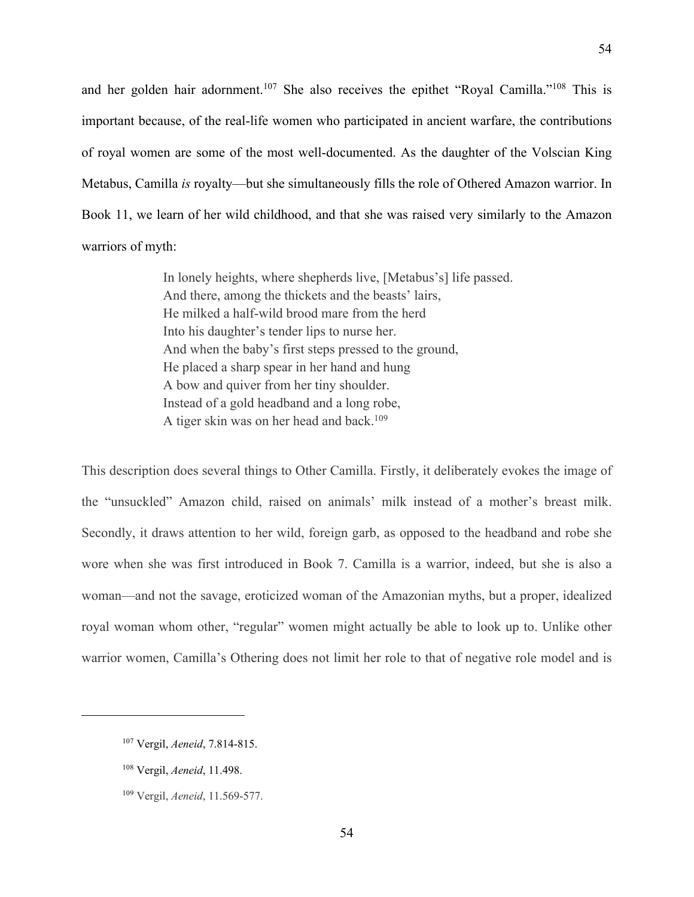and her golden hair adornment.[107] She also receives the epithet "Royal Camilla."[108] This is important because, of the real-life women who participated in ancient warfare, the contributions of royal women are some of the most well-documented. As the daughter of the Volscian King Metabus, Camilla *is* royalty—but she simultaneously fills the role of Othered Amazon warrior. In Book 11, we learn of her wild childhood, and that she was raised very similarly to the Amazon warriors of myth:

> In lonely heights, where shepherds live, [Metabus's] life passed.
> And there, among the thickets and the beasts' lairs,
> He milked a half-wild brood mare from the herd
> Into his daughter's tender lips to nurse her.
> And when the baby's first steps pressed to the ground,
> He placed a sharp spear in her hand and hung
> A bow and quiver from her tiny shoulder.
> Instead of a gold headband and a long robe,
> A tiger skin was on her head and back.[109]

This description does several things to Other Camilla. Firstly, it deliberately evokes the image of the "unsuckled" Amazon child, raised on animals' milk instead of a mother's breast milk. Secondly, it draws attention to her wild, foreign garb, as opposed to the headband and robe she wore when she was first introduced in Book 7. Camilla is a warrior, indeed, but she is also a woman—and not the savage, eroticized woman of the Amazonian myths, but a proper, idealized royal woman whom other, "regular" women might actually be able to look up to. Unlike other warrior women, Camilla's Othering does not limit her role to that of negative role model and is

---

[107] Vergil, *Aeneid*, 7.814-815.

[108] Vergil, *Aeneid*, 11.498.

[109] Vergil, *Aeneid*, 11.569-577.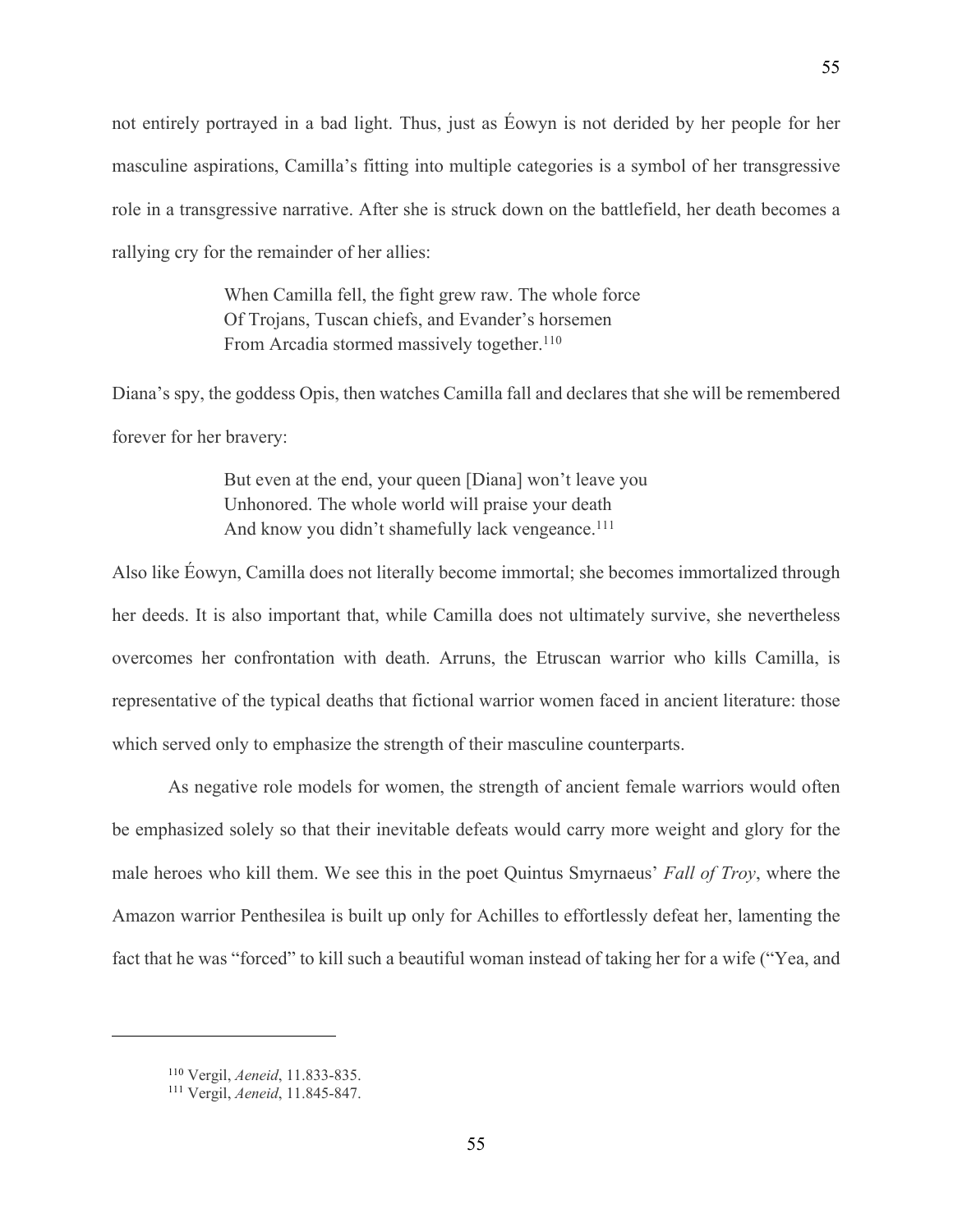not entirely portrayed in a bad light. Thus, just as Éowyn is not derided by her people for her masculine aspirations, Camilla's fitting into multiple categories is a symbol of her transgressive role in a transgressive narrative. After she is struck down on the battlefield, her death becomes a rallying cry for the remainder of her allies:

> When Camilla fell, the fight grew raw. The whole force
> Of Trojans, Tuscan chiefs, and Evander's horsemen
> From Arcadia stormed massively together.[110]

Diana's spy, the goddess Opis, then watches Camilla fall and declares that she will be remembered forever for her bravery:

> But even at the end, your queen [Diana] won't leave you
> Unhonored. The whole world will praise your death
> And know you didn't shamefully lack vengeance.[111]

Also like Éowyn, Camilla does not literally become immortal; she becomes immortalized through her deeds. It is also important that, while Camilla does not ultimately survive, she nevertheless overcomes her confrontation with death. Arruns, the Etruscan warrior who kills Camilla, is representative of the typical deaths that fictional warrior women faced in ancient literature: those which served only to emphasize the strength of their masculine counterparts.

As negative role models for women, the strength of ancient female warriors would often be emphasized solely so that their inevitable defeats would carry more weight and glory for the male heroes who kill them. We see this in the poet Quintus Smyrnaeus' *Fall of Troy*, where the Amazon warrior Penthesilea is built up only for Achilles to effortlessly defeat her, lamenting the fact that he was "forced" to kill such a beautiful woman instead of taking her for a wife ("Yea, and

---

[110] Vergil, *Aeneid*, 11.833-835.

[111] Vergil, *Aeneid*, 11.845-847.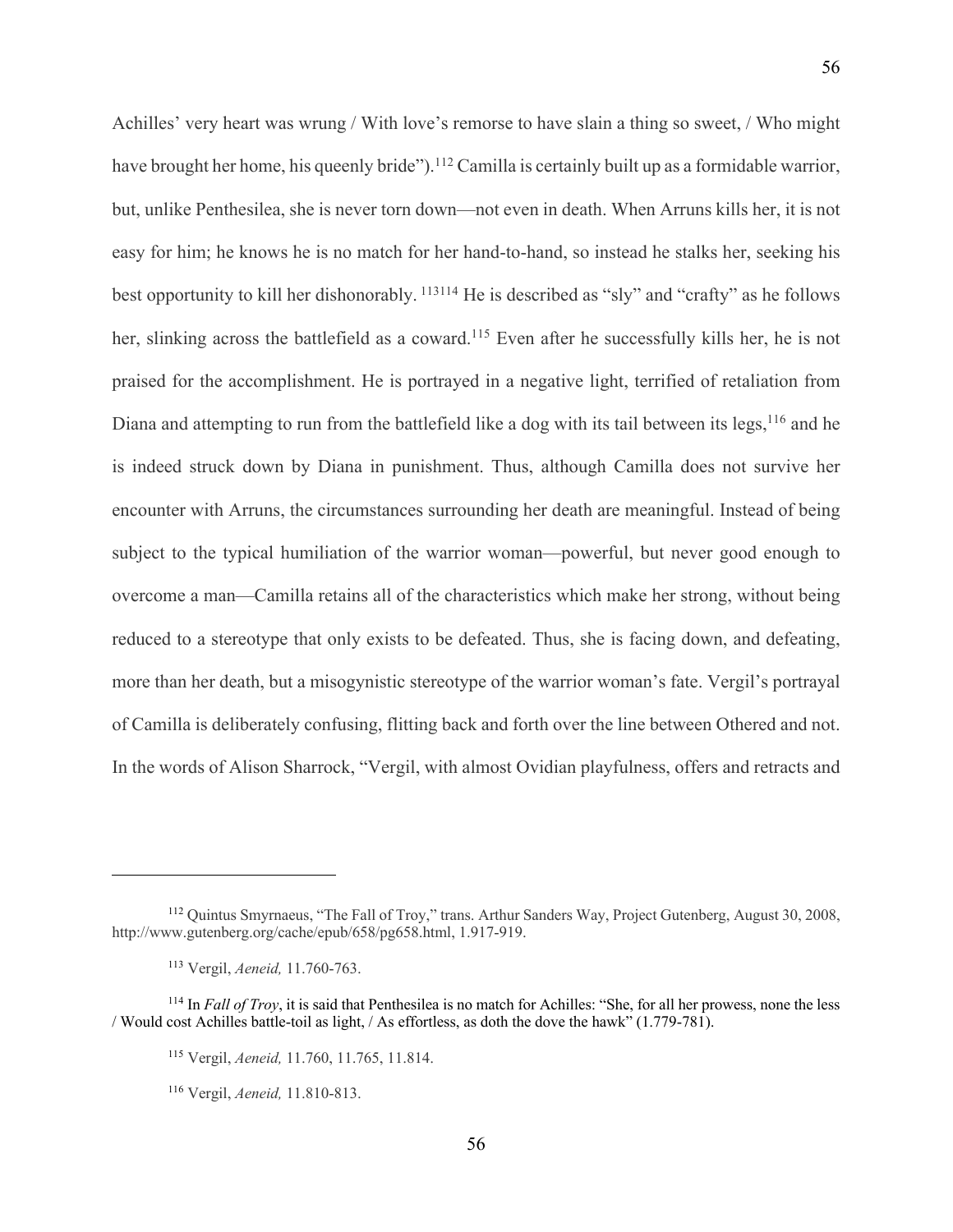Achilles' very heart was wrung / With love's remorse to have slain a thing so sweet, / Who might have brought her home, his queenly bride").[112] Camilla is certainly built up as a formidable warrior, but, unlike Penthesilea, she is never torn down—not even in death. When Arruns kills her, it is not easy for him; he knows he is no match for her hand-to-hand, so instead he stalks her, seeking his best opportunity to kill her dishonorably. [113][114] He is described as "sly" and "crafty" as he follows her, slinking across the battlefield as a coward.[115] Even after he successfully kills her, he is not praised for the accomplishment. He is portrayed in a negative light, terrified of retaliation from Diana and attempting to run from the battlefield like a dog with its tail between its legs,[116] and he is indeed struck down by Diana in punishment. Thus, although Camilla does not survive her encounter with Arruns, the circumstances surrounding her death are meaningful. Instead of being subject to the typical humiliation of the warrior woman—powerful, but never good enough to overcome a man—Camilla retains all of the characteristics which make her strong, without being reduced to a stereotype that only exists to be defeated. Thus, she is facing down, and defeating, more than her death, but a misogynistic stereotype of the warrior woman's fate. Vergil's portrayal of Camilla is deliberately confusing, flitting back and forth over the line between Othered and not. In the words of Alison Sharrock, "Vergil, with almost Ovidian playfulness, offers and retracts and

---

[112] Quintus Smyrnaeus, "The Fall of Troy," trans. Arthur Sanders Way, Project Gutenberg, August 30, 2008, http://www.gutenberg.org/cache/epub/658/pg658.html, 1.917-919.

[113] Vergil, *Aeneid,* 11.760-763.

[114] In *Fall of Troy*, it is said that Penthesilea is no match for Achilles: "She, for all her prowess, none the less / Would cost Achilles battle-toil as light, / As effortless, as doth the dove the hawk" (1.779-781).

[115] Vergil, *Aeneid,* 11.760, 11.765, 11.814.

[116] Vergil, *Aeneid,* 11.810-813.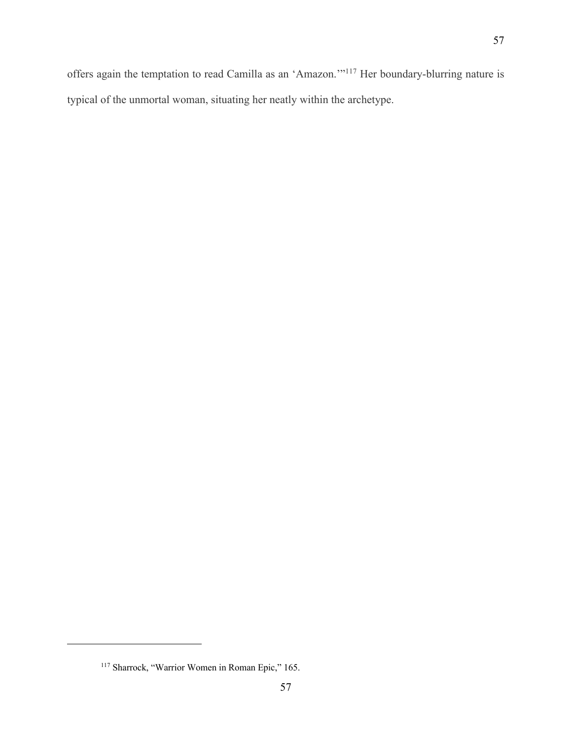offers again the temptation to read Camilla as an 'Amazon.'"[117] Her boundary-blurring nature is typical of the unmortal woman, situating her neatly within the archetype.

---

[117] Sharrock, "Warrior Women in Roman Epic," 165.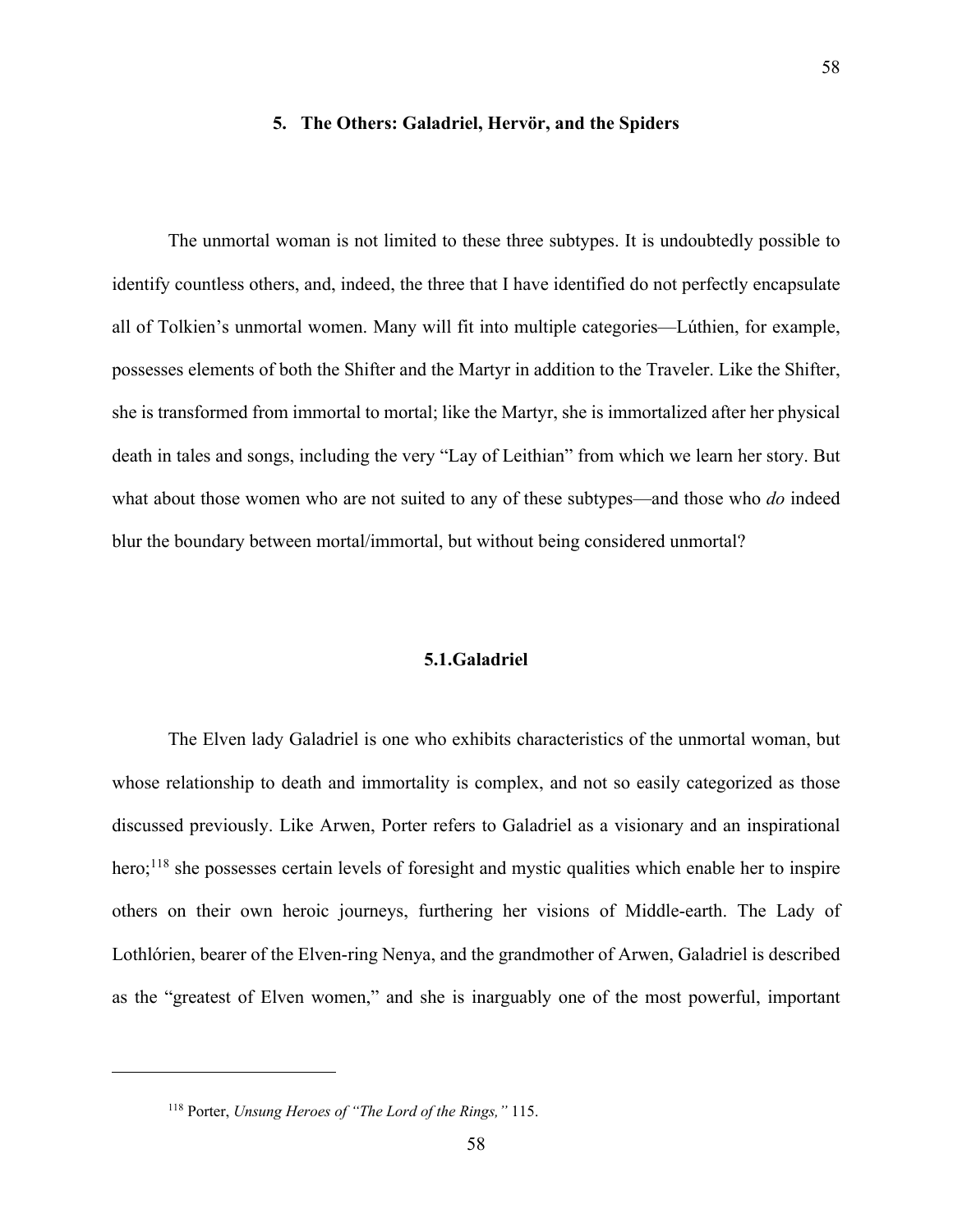## 5. The Others: Galadriel, Hervör, and the Spiders

The unmortal woman is not limited to these three subtypes. It is undoubtedly possible to identify countless others, and, indeed, the three that I have identified do not perfectly encapsulate all of Tolkien's unmortal women. Many will fit into multiple categories—Lúthien, for example, possesses elements of both the Shifter and the Martyr in addition to the Traveler. Like the Shifter, she is transformed from immortal to mortal; like the Martyr, she is immortalized after her physical death in tales and songs, including the very "Lay of Leithian" from which we learn her story. But what about those women who are not suited to any of these subtypes—and those who *do* indeed blur the boundary between mortal/immortal, but without being considered unmortal?

### 5.1.Galadriel

The Elven lady Galadriel is one who exhibits characteristics of the unmortal woman, but whose relationship to death and immortality is complex, and not so easily categorized as those discussed previously. Like Arwen, Porter refers to Galadriel as a visionary and an inspirational hero;[118] she possesses certain levels of foresight and mystic qualities which enable her to inspire others on their own heroic journeys, furthering her visions of Middle-earth. The Lady of Lothlórien, bearer of the Elven-ring Nenya, and the grandmother of Arwen, Galadriel is described as the "greatest of Elven women," and she is inarguably one of the most powerful, important

[118] Porter, *Unsung Heroes of "The Lord of the Rings,"* 115.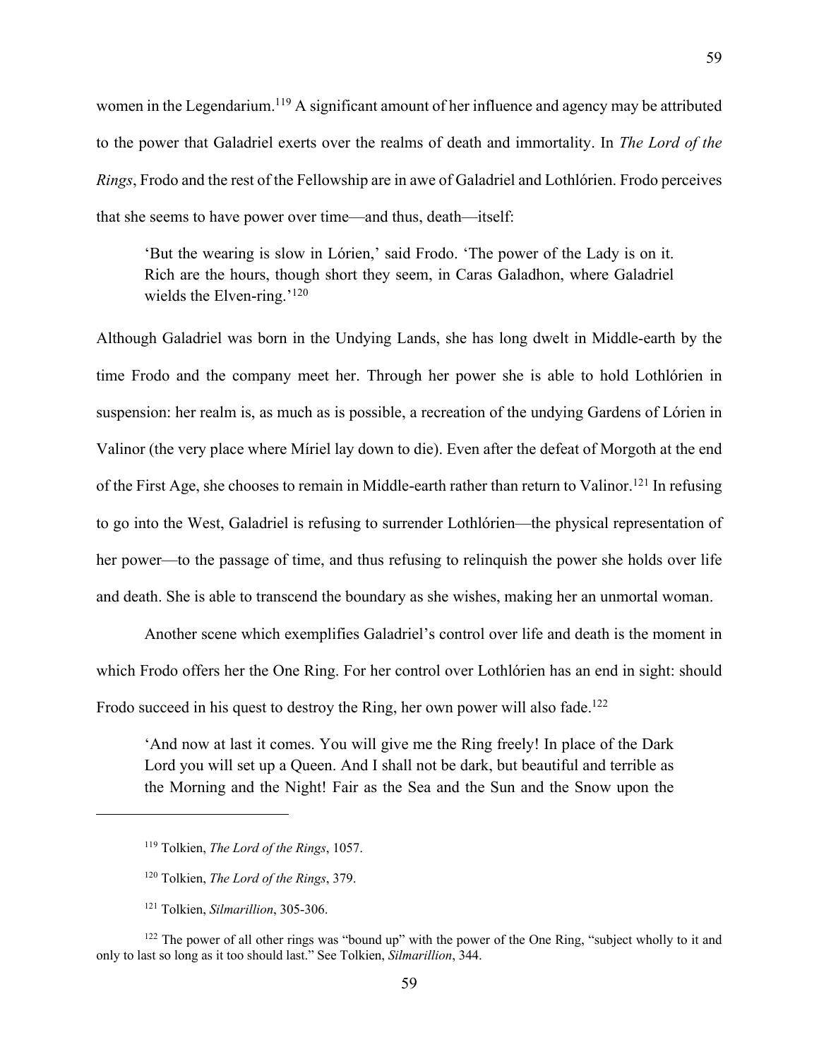women in the Legendarium.[119] A significant amount of her influence and agency may be attributed to the power that Galadriel exerts over the realms of death and immortality. In *The Lord of the Rings*, Frodo and the rest of the Fellowship are in awe of Galadriel and Lothlórien. Frodo perceives that she seems to have power over time—and thus, death—itself:

> 'But the wearing is slow in Lórien,' said Frodo. 'The power of the Lady is on it. Rich are the hours, though short they seem, in Caras Galadhon, where Galadriel wields the Elven-ring.'[120]

Although Galadriel was born in the Undying Lands, she has long dwelt in Middle-earth by the time Frodo and the company meet her. Through her power she is able to hold Lothlórien in suspension: her realm is, as much as is possible, a recreation of the undying Gardens of Lórien in Valinor (the very place where Míriel lay down to die). Even after the defeat of Morgoth at the end of the First Age, she chooses to remain in Middle-earth rather than return to Valinor.[121] In refusing to go into the West, Galadriel is refusing to surrender Lothlórien—the physical representation of her power—to the passage of time, and thus refusing to relinquish the power she holds over life and death. She is able to transcend the boundary as she wishes, making her an unmortal woman.

Another scene which exemplifies Galadriel's control over life and death is the moment in which Frodo offers her the One Ring. For her control over Lothlórien has an end in sight: should Frodo succeed in his quest to destroy the Ring, her own power will also fade.[122]

> 'And now at last it comes. You will give me the Ring freely! In place of the Dark Lord you will set up a Queen. And I shall not be dark, but beautiful and terrible as the Morning and the Night! Fair as the Sea and the Sun and the Snow upon the

---

[119] Tolkien, *The Lord of the Rings*, 1057.

[120] Tolkien, *The Lord of the Rings*, 379.

[121] Tolkien, *Silmarillion*, 305-306.

[122] The power of all other rings was "bound up" with the power of the One Ring, "subject wholly to it and only to last so long as it too should last." See Tolkien, *Silmarillion*, 344.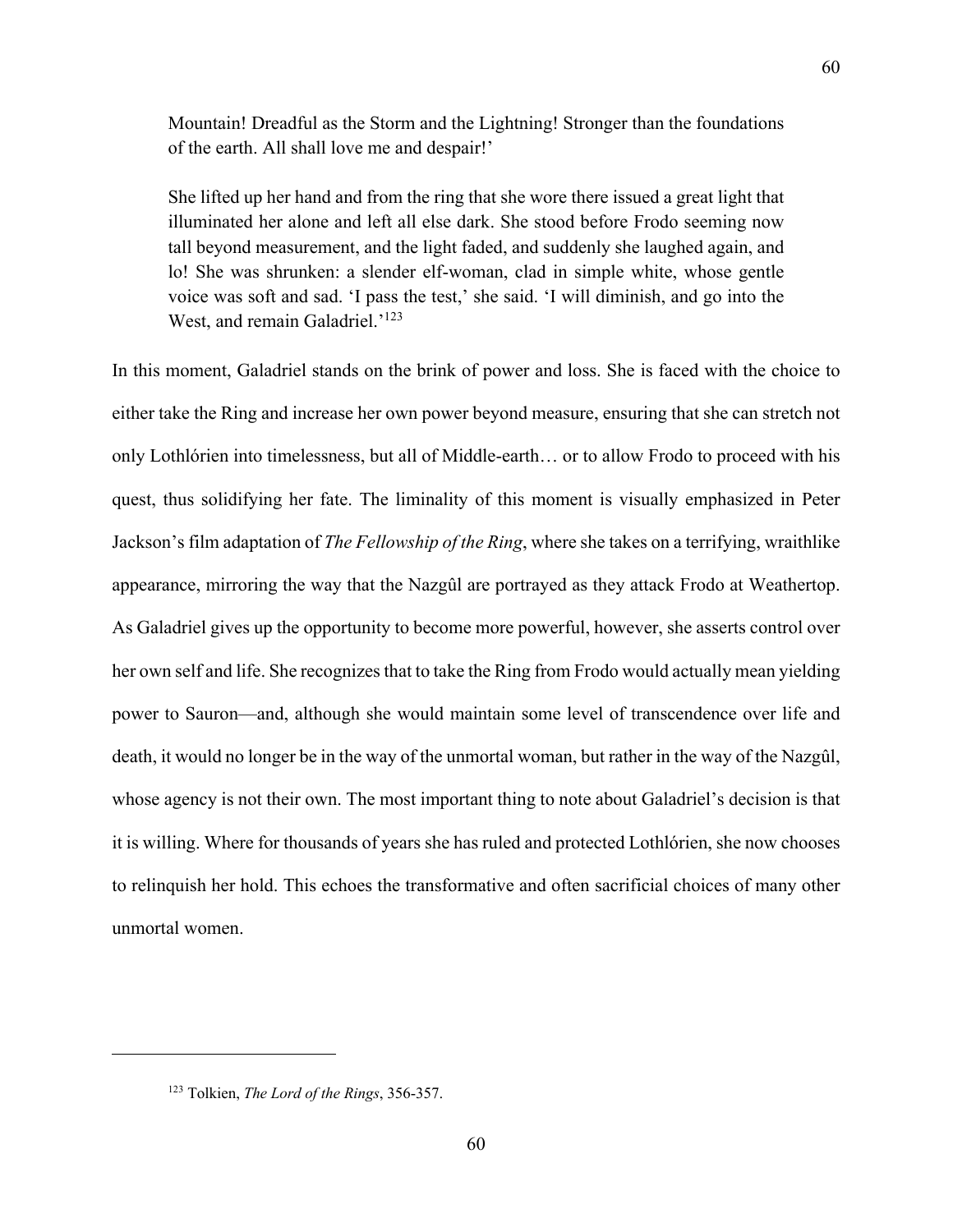> Mountain! Dreadful as the Storm and the Lightning! Stronger than the foundations of the earth. All shall love me and despair!'
>
> She lifted up her hand and from the ring that she wore there issued a great light that illuminated her alone and left all else dark. She stood before Frodo seeming now tall beyond measurement, and the light faded, and suddenly she laughed again, and lo! She was shrunken: a slender elf-woman, clad in simple white, whose gentle voice was soft and sad. 'I pass the test,' she said. 'I will diminish, and go into the West, and remain Galadriel.'[123]

In this moment, Galadriel stands on the brink of power and loss. She is faced with the choice to either take the Ring and increase her own power beyond measure, ensuring that she can stretch not only Lothlórien into timelessness, but all of Middle-earth… or to allow Frodo to proceed with his quest, thus solidifying her fate. The liminality of this moment is visually emphasized in Peter Jackson's film adaptation of *The Fellowship of the Ring*, where she takes on a terrifying, wraithlike appearance, mirroring the way that the Nazgûl are portrayed as they attack Frodo at Weathertop. As Galadriel gives up the opportunity to become more powerful, however, she asserts control over her own self and life. She recognizes that to take the Ring from Frodo would actually mean yielding power to Sauron—and, although she would maintain some level of transcendence over life and death, it would no longer be in the way of the unmortal woman, but rather in the way of the Nazgûl, whose agency is not their own. The most important thing to note about Galadriel's decision is that it is willing. Where for thousands of years she has ruled and protected Lothlórien, she now chooses to relinquish her hold. This echoes the transformative and often sacrificial choices of many other unmortal women.

---

[123] Tolkien, *The Lord of the Rings*, 356-357.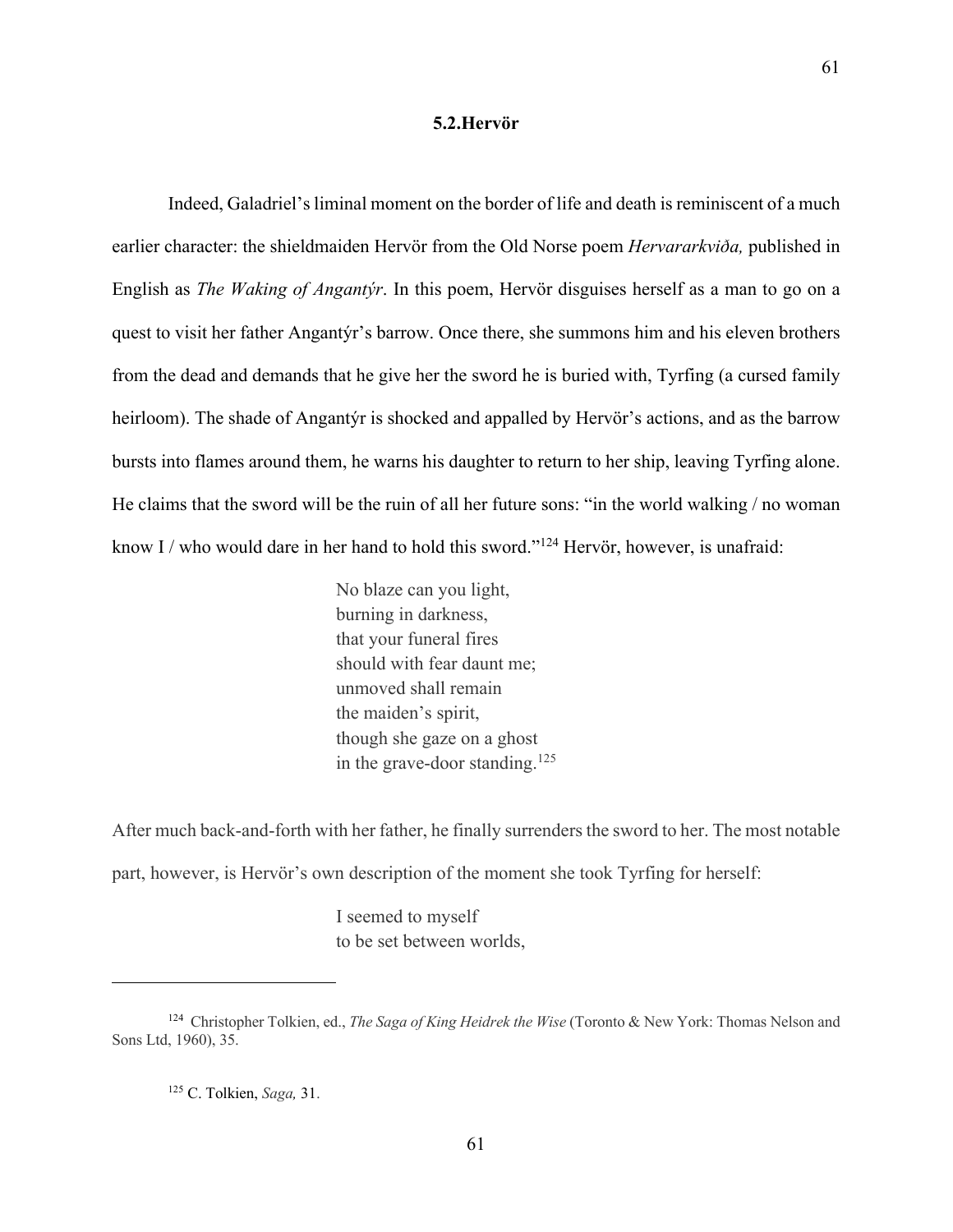## 5.2.Hervör

Indeed, Galadriel's liminal moment on the border of life and death is reminiscent of a much earlier character: the shieldmaiden Hervör from the Old Norse poem *Hervararkviða,* published in English as *The Waking of Angantýr*. In this poem, Hervör disguises herself as a man to go on a quest to visit her father Angantýr's barrow. Once there, she summons him and his eleven brothers from the dead and demands that he give her the sword he is buried with, Tyrfing (a cursed family heirloom). The shade of Angantýr is shocked and appalled by Hervör's actions, and as the barrow bursts into flames around them, he warns his daughter to return to her ship, leaving Tyrfing alone. He claims that the sword will be the ruin of all her future sons: "in the world walking / no woman know I / who would dare in her hand to hold this sword."[124] Hervör, however, is unafraid:

> No blaze can you light,
> burning in darkness,
> that your funeral fires
> should with fear daunt me;
> unmoved shall remain
> the maiden's spirit,
> though she gaze on a ghost
> in the grave-door standing.[125]

After much back-and-forth with her father, he finally surrenders the sword to her. The most notable part, however, is Hervör's own description of the moment she took Tyrfing for herself:

> I seemed to myself
> to be set between worlds,

---

[124] Christopher Tolkien, ed., *The Saga of King Heidrek the Wise* (Toronto & New York: Thomas Nelson and Sons Ltd, 1960), 35.

[125] C. Tolkien, *Saga,* 31.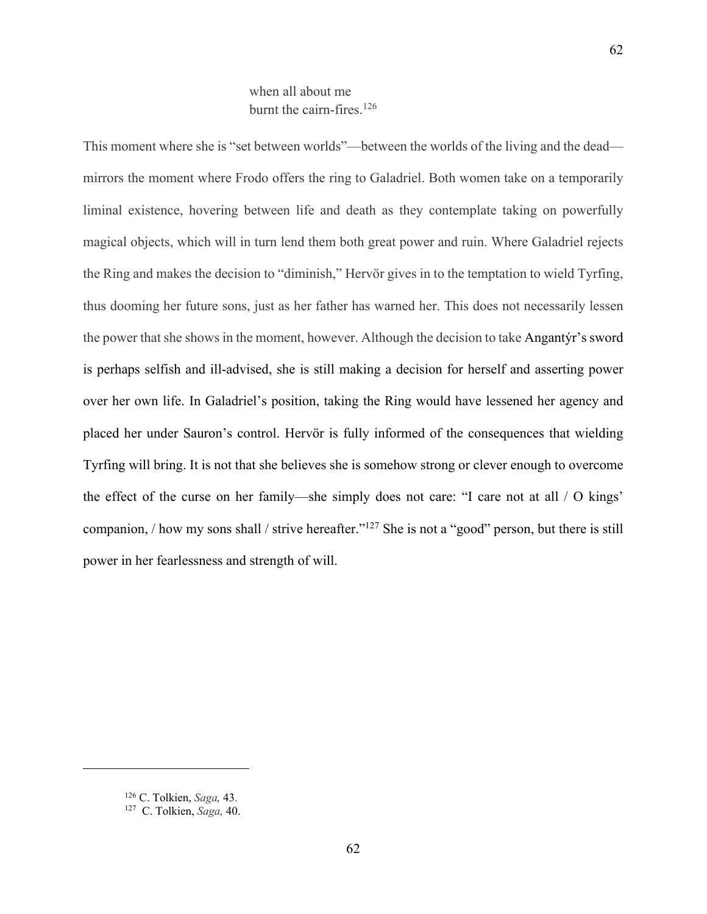> when all about me
> burnt the cairn-fires.[126]

This moment where she is "set between worlds"—between the worlds of the living and the dead—mirrors the moment where Frodo offers the ring to Galadriel. Both women take on a temporarily liminal existence, hovering between life and death as they contemplate taking on powerfully magical objects, which will in turn lend them both great power and ruin. Where Galadriel rejects the Ring and makes the decision to "diminish," Hervör gives in to the temptation to wield Tyrfing, thus dooming her future sons, just as her father has warned her. This does not necessarily lessen the power that she shows in the moment, however. Although the decision to take Angantýr's sword is perhaps selfish and ill-advised, she is still making a decision for herself and asserting power over her own life. In Galadriel's position, taking the Ring would have lessened her agency and placed her under Sauron's control. Hervör is fully informed of the consequences that wielding Tyrfing will bring. It is not that she believes she is somehow strong or clever enough to overcome the effect of the curse on her family—she simply does not care: "I care not at all / O kings' companion, / how my sons shall / strive hereafter."[127] She is not a "good" person, but there is still power in her fearlessness and strength of will.

---

[126] C. Tolkien, *Saga,* 43.

[127] C. Tolkien, *Saga,* 40.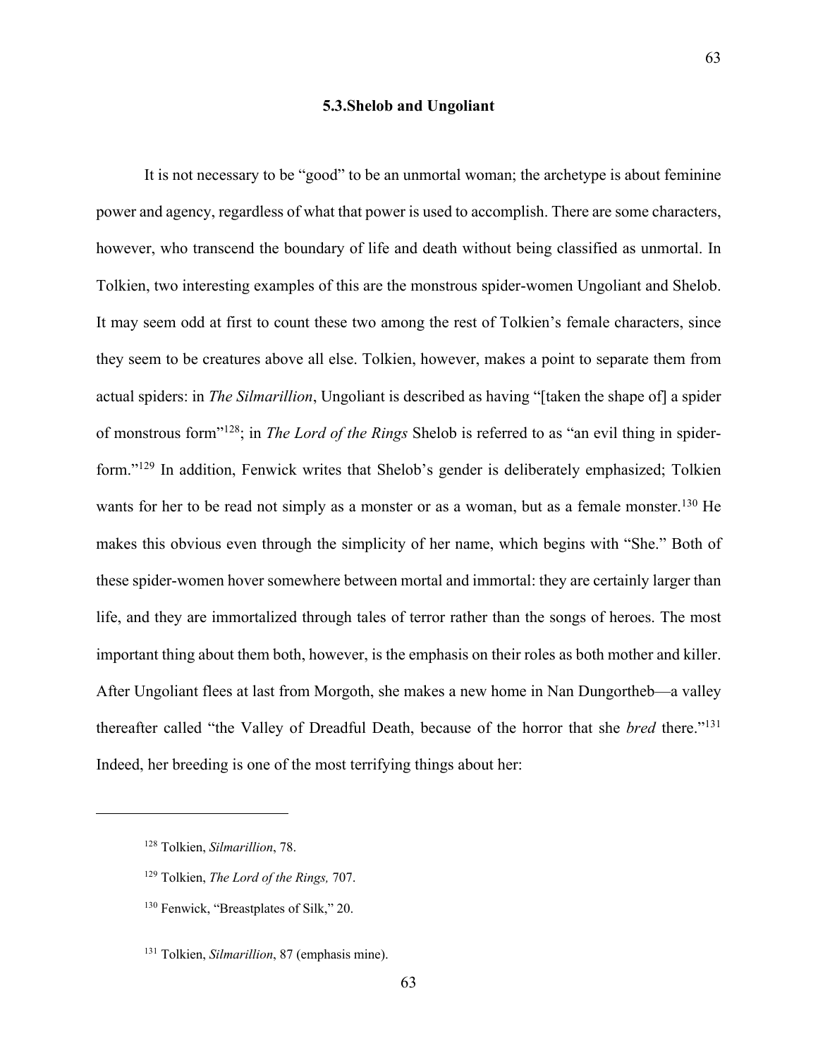### 5.3. Shelob and Ungoliant

It is not necessary to be "good" to be an unmortal woman; the archetype is about feminine power and agency, regardless of what that power is used to accomplish. There are some characters, however, who transcend the boundary of life and death without being classified as unmortal. In Tolkien, two interesting examples of this are the monstrous spider-women Ungoliant and Shelob. It may seem odd at first to count these two among the rest of Tolkien's female characters, since they seem to be creatures above all else. Tolkien, however, makes a point to separate them from actual spiders: in *The Silmarillion*, Ungoliant is described as having "[taken the shape of] a spider of monstrous form"[128]; in *The Lord of the Rings* Shelob is referred to as "an evil thing in spider-form."[129] In addition, Fenwick writes that Shelob's gender is deliberately emphasized; Tolkien wants for her to be read not simply as a monster or as a woman, but as a female monster.[130] He makes this obvious even through the simplicity of her name, which begins with "She." Both of these spider-women hover somewhere between mortal and immortal: they are certainly larger than life, and they are immortalized through tales of terror rather than the songs of heroes. The most important thing about them both, however, is the emphasis on their roles as both mother and killer. After Ungoliant flees at last from Morgoth, she makes a new home in Nan Dungortheb—a valley thereafter called "the Valley of Dreadful Death, because of the horror that she *bred* there."[131] Indeed, her breeding is one of the most terrifying things about her:

---

[128] Tolkien, *Silmarillion*, 78.

[129] Tolkien, *The Lord of the Rings,* 707.

[130] Fenwick, "Breastplates of Silk," 20.

[131] Tolkien, *Silmarillion*, 87 (emphasis mine).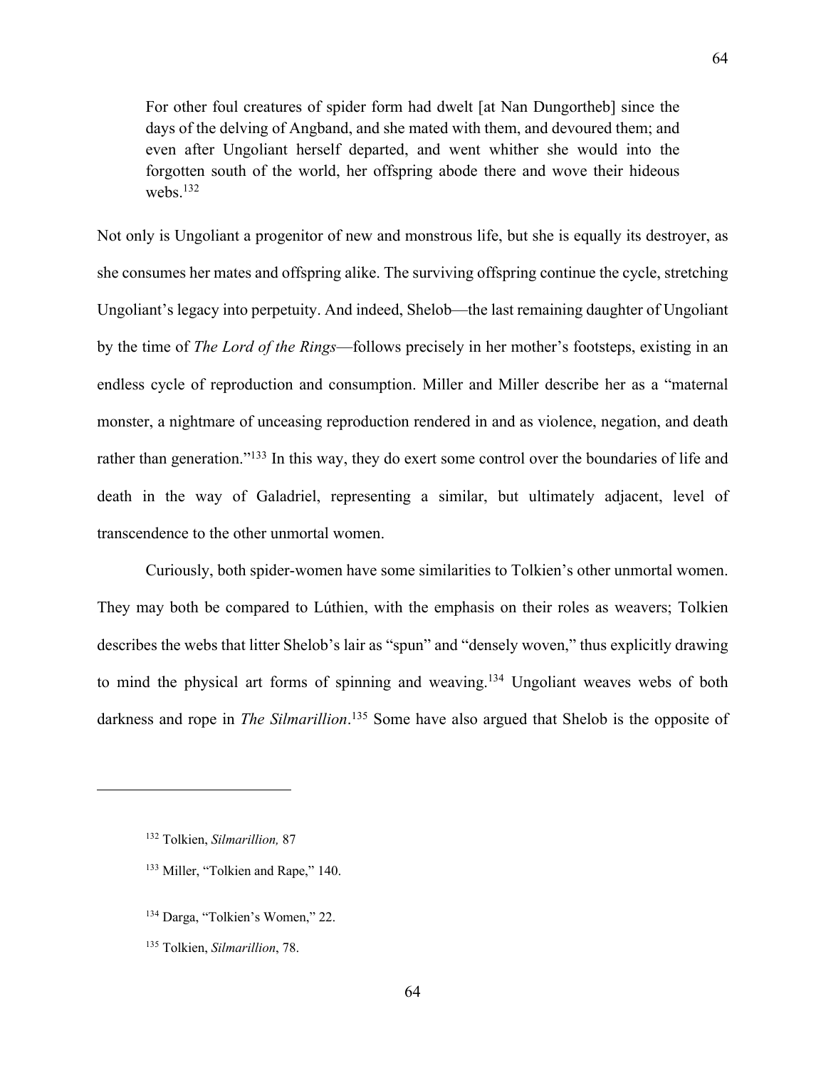> For other foul creatures of spider form had dwelt [at Nan Dungortheb] since the days of the delving of Angband, and she mated with them, and devoured them; and even after Ungoliant herself departed, and went whither she would into the forgotten south of the world, her offspring abode there and wove their hideous webs.[132]

Not only is Ungoliant a progenitor of new and monstrous life, but she is equally its destroyer, as she consumes her mates and offspring alike. The surviving offspring continue the cycle, stretching Ungoliant's legacy into perpetuity. And indeed, Shelob—the last remaining daughter of Ungoliant by the time of *The Lord of the Rings*—follows precisely in her mother's footsteps, existing in an endless cycle of reproduction and consumption. Miller and Miller describe her as a "maternal monster, a nightmare of unceasing reproduction rendered in and as violence, negation, and death rather than generation."[133] In this way, they do exert some control over the boundaries of life and death in the way of Galadriel, representing a similar, but ultimately adjacent, level of transcendence to the other unmortal women.

Curiously, both spider-women have some similarities to Tolkien's other unmortal women. They may both be compared to Lúthien, with the emphasis on their roles as weavers; Tolkien describes the webs that litter Shelob's lair as "spun" and "densely woven," thus explicitly drawing to mind the physical art forms of spinning and weaving.[134] Ungoliant weaves webs of both darkness and rope in *The Silmarillion*.[135] Some have also argued that Shelob is the opposite of

---

[132] Tolkien, *Silmarillion,* 87

[133] Miller, "Tolkien and Rape," 140.

[134] Darga, "Tolkien's Women," 22.

[135] Tolkien, *Silmarillion*, 78.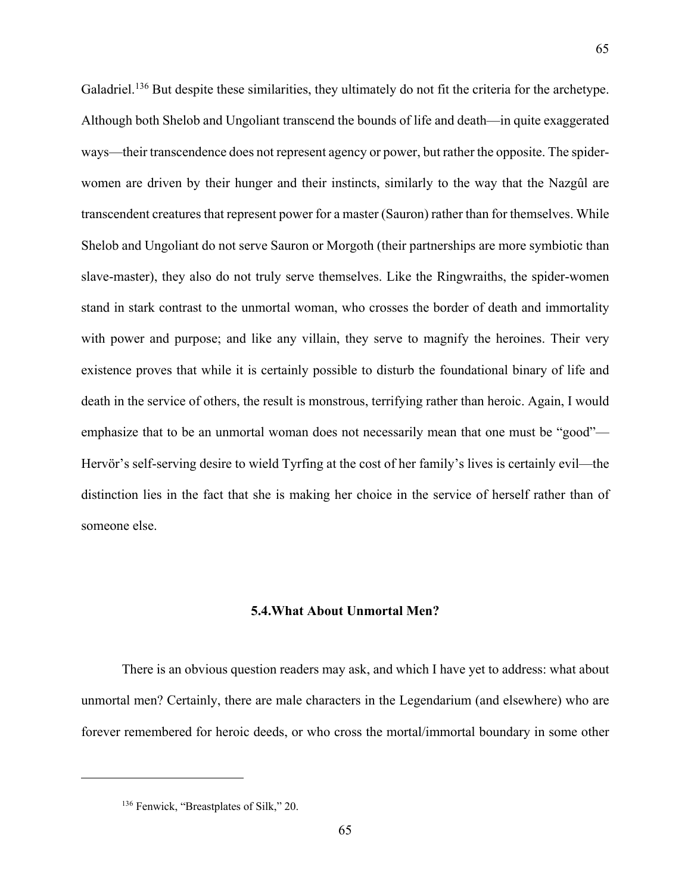Galadriel.[136] But despite these similarities, they ultimately do not fit the criteria for the archetype. Although both Shelob and Ungoliant transcend the bounds of life and death—in quite exaggerated ways—their transcendence does not represent agency or power, but rather the opposite. The spider-women are driven by their hunger and their instincts, similarly to the way that the Nazgûl are transcendent creatures that represent power for a master (Sauron) rather than for themselves. While Shelob and Ungoliant do not serve Sauron or Morgoth (their partnerships are more symbiotic than slave-master), they also do not truly serve themselves. Like the Ringwraiths, the spider-women stand in stark contrast to the unmortal woman, who crosses the border of death and immortality with power and purpose; and like any villain, they serve to magnify the heroines. Their very existence proves that while it is certainly possible to disturb the foundational binary of life and death in the service of others, the result is monstrous, terrifying rather than heroic. Again, I would emphasize that to be an unmortal woman does not necessarily mean that one must be "good"—Hervör's self-serving desire to wield Tyrfing at the cost of her family's lives is certainly evil—the distinction lies in the fact that she is making her choice in the service of herself rather than of someone else.

### 5.4. What About Unmortal Men?

There is an obvious question readers may ask, and which I have yet to address: what about unmortal men? Certainly, there are male characters in the Legendarium (and elsewhere) who are forever remembered for heroic deeds, or who cross the mortal/immortal boundary in some other

[136] Fenwick, "Breastplates of Silk," 20.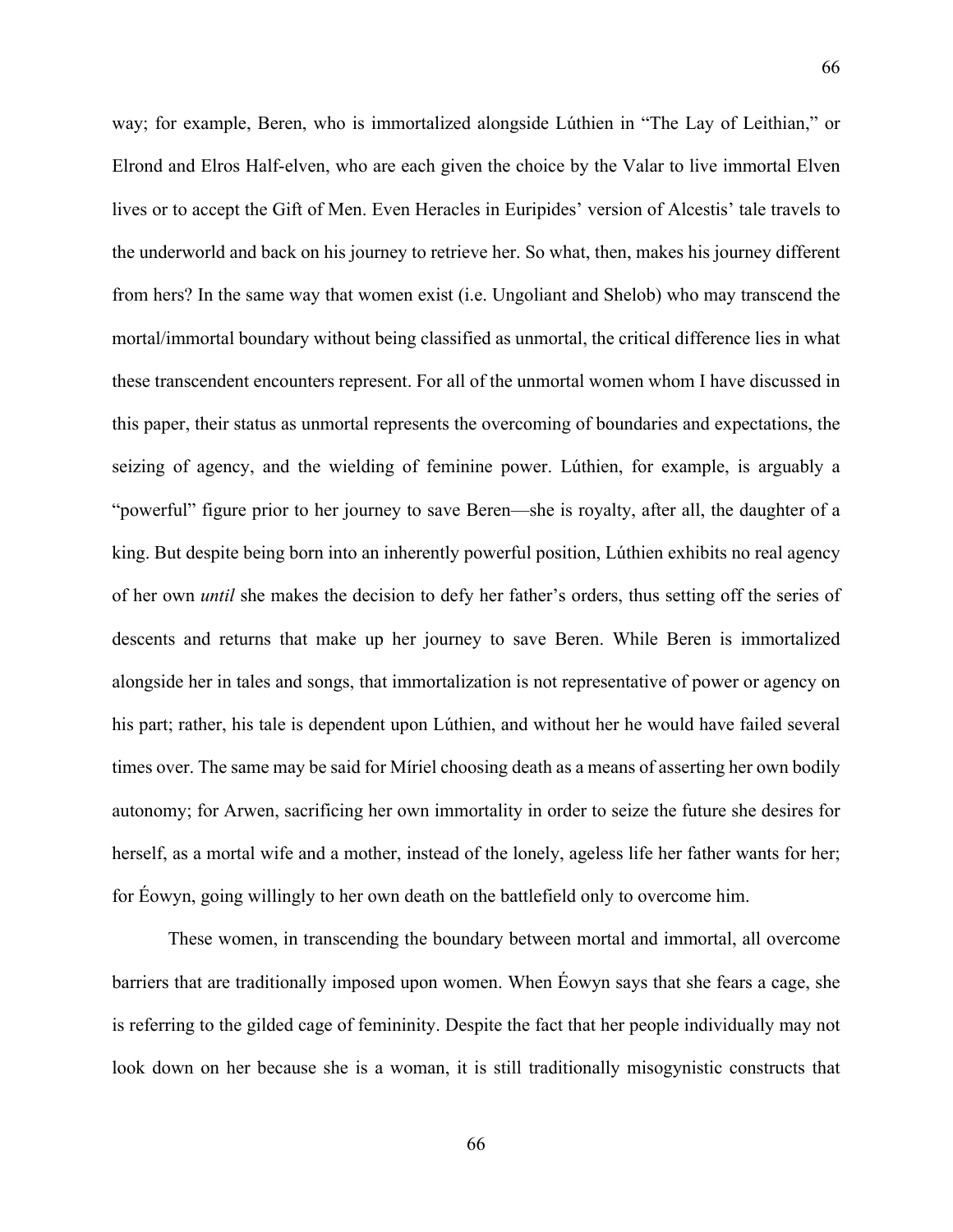way; for example, Beren, who is immortalized alongside Lúthien in "The Lay of Leithian," or Elrond and Elros Half-elven, who are each given the choice by the Valar to live immortal Elven lives or to accept the Gift of Men. Even Heracles in Euripides' version of Alcestis' tale travels to the underworld and back on his journey to retrieve her. So what, then, makes his journey different from hers? In the same way that women exist (i.e. Ungoliant and Shelob) who may transcend the mortal/immortal boundary without being classified as unmortal, the critical difference lies in what these transcendent encounters represent. For all of the unmortal women whom I have discussed in this paper, their status as unmortal represents the overcoming of boundaries and expectations, the seizing of agency, and the wielding of feminine power. Lúthien, for example, is arguably a "powerful" figure prior to her journey to save Beren—she is royalty, after all, the daughter of a king. But despite being born into an inherently powerful position, Lúthien exhibits no real agency of her own *until* she makes the decision to defy her father's orders, thus setting off the series of descents and returns that make up her journey to save Beren. While Beren is immortalized alongside her in tales and songs, that immortalization is not representative of power or agency on his part; rather, his tale is dependent upon Lúthien, and without her he would have failed several times over. The same may be said for Míriel choosing death as a means of asserting her own bodily autonomy; for Arwen, sacrificing her own immortality in order to seize the future she desires for herself, as a mortal wife and a mother, instead of the lonely, ageless life her father wants for her; for Éowyn, going willingly to her own death on the battlefield only to overcome him.

These women, in transcending the boundary between mortal and immortal, all overcome barriers that are traditionally imposed upon women. When Éowyn says that she fears a cage, she is referring to the gilded cage of femininity. Despite the fact that her people individually may not look down on her because she is a woman, it is still traditionally misogynistic constructs that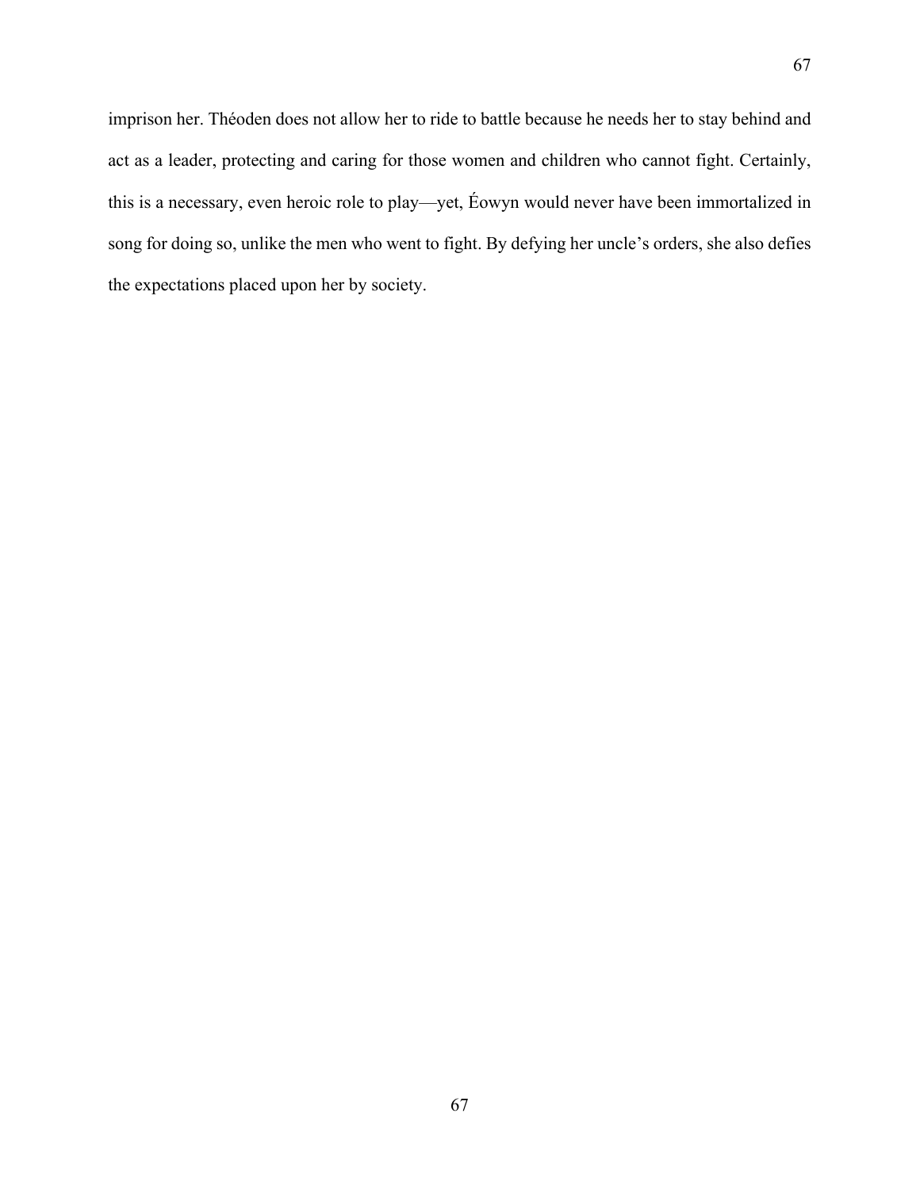imprison her. Théoden does not allow her to ride to battle because he needs her to stay behind and act as a leader, protecting and caring for those women and children who cannot fight. Certainly, this is a necessary, even heroic role to play—yet, Éowyn would never have been immortalized in song for doing so, unlike the men who went to fight. By defying her uncle's orders, she also defies the expectations placed upon her by society.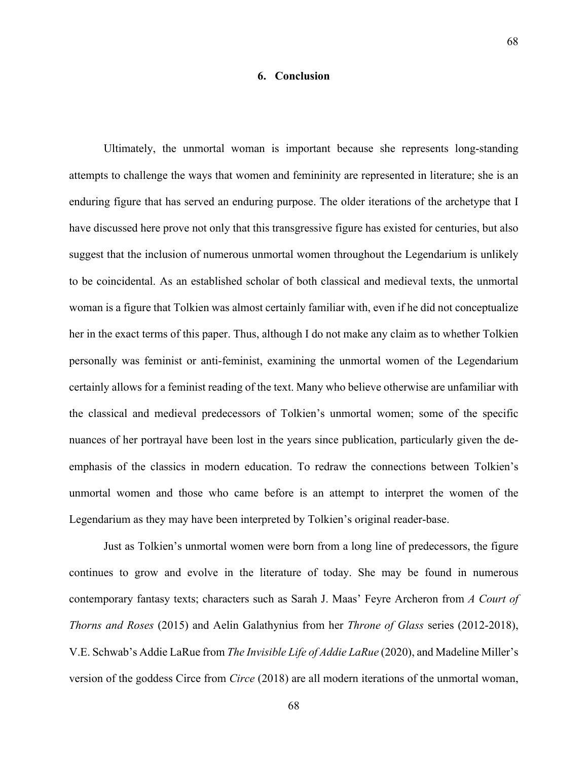# 6. Conclusion

Ultimately, the unmortal woman is important because she represents long-standing attempts to challenge the ways that women and femininity are represented in literature; she is an enduring figure that has served an enduring purpose. The older iterations of the archetype that I have discussed here prove not only that this transgressive figure has existed for centuries, but also suggest that the inclusion of numerous unmortal women throughout the Legendarium is unlikely to be coincidental. As an established scholar of both classical and medieval texts, the unmortal woman is a figure that Tolkien was almost certainly familiar with, even if he did not conceptualize her in the exact terms of this paper. Thus, although I do not make any claim as to whether Tolkien personally was feminist or anti-feminist, examining the unmortal women of the Legendarium certainly allows for a feminist reading of the text. Many who believe otherwise are unfamiliar with the classical and medieval predecessors of Tolkien's unmortal women; some of the specific nuances of her portrayal have been lost in the years since publication, particularly given the de-emphasis of the classics in modern education. To redraw the connections between Tolkien's unmortal women and those who came before is an attempt to interpret the women of the Legendarium as they may have been interpreted by Tolkien's original reader-base.

Just as Tolkien's unmortal women were born from a long line of predecessors, the figure continues to grow and evolve in the literature of today. She may be found in numerous contemporary fantasy texts; characters such as Sarah J. Maas' Feyre Archeron from *A Court of Thorns and Roses* (2015) and Aelin Galathynius from her *Throne of Glass* series (2012-2018), V.E. Schwab's Addie LaRue from *The Invisible Life of Addie LaRue* (2020), and Madeline Miller's version of the goddess Circe from *Circe* (2018) are all modern iterations of the unmortal woman,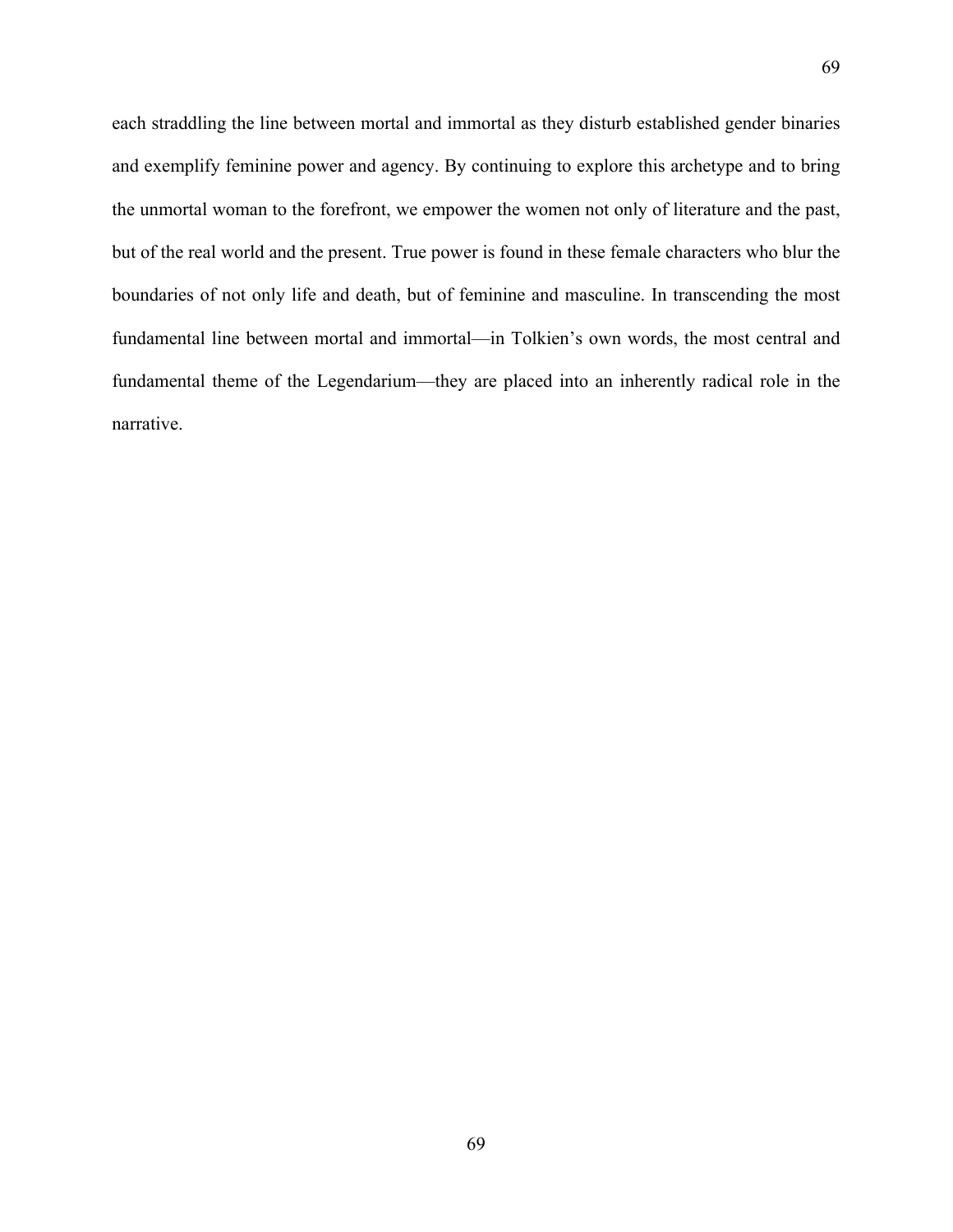each straddling the line between mortal and immortal as they disturb established gender binaries and exemplify feminine power and agency. By continuing to explore this archetype and to bring the unmortal woman to the forefront, we empower the women not only of literature and the past, but of the real world and the present. True power is found in these female characters who blur the boundaries of not only life and death, but of feminine and masculine. In transcending the most fundamental line between mortal and immortal—in Tolkien's own words, the most central and fundamental theme of the Legendarium—they are placed into an inherently radical role in the narrative.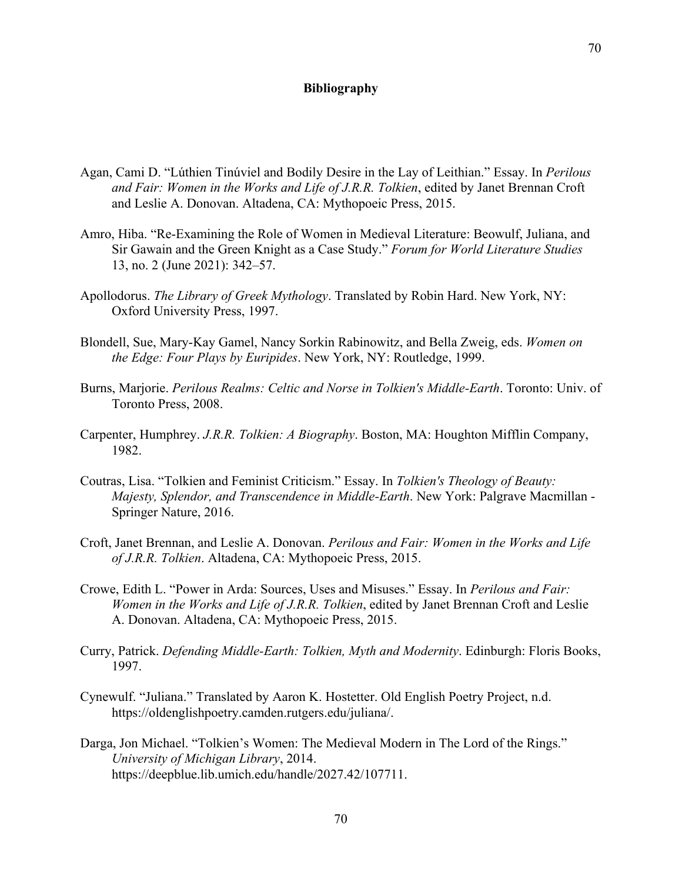# Bibliography

Agan, Cami D. "Lúthien Tinúviel and Bodily Desire in the Lay of Leithian." Essay. In *Perilous and Fair: Women in the Works and Life of J.R.R. Tolkien*, edited by Janet Brennan Croft and Leslie A. Donovan. Altadena, CA: Mythopoeic Press, 2015.

Amro, Hiba. "Re-Examining the Role of Women in Medieval Literature: Beowulf, Juliana, and Sir Gawain and the Green Knight as a Case Study." *Forum for World Literature Studies* 13, no. 2 (June 2021): 342–57.

Apollodorus. *The Library of Greek Mythology*. Translated by Robin Hard. New York, NY: Oxford University Press, 1997.

Blondell, Sue, Mary-Kay Gamel, Nancy Sorkin Rabinowitz, and Bella Zweig, eds. *Women on the Edge: Four Plays by Euripides*. New York, NY: Routledge, 1999.

Burns, Marjorie. *Perilous Realms: Celtic and Norse in Tolkien's Middle-Earth*. Toronto: Univ. of Toronto Press, 2008.

Carpenter, Humphrey. *J.R.R. Tolkien: A Biography*. Boston, MA: Houghton Mifflin Company, 1982.

Coutras, Lisa. "Tolkien and Feminist Criticism." Essay. In *Tolkien's Theology of Beauty: Majesty, Splendor, and Transcendence in Middle-Earth*. New York: Palgrave Macmillan - Springer Nature, 2016.

Croft, Janet Brennan, and Leslie A. Donovan. *Perilous and Fair: Women in the Works and Life of J.R.R. Tolkien*. Altadena, CA: Mythopoeic Press, 2015.

Crowe, Edith L. "Power in Arda: Sources, Uses and Misuses." Essay. In *Perilous and Fair: Women in the Works and Life of J.R.R. Tolkien*, edited by Janet Brennan Croft and Leslie A. Donovan. Altadena, CA: Mythopoeic Press, 2015.

Curry, Patrick. *Defending Middle-Earth: Tolkien, Myth and Modernity*. Edinburgh: Floris Books, 1997.

Cynewulf. "Juliana." Translated by Aaron K. Hostetter. Old English Poetry Project, n.d. https://oldenglishpoetry.camden.rutgers.edu/juliana/.

Darga, Jon Michael. "Tolkien's Women: The Medieval Modern in The Lord of the Rings." *University of Michigan Library*, 2014. https://deepblue.lib.umich.edu/handle/2027.42/107711.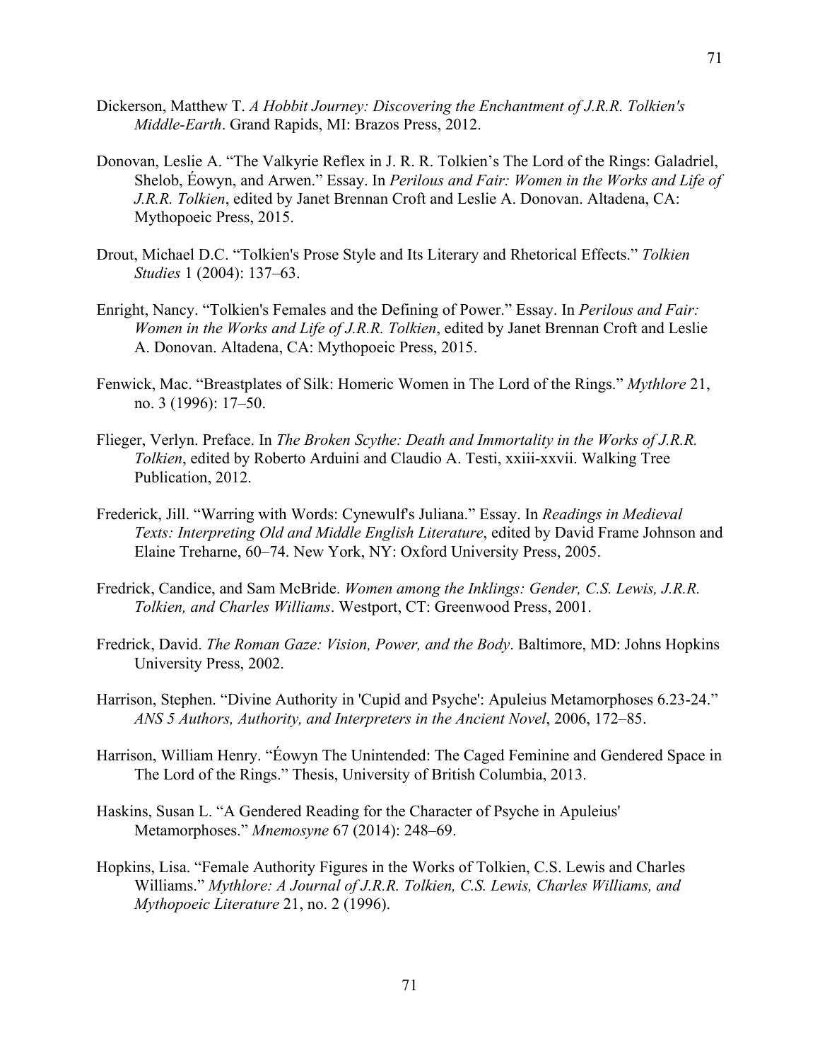Dickerson, Matthew T. *A Hobbit Journey: Discovering the Enchantment of J.R.R. Tolkien's Middle-Earth*. Grand Rapids, MI: Brazos Press, 2012.

Donovan, Leslie A. "The Valkyrie Reflex in J. R. R. Tolkien's The Lord of the Rings: Galadriel, Shelob, Éowyn, and Arwen." Essay. In *Perilous and Fair: Women in the Works and Life of J.R.R. Tolkien*, edited by Janet Brennan Croft and Leslie A. Donovan. Altadena, CA: Mythopoeic Press, 2015.

Drout, Michael D.C. "Tolkien's Prose Style and Its Literary and Rhetorical Effects." *Tolkien Studies* 1 (2004): 137–63.

Enright, Nancy. "Tolkien's Females and the Defining of Power." Essay. In *Perilous and Fair: Women in the Works and Life of J.R.R. Tolkien*, edited by Janet Brennan Croft and Leslie A. Donovan. Altadena, CA: Mythopoeic Press, 2015.

Fenwick, Mac. "Breastplates of Silk: Homeric Women in The Lord of the Rings." *Mythlore* 21, no. 3 (1996): 17–50.

Flieger, Verlyn. Preface. In *The Broken Scythe: Death and Immortality in the Works of J.R.R. Tolkien*, edited by Roberto Arduini and Claudio A. Testi, xxiii-xxvii. Walking Tree Publication, 2012.

Frederick, Jill. "Warring with Words: Cynewulf's Juliana." Essay. In *Readings in Medieval Texts: Interpreting Old and Middle English Literature*, edited by David Frame Johnson and Elaine Treharne, 60–74. New York, NY: Oxford University Press, 2005.

Fredrick, Candice, and Sam McBride. *Women among the Inklings: Gender, C.S. Lewis, J.R.R. Tolkien, and Charles Williams*. Westport, CT: Greenwood Press, 2001.

Fredrick, David. *The Roman Gaze: Vision, Power, and the Body*. Baltimore, MD: Johns Hopkins University Press, 2002.

Harrison, Stephen. "Divine Authority in 'Cupid and Psyche': Apuleius Metamorphoses 6.23-24." *ANS 5 Authors, Authority, and Interpreters in the Ancient Novel*, 2006, 172–85.

Harrison, William Henry. "Éowyn The Unintended: The Caged Feminine and Gendered Space in The Lord of the Rings." Thesis, University of British Columbia, 2013.

Haskins, Susan L. "A Gendered Reading for the Character of Psyche in Apuleius' Metamorphoses." *Mnemosyne* 67 (2014): 248–69.

Hopkins, Lisa. "Female Authority Figures in the Works of Tolkien, C.S. Lewis and Charles Williams." *Mythlore: A Journal of J.R.R. Tolkien, C.S. Lewis, Charles Williams, and Mythopoeic Literature* 21, no. 2 (1996).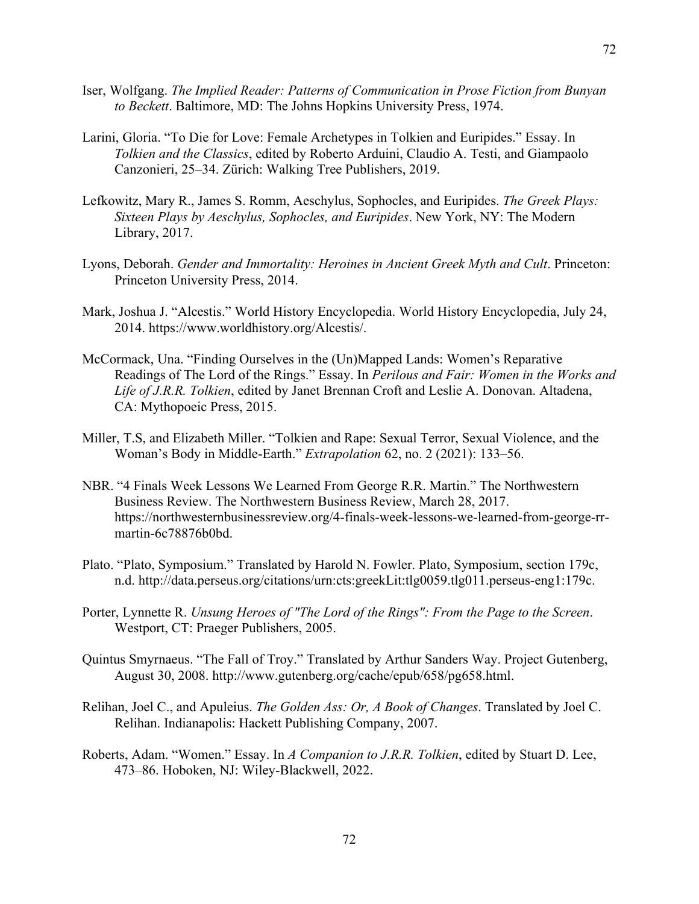Iser, Wolfgang. *The Implied Reader: Patterns of Communication in Prose Fiction from Bunyan to Beckett*. Baltimore, MD: The Johns Hopkins University Press, 1974.

Larini, Gloria. "To Die for Love: Female Archetypes in Tolkien and Euripides." Essay. In *Tolkien and the Classics*, edited by Roberto Arduini, Claudio A. Testi, and Giampaolo Canzonieri, 25–34. Zürich: Walking Tree Publishers, 2019.

Lefkowitz, Mary R., James S. Romm, Aeschylus, Sophocles, and Euripides. *The Greek Plays: Sixteen Plays by Aeschylus, Sophocles, and Euripides*. New York, NY: The Modern Library, 2017.

Lyons, Deborah. *Gender and Immortality: Heroines in Ancient Greek Myth and Cult*. Princeton: Princeton University Press, 2014.

Mark, Joshua J. "Alcestis." World History Encyclopedia. World History Encyclopedia, July 24, 2014. https://www.worldhistory.org/Alcestis/.

McCormack, Una. "Finding Ourselves in the (Un)Mapped Lands: Women's Reparative Readings of The Lord of the Rings." Essay. In *Perilous and Fair: Women in the Works and Life of J.R.R. Tolkien*, edited by Janet Brennan Croft and Leslie A. Donovan. Altadena, CA: Mythopoeic Press, 2015.

Miller, T.S, and Elizabeth Miller. "Tolkien and Rape: Sexual Terror, Sexual Violence, and the Woman's Body in Middle-Earth." *Extrapolation* 62, no. 2 (2021): 133–56.

NBR. "4 Finals Week Lessons We Learned From George R.R. Martin." The Northwestern Business Review. The Northwestern Business Review, March 28, 2017. https://northwesternbusinessreview.org/4-finals-week-lessons-we-learned-from-george-rr-martin-6c78876b0bd.

Plato. "Plato, Symposium." Translated by Harold N. Fowler. Plato, Symposium, section 179c, n.d. http://data.perseus.org/citations/urn:cts:greekLit:tlg0059.tlg011.perseus-eng1:179c.

Porter, Lynnette R. *Unsung Heroes of "The Lord of the Rings": From the Page to the Screen*. Westport, CT: Praeger Publishers, 2005.

Quintus Smyrnaeus. "The Fall of Troy." Translated by Arthur Sanders Way. Project Gutenberg, August 30, 2008. http://www.gutenberg.org/cache/epub/658/pg658.html.

Relihan, Joel C., and Apuleius. *The Golden Ass: Or, A Book of Changes*. Translated by Joel C. Relihan. Indianapolis: Hackett Publishing Company, 2007.

Roberts, Adam. "Women." Essay. In *A Companion to J.R.R. Tolkien*, edited by Stuart D. Lee, 473–86. Hoboken, NJ: Wiley-Blackwell, 2022.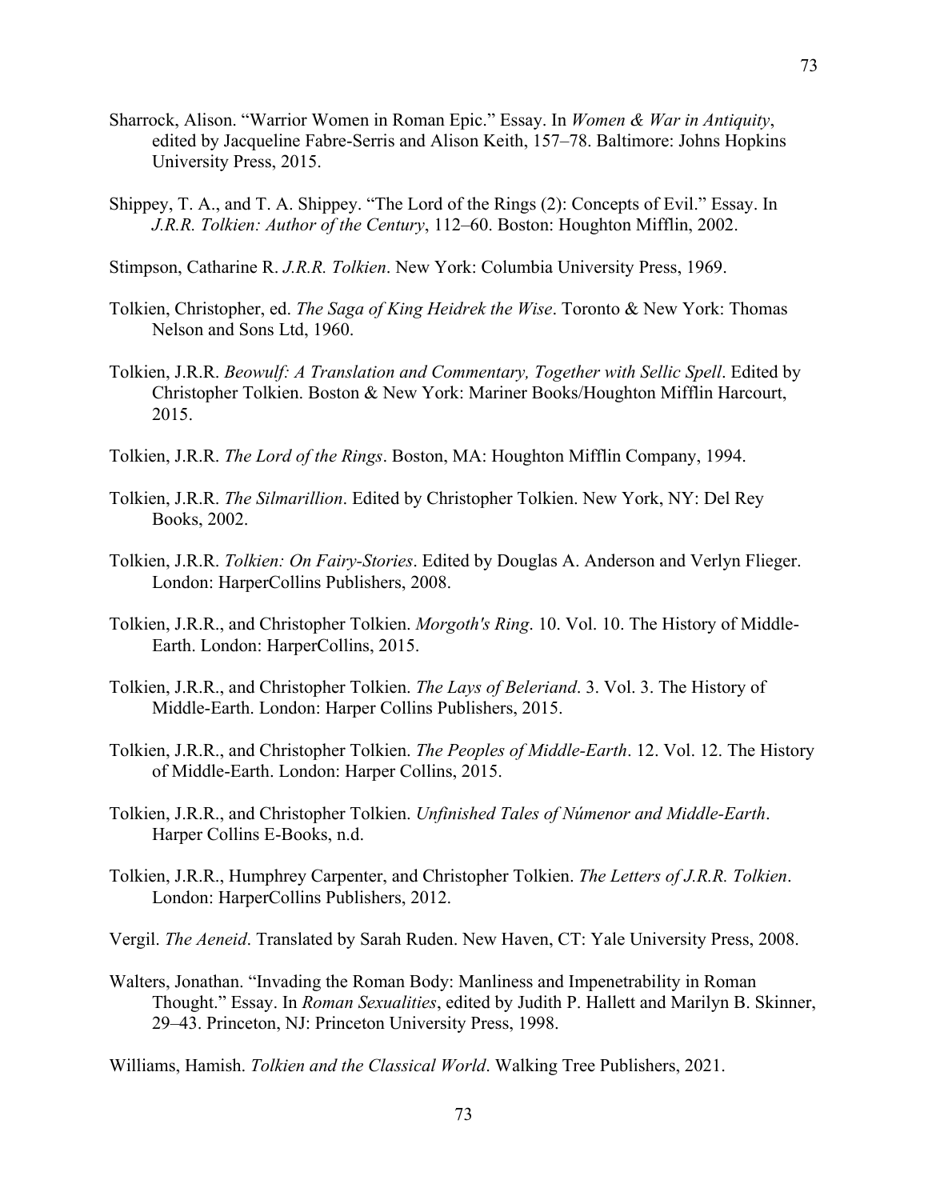Sharrock, Alison. "Warrior Women in Roman Epic." Essay. In *Women & War in Antiquity*, edited by Jacqueline Fabre-Serris and Alison Keith, 157–78. Baltimore: Johns Hopkins University Press, 2015.

Shippey, T. A., and T. A. Shippey. "The Lord of the Rings (2): Concepts of Evil." Essay. In *J.R.R. Tolkien: Author of the Century*, 112–60. Boston: Houghton Mifflin, 2002.

Stimpson, Catharine R. *J.R.R. Tolkien*. New York: Columbia University Press, 1969.

Tolkien, Christopher, ed. *The Saga of King Heidrek the Wise*. Toronto & New York: Thomas Nelson and Sons Ltd, 1960.

Tolkien, J.R.R. *Beowulf: A Translation and Commentary, Together with Sellic Spell*. Edited by Christopher Tolkien. Boston & New York: Mariner Books/Houghton Mifflin Harcourt, 2015.

Tolkien, J.R.R. *The Lord of the Rings*. Boston, MA: Houghton Mifflin Company, 1994.

Tolkien, J.R.R. *The Silmarillion*. Edited by Christopher Tolkien. New York, NY: Del Rey Books, 2002.

Tolkien, J.R.R. *Tolkien: On Fairy-Stories*. Edited by Douglas A. Anderson and Verlyn Flieger. London: HarperCollins Publishers, 2008.

Tolkien, J.R.R., and Christopher Tolkien. *Morgoth's Ring*. 10. Vol. 10. The History of Middle-Earth. London: HarperCollins, 2015.

Tolkien, J.R.R., and Christopher Tolkien. *The Lays of Beleriand*. 3. Vol. 3. The History of Middle-Earth. London: Harper Collins Publishers, 2015.

Tolkien, J.R.R., and Christopher Tolkien. *The Peoples of Middle-Earth*. 12. Vol. 12. The History of Middle-Earth. London: Harper Collins, 2015.

Tolkien, J.R.R., and Christopher Tolkien. *Unfinished Tales of Númenor and Middle-Earth*. Harper Collins E-Books, n.d.

Tolkien, J.R.R., Humphrey Carpenter, and Christopher Tolkien. *The Letters of J.R.R. Tolkien*. London: HarperCollins Publishers, 2012.

Vergil. *The Aeneid*. Translated by Sarah Ruden. New Haven, CT: Yale University Press, 2008.

Walters, Jonathan. "Invading the Roman Body: Manliness and Impenetrability in Roman Thought." Essay. In *Roman Sexualities*, edited by Judith P. Hallett and Marilyn B. Skinner, 29–43. Princeton, NJ: Princeton University Press, 1998.

Williams, Hamish. *Tolkien and the Classical World*. Walking Tree Publishers, 2021.